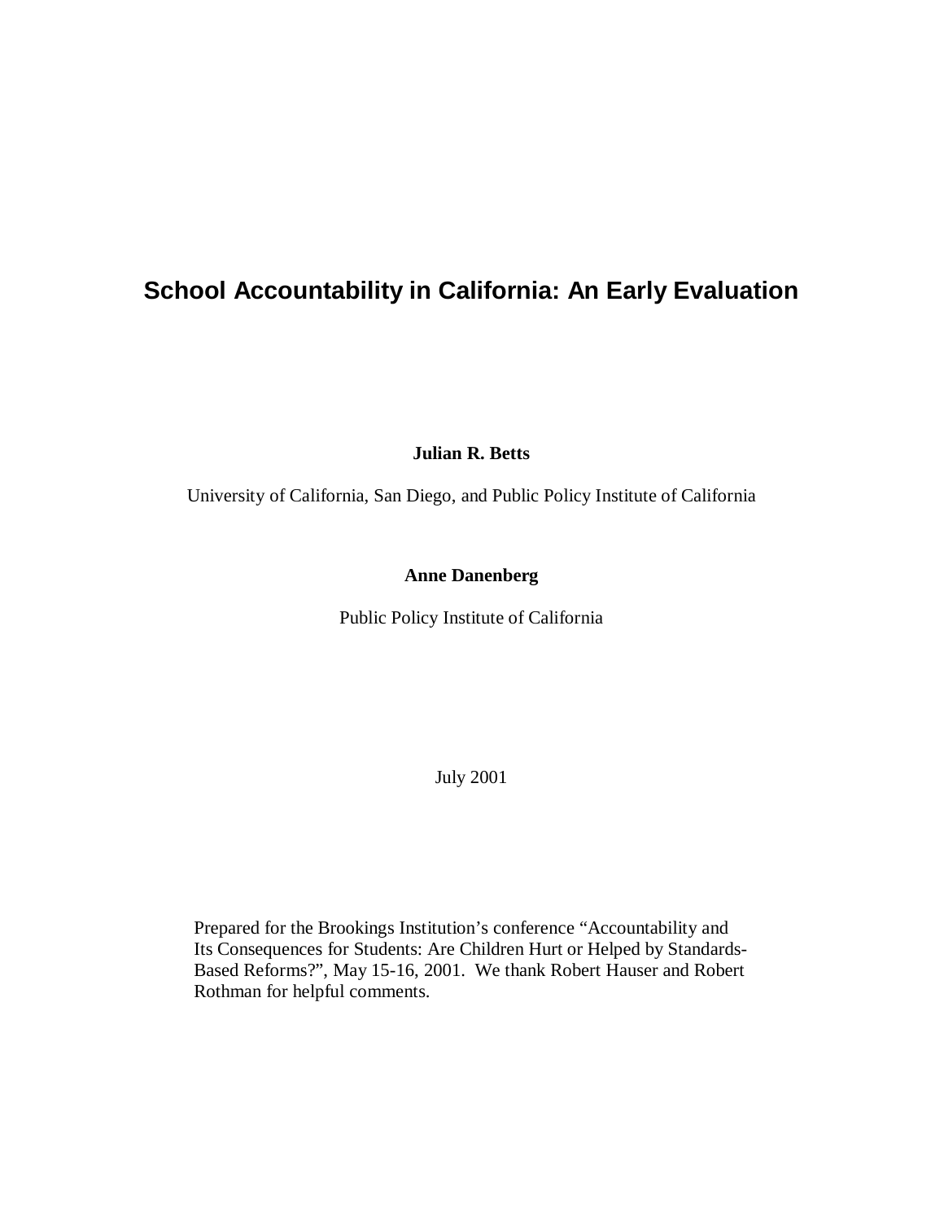# School Accountability in California: An Early Evaluation

**Julian R. Betts**

University of California, San Diego, and Public Policy Institute of California

**Anne Danenberg**

Public Policy Institute of California

July 2001

Prepared for the Brookings Institution's conference "Accountability and Its Consequences for Students: Are Children Hurt or Helped by Standards-Based Reforms?", May 15-16, 2001. We thank Robert Hauser and Robert Rothman for helpful comments.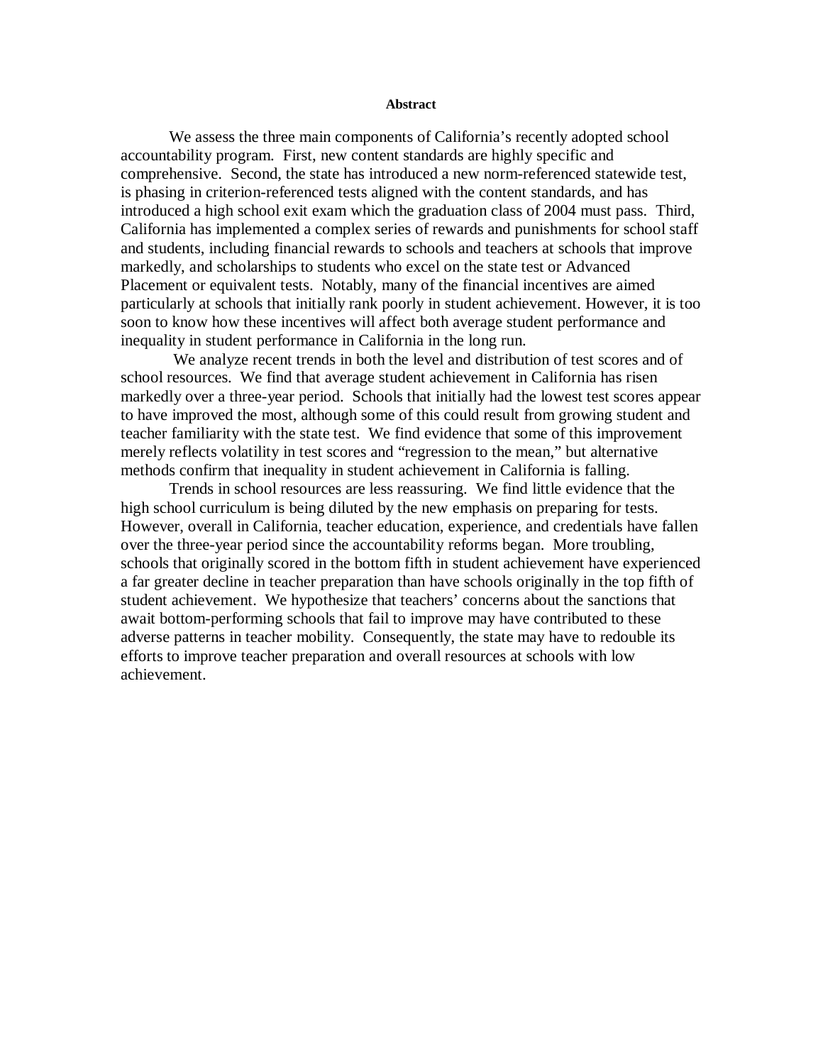**Abstract**

We assess the three main components of California's recently adopted school accountability program. First, new content standards are highly specific and comprehensive. Second, the state has introduced a new norm-referenced statewide test, is phasing in criterion-referenced tests aligned with the content standards, and has introduced a high school exit exam which the graduation class of 2004 must pass. Third, California has implemented a complex series of rewards and punishments for school staff and students, including financial rewards to schools and teachers at schools that improve markedly, and scholarships to students who excel on the state test or Advanced Placement or equivalent tests. Notably, many of the financial incentives are aimed particularly at schools that initially rank poorly in student achievement. However, it is too soon to know how these incentives will affect both average student performance and inequality in student performance in California in the long run.

We analyze recent trends in both the level and distribution of test scores and of school resources. We find that average student achievement in California has risen markedly over a three-year period. Schools that initially had the lowest test scores appear to have improved the most, although some of this could result from growing student and teacher familiarity with the state test. We find evidence that some of this improvement merely reflects volatility in test scores and "regression to the mean," but alternative methods confirm that inequality in student achievement in California is falling.

Trends in school resources are less reassuring. We find little evidence that the high school curriculum is being diluted by the new emphasis on preparing for tests. However, overall in California, teacher education, experience, and credentials have fallen over the three-year period since the accountability reforms began. More troubling, schools that originally scored in the bottom fifth in student achievement have experienced a far greater decline in teacher preparation than have schools originally in the top fifth of student achievement. We hypothesize that teachers' concerns about the sanctions that await bottom-performing schools that fail to improve may have contributed to these adverse patterns in teacher mobility. Consequently, the state may have to redouble its efforts to improve teacher preparation and overall resources at schools with low achievement.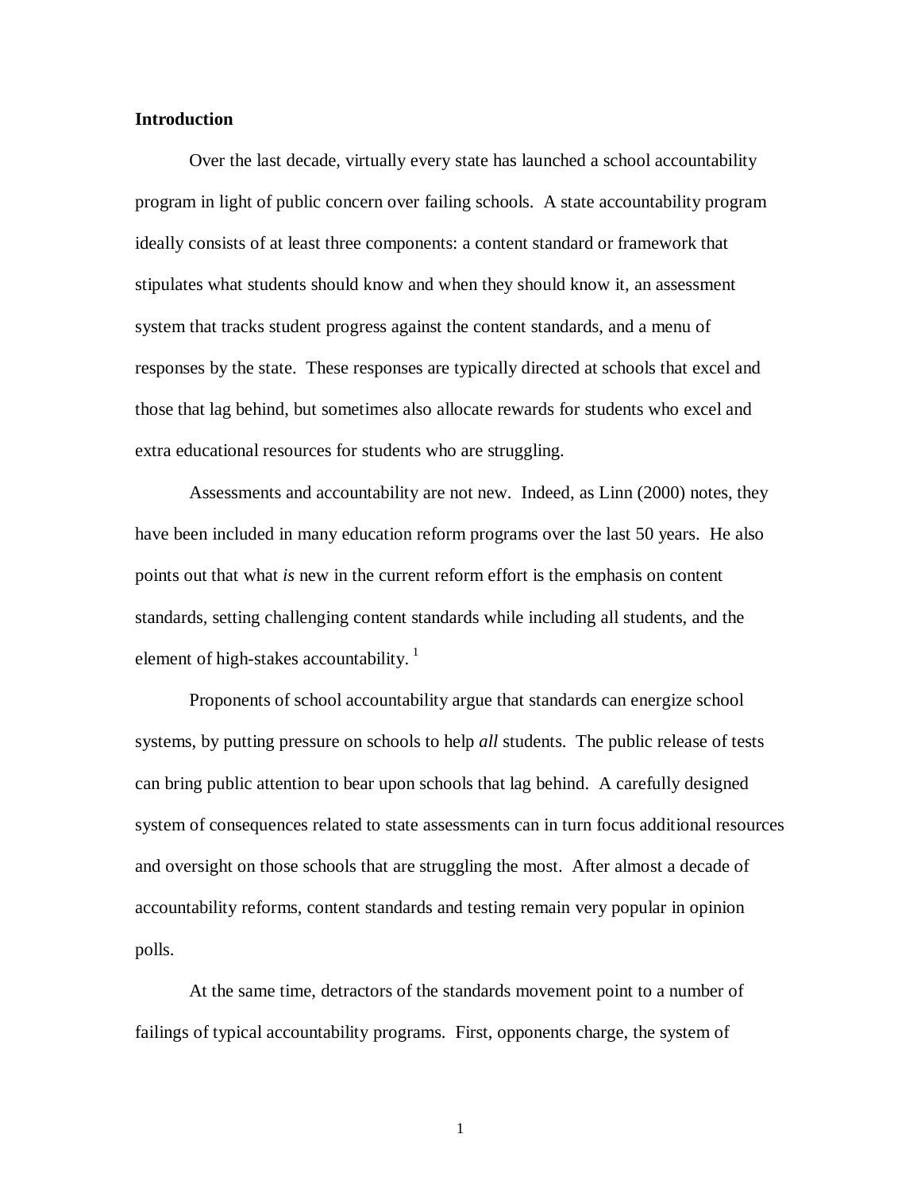## Introduction

Over the last decade, virtually every state has launched a school accountability program in light of public concern over failing schools. A state accountability program ideally consists of at least three components: a content standard or framework that stipulates what students should know and when they should know it, an assessment system that tracks student progress against the content standards, and a menu of responses by the state. These responses are typically directed at schools that excel and those that lag behind, but sometimes also allocate rewards for students who excel and extra educational resources for students who are struggling.

Assessments and accountability are not new. Indeed, as Linn (2000) notes, they have been included in many education reform programs over the last 50 years. He also points out that what *is* new in the current reform effort is the emphasis on content standards, setting challenging content standards while including all students, and the element of high-stakes accountability. [1]

Proponents of school accountability argue that standards can energize school systems, by putting pressure on schools to help *all* students. The public release of tests can bring public attention to bear upon schools that lag behind. A carefully designed system of consequences related to state assessments can in turn focus additional resources and oversight on those schools that are struggling the most. After almost a decade of accountability reforms, content standards and testing remain very popular in opinion polls.

At the same time, detractors of the standards movement point to a number of failings of typical accountability programs. First, opponents charge, the system of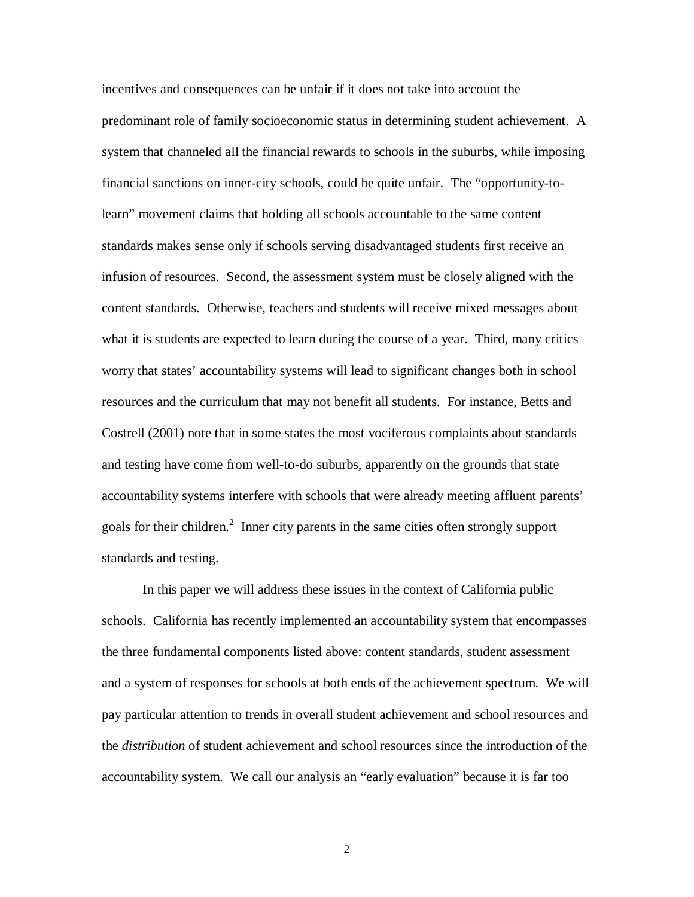incentives and consequences can be unfair if it does not take into account the predominant role of family socioeconomic status in determining student achievement. A system that channeled all the financial rewards to schools in the suburbs, while imposing financial sanctions on inner-city schools, could be quite unfair. The "opportunity-to-learn" movement claims that holding all schools accountable to the same content standards makes sense only if schools serving disadvantaged students first receive an infusion of resources. Second, the assessment system must be closely aligned with the content standards. Otherwise, teachers and students will receive mixed messages about what it is students are expected to learn during the course of a year. Third, many critics worry that states' accountability systems will lead to significant changes both in school resources and the curriculum that may not benefit all students. For instance, Betts and Costrell (2001) note that in some states the most vociferous complaints about standards and testing have come from well-to-do suburbs, apparently on the grounds that state accountability systems interfere with schools that were already meeting affluent parents' goals for their children.[2] Inner city parents in the same cities often strongly support standards and testing.

In this paper we will address these issues in the context of California public schools. California has recently implemented an accountability system that encompasses the three fundamental components listed above: content standards, student assessment and a system of responses for schools at both ends of the achievement spectrum. We will pay particular attention to trends in overall student achievement and school resources and the *distribution* of student achievement and school resources since the introduction of the accountability system. We call our analysis an "early evaluation" because it is far too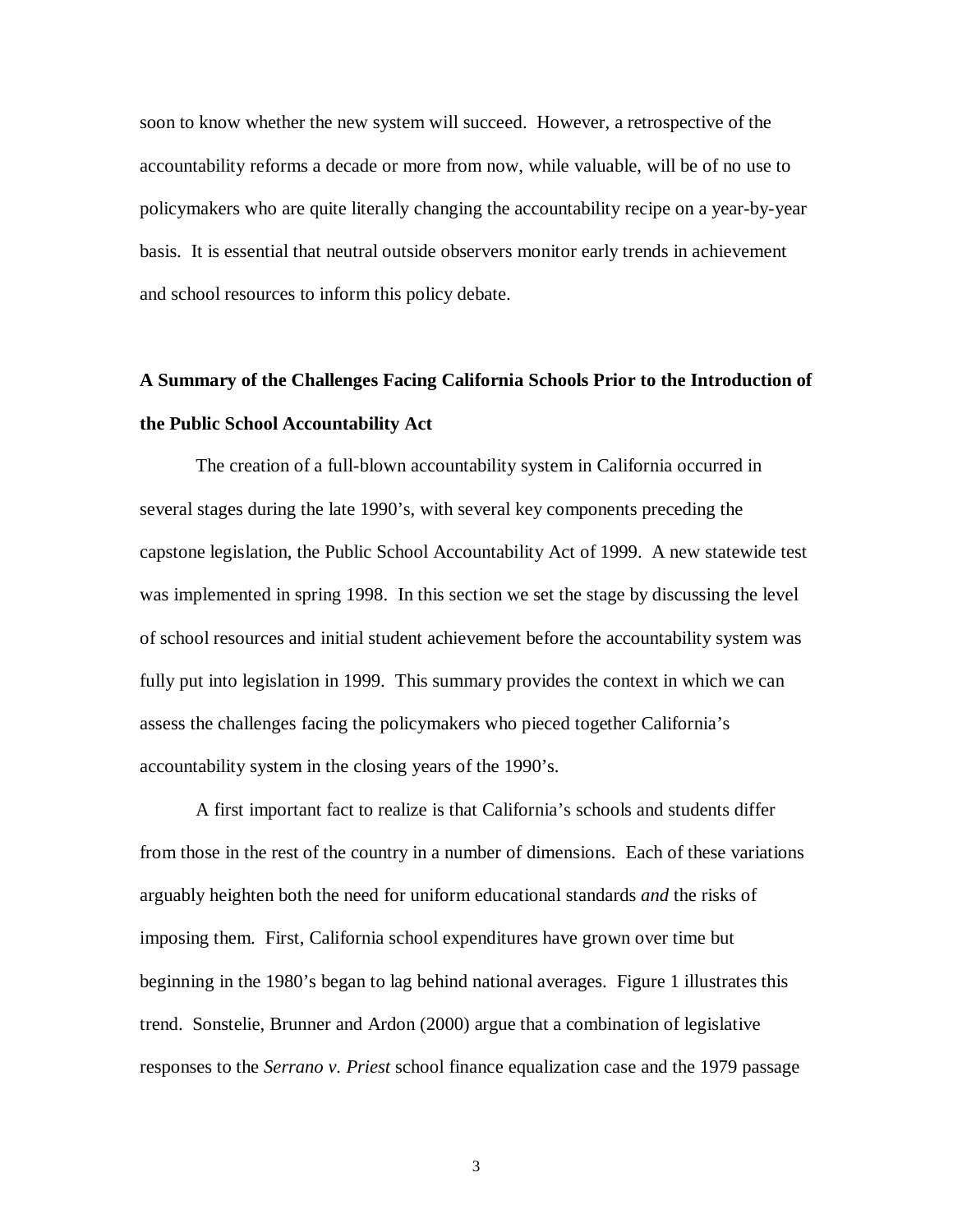soon to know whether the new system will succeed. However, a retrospective of the accountability reforms a decade or more from now, while valuable, will be of no use to policymakers who are quite literally changing the accountability recipe on a year-by-year basis. It is essential that neutral outside observers monitor early trends in achievement and school resources to inform this policy debate.

## A Summary of the Challenges Facing California Schools Prior to the Introduction of the Public School Accountability Act

The creation of a full-blown accountability system in California occurred in several stages during the late 1990's, with several key components preceding the capstone legislation, the Public School Accountability Act of 1999. A new statewide test was implemented in spring 1998. In this section we set the stage by discussing the level of school resources and initial student achievement before the accountability system was fully put into legislation in 1999. This summary provides the context in which we can assess the challenges facing the policymakers who pieced together California's accountability system in the closing years of the 1990's.

A first important fact to realize is that California's schools and students differ from those in the rest of the country in a number of dimensions. Each of these variations arguably heighten both the need for uniform educational standards *and* the risks of imposing them. First, California school expenditures have grown over time but beginning in the 1980's began to lag behind national averages. Figure 1 illustrates this trend. Sonstelie, Brunner and Ardon (2000) argue that a combination of legislative responses to the *Serrano v. Priest* school finance equalization case and the 1979 passage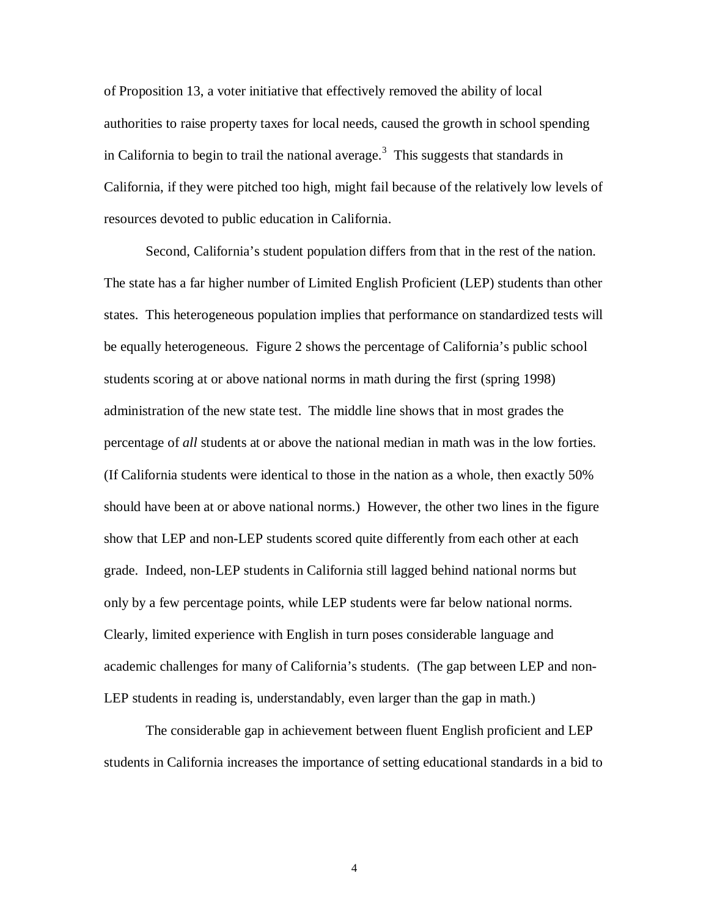of Proposition 13, a voter initiative that effectively removed the ability of local authorities to raise property taxes for local needs, caused the growth in school spending in California to begin to trail the national average.[3] This suggests that standards in California, if they were pitched too high, might fail because of the relatively low levels of resources devoted to public education in California.

Second, California's student population differs from that in the rest of the nation. The state has a far higher number of Limited English Proficient (LEP) students than other states. This heterogeneous population implies that performance on standardized tests will be equally heterogeneous. Figure 2 shows the percentage of California's public school students scoring at or above national norms in math during the first (spring 1998) administration of the new state test. The middle line shows that in most grades the percentage of *all* students at or above the national median in math was in the low forties. (If California students were identical to those in the nation as a whole, then exactly 50% should have been at or above national norms.) However, the other two lines in the figure show that LEP and non-LEP students scored quite differently from each other at each grade. Indeed, non-LEP students in California still lagged behind national norms but only by a few percentage points, while LEP students were far below national norms. Clearly, limited experience with English in turn poses considerable language and academic challenges for many of California's students. (The gap between LEP and non-LEP students in reading is, understandably, even larger than the gap in math.)

The considerable gap in achievement between fluent English proficient and LEP students in California increases the importance of setting educational standards in a bid to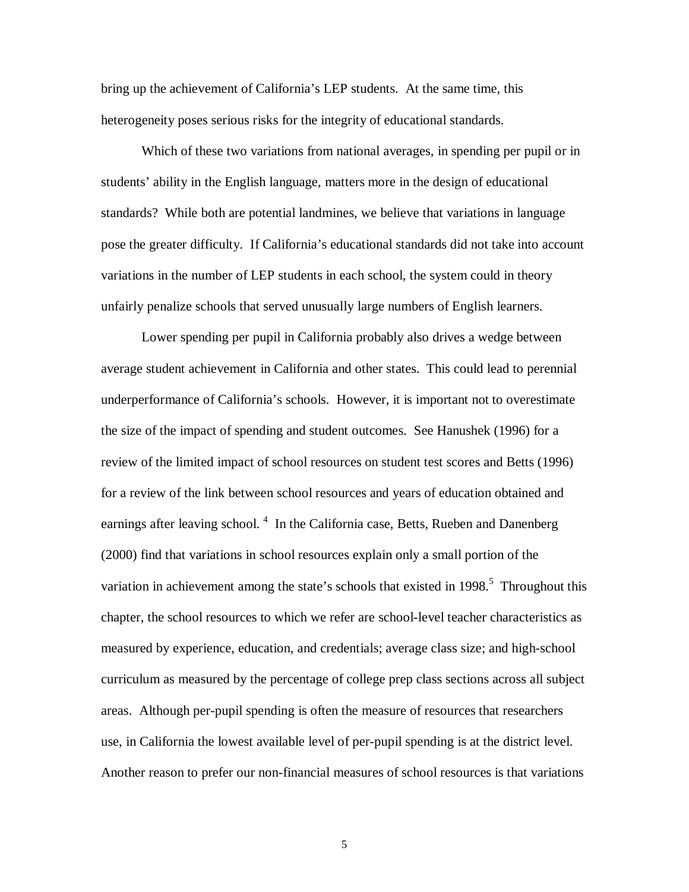bring up the achievement of California's LEP students. At the same time, this heterogeneity poses serious risks for the integrity of educational standards.

Which of these two variations from national averages, in spending per pupil or in students' ability in the English language, matters more in the design of educational standards? While both are potential landmines, we believe that variations in language pose the greater difficulty. If California's educational standards did not take into account variations in the number of LEP students in each school, the system could in theory unfairly penalize schools that served unusually large numbers of English learners.

Lower spending per pupil in California probably also drives a wedge between average student achievement in California and other states. This could lead to perennial underperformance of California's schools. However, it is important not to overestimate the size of the impact of spending and student outcomes. See Hanushek (1996) for a review of the limited impact of school resources on student test scores and Betts (1996) for a review of the link between school resources and years of education obtained and earnings after leaving school. [4] In the California case, Betts, Rueben and Danenberg (2000) find that variations in school resources explain only a small portion of the variation in achievement among the state's schools that existed in 1998.[5] Throughout this chapter, the school resources to which we refer are school-level teacher characteristics as measured by experience, education, and credentials; average class size; and high-school curriculum as measured by the percentage of college prep class sections across all subject areas. Although per-pupil spending is often the measure of resources that researchers use, in California the lowest available level of per-pupil spending is at the district level. Another reason to prefer our non-financial measures of school resources is that variations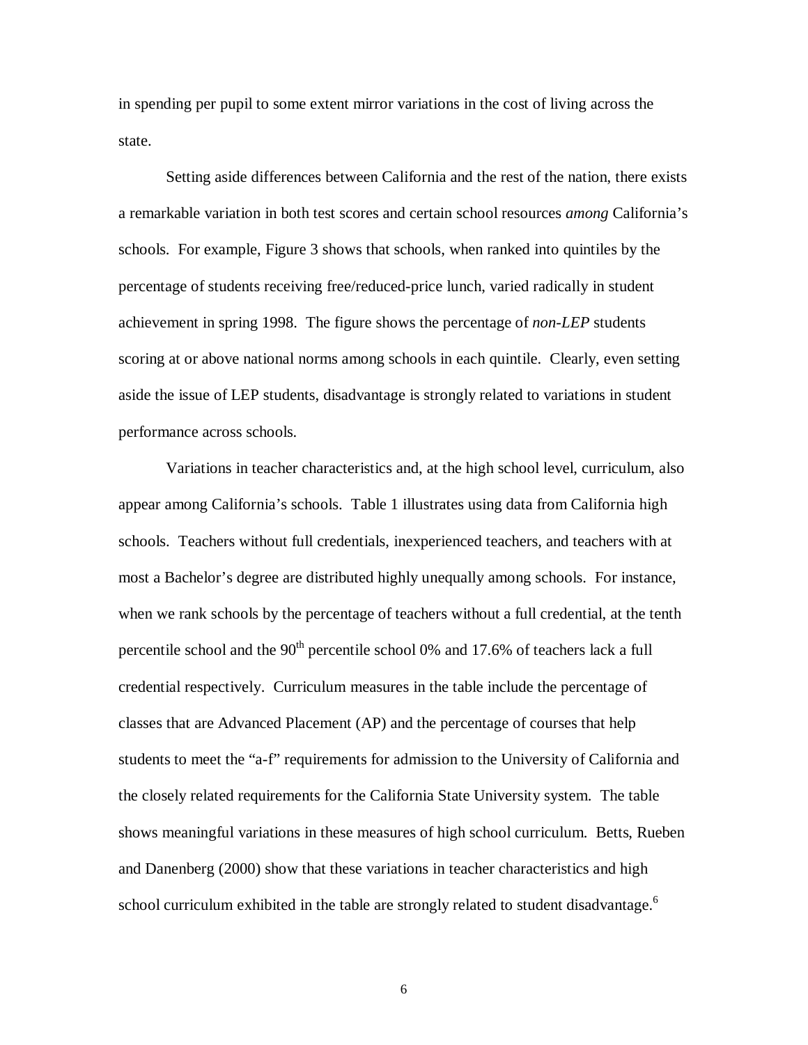in spending per pupil to some extent mirror variations in the cost of living across the state.

Setting aside differences between California and the rest of the nation, there exists a remarkable variation in both test scores and certain school resources *among* California's schools. For example, Figure 3 shows that schools, when ranked into quintiles by the percentage of students receiving free/reduced-price lunch, varied radically in student achievement in spring 1998. The figure shows the percentage of *non-LEP* students scoring at or above national norms among schools in each quintile. Clearly, even setting aside the issue of LEP students, disadvantage is strongly related to variations in student performance across schools.

Variations in teacher characteristics and, at the high school level, curriculum, also appear among California's schools. Table 1 illustrates using data from California high schools. Teachers without full credentials, inexperienced teachers, and teachers with at most a Bachelor's degree are distributed highly unequally among schools. For instance, when we rank schools by the percentage of teachers without a full credential, at the tenth percentile school and the 90$^{th}$ percentile school 0% and 17.6% of teachers lack a full credential respectively. Curriculum measures in the table include the percentage of classes that are Advanced Placement (AP) and the percentage of courses that help students to meet the "a-f" requirements for admission to the University of California and the closely related requirements for the California State University system. The table shows meaningful variations in these measures of high school curriculum. Betts, Rueben and Danenberg (2000) show that these variations in teacher characteristics and high school curriculum exhibited in the table are strongly related to student disadvantage.[6]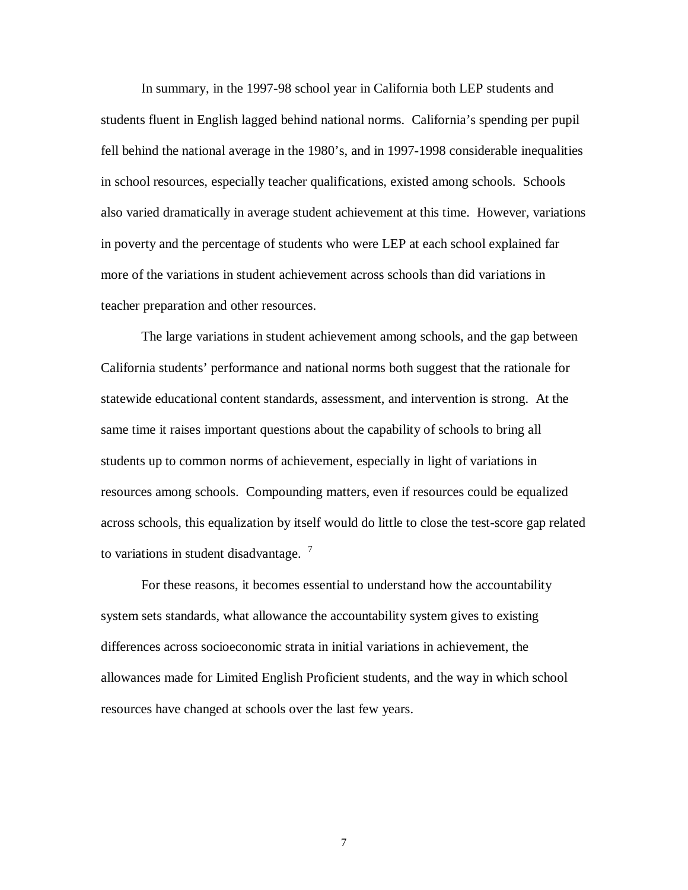In summary, in the 1997-98 school year in California both LEP students and students fluent in English lagged behind national norms. California's spending per pupil fell behind the national average in the 1980's, and in 1997-1998 considerable inequalities in school resources, especially teacher qualifications, existed among schools. Schools also varied dramatically in average student achievement at this time. However, variations in poverty and the percentage of students who were LEP at each school explained far more of the variations in student achievement across schools than did variations in teacher preparation and other resources.

The large variations in student achievement among schools, and the gap between California students' performance and national norms both suggest that the rationale for statewide educational content standards, assessment, and intervention is strong. At the same time it raises important questions about the capability of schools to bring all students up to common norms of achievement, especially in light of variations in resources among schools. Compounding matters, even if resources could be equalized across schools, this equalization by itself would do little to close the test-score gap related to variations in student disadvantage. [7]

For these reasons, it becomes essential to understand how the accountability system sets standards, what allowance the accountability system gives to existing differences across socioeconomic strata in initial variations in achievement, the allowances made for Limited English Proficient students, and the way in which school resources have changed at schools over the last few years.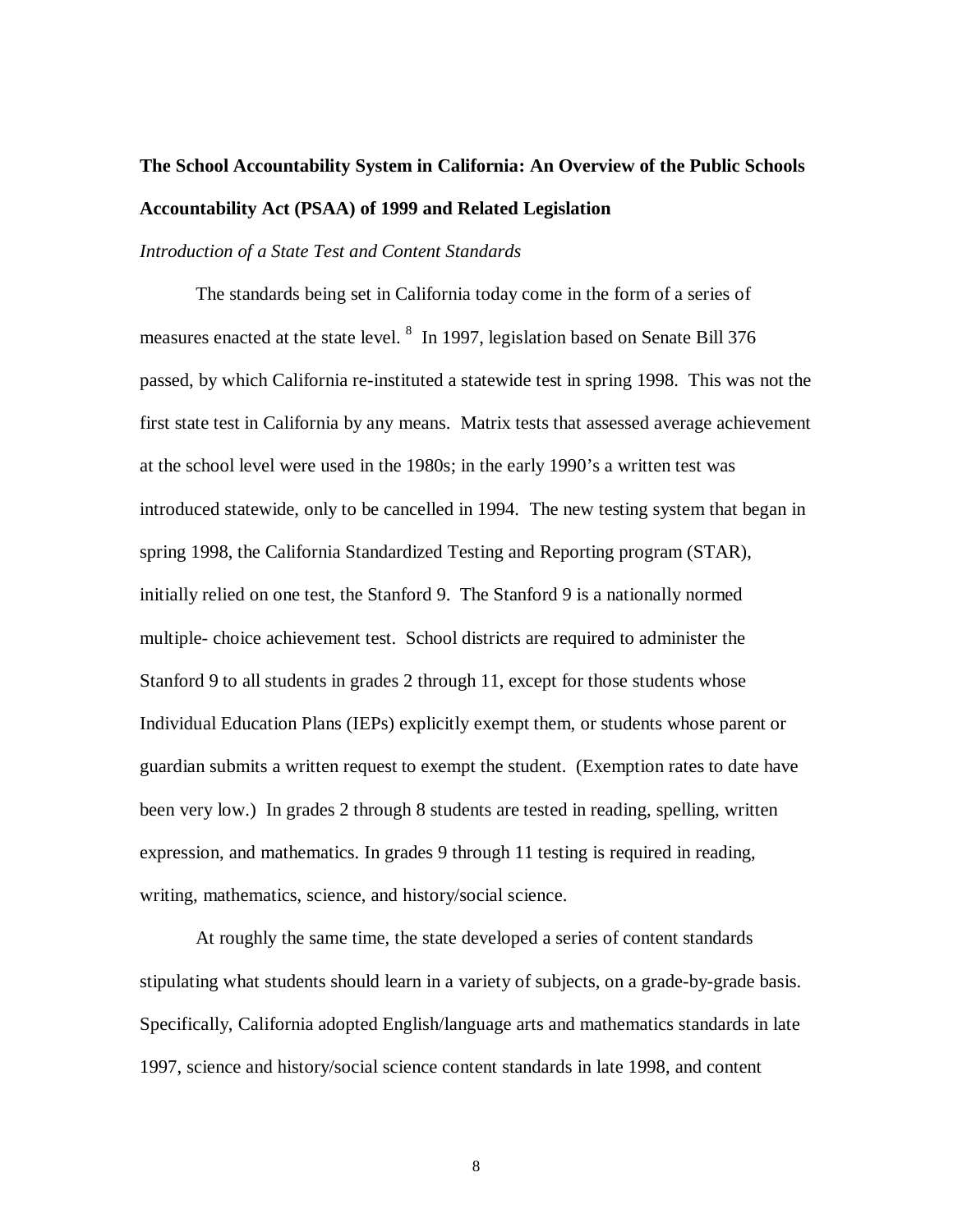**The School Accountability System in California: An Overview of the Public Schools Accountability Act (PSAA) of 1999 and Related Legislation**

*Introduction of a State Test and Content Standards*

The standards being set in California today come in the form of a series of measures enacted at the state level. [8] In 1997, legislation based on Senate Bill 376 passed, by which California re-instituted a statewide test in spring 1998. This was not the first state test in California by any means. Matrix tests that assessed average achievement at the school level were used in the 1980s; in the early 1990's a written test was introduced statewide, only to be cancelled in 1994. The new testing system that began in spring 1998, the California Standardized Testing and Reporting program (STAR), initially relied on one test, the Stanford 9. The Stanford 9 is a nationally normed multiple- choice achievement test. School districts are required to administer the Stanford 9 to all students in grades 2 through 11, except for those students whose Individual Education Plans (IEPs) explicitly exempt them, or students whose parent or guardian submits a written request to exempt the student. (Exemption rates to date have been very low.) In grades 2 through 8 students are tested in reading, spelling, written expression, and mathematics. In grades 9 through 11 testing is required in reading, writing, mathematics, science, and history/social science.

At roughly the same time, the state developed a series of content standards stipulating what students should learn in a variety of subjects, on a grade-by-grade basis. Specifically, California adopted English/language arts and mathematics standards in late 1997, science and history/social science content standards in late 1998, and content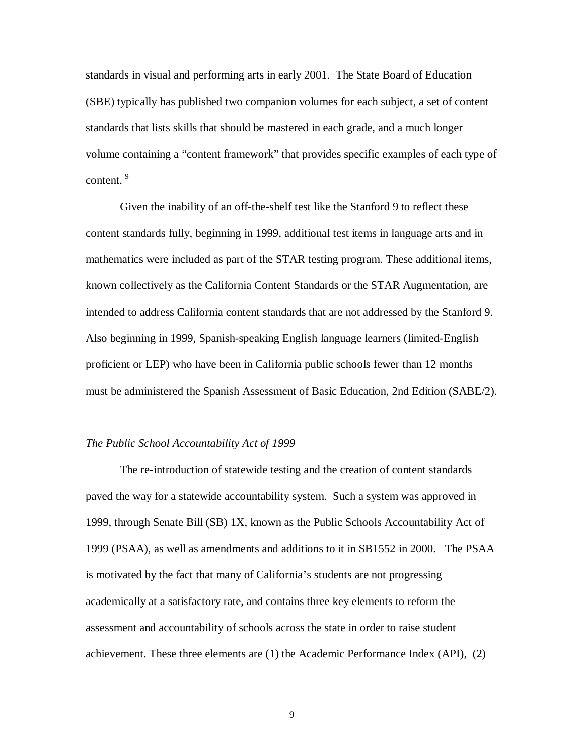standards in visual and performing arts in early 2001. The State Board of Education (SBE) typically has published two companion volumes for each subject, a set of content standards that lists skills that should be mastered in each grade, and a much longer volume containing a "content framework" that provides specific examples of each type of content. [9]

Given the inability of an off-the-shelf test like the Stanford 9 to reflect these content standards fully, beginning in 1999, additional test items in language arts and in mathematics were included as part of the STAR testing program. These additional items, known collectively as the California Content Standards or the STAR Augmentation, are intended to address California content standards that are not addressed by the Stanford 9. Also beginning in 1999, Spanish-speaking English language learners (limited-English proficient or LEP) who have been in California public schools fewer than 12 months must be administered the Spanish Assessment of Basic Education, 2nd Edition (SABE/2).

*The Public School Accountability Act of 1999*

The re-introduction of statewide testing and the creation of content standards paved the way for a statewide accountability system. Such a system was approved in 1999, through Senate Bill (SB) 1X, known as the Public Schools Accountability Act of 1999 (PSAA), as well as amendments and additions to it in SB1552 in 2000. The PSAA is motivated by the fact that many of California's students are not progressing academically at a satisfactory rate, and contains three key elements to reform the assessment and accountability of schools across the state in order to raise student achievement. These three elements are (1) the Academic Performance Index (API), (2)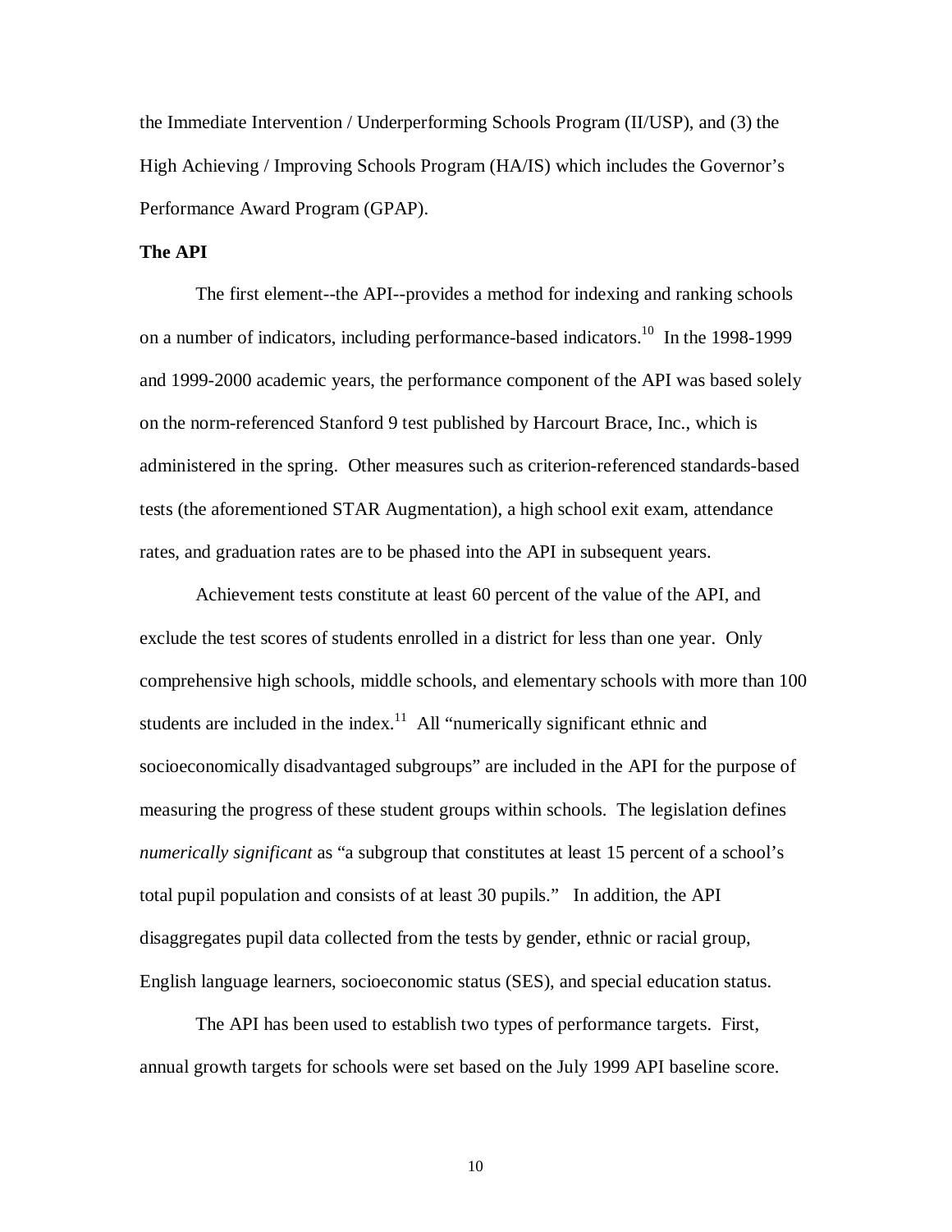the Immediate Intervention / Underperforming Schools Program (II/USP), and (3) the High Achieving / Improving Schools Program (HA/IS) which includes the Governor's Performance Award Program (GPAP).

**The API**

The first element--the API--provides a method for indexing and ranking schools on a number of indicators, including performance-based indicators.[10] In the 1998-1999 and 1999-2000 academic years, the performance component of the API was based solely on the norm-referenced Stanford 9 test published by Harcourt Brace, Inc., which is administered in the spring. Other measures such as criterion-referenced standards-based tests (the aforementioned STAR Augmentation), a high school exit exam, attendance rates, and graduation rates are to be phased into the API in subsequent years.

Achievement tests constitute at least 60 percent of the value of the API, and exclude the test scores of students enrolled in a district for less than one year. Only comprehensive high schools, middle schools, and elementary schools with more than 100 students are included in the index.[11] All "numerically significant ethnic and socioeconomically disadvantaged subgroups" are included in the API for the purpose of measuring the progress of these student groups within schools. The legislation defines *numerically significant* as "a subgroup that constitutes at least 15 percent of a school's total pupil population and consists of at least 30 pupils." In addition, the API disaggregates pupil data collected from the tests by gender, ethnic or racial group, English language learners, socioeconomic status (SES), and special education status.

The API has been used to establish two types of performance targets. First, annual growth targets for schools were set based on the July 1999 API baseline score.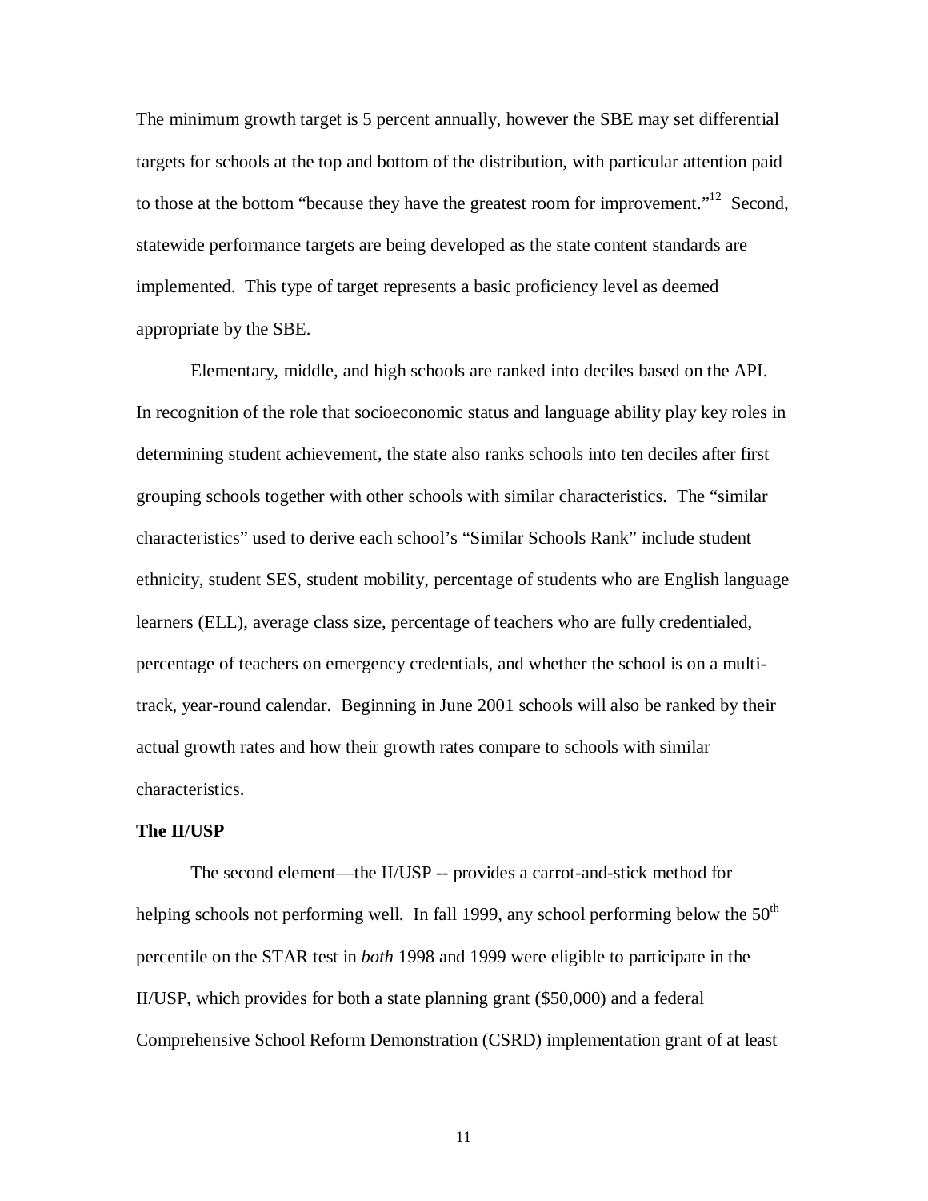The minimum growth target is 5 percent annually, however the SBE may set differential targets for schools at the top and bottom of the distribution, with particular attention paid to those at the bottom "because they have the greatest room for improvement."[12] Second, statewide performance targets are being developed as the state content standards are implemented. This type of target represents a basic proficiency level as deemed appropriate by the SBE.

Elementary, middle, and high schools are ranked into deciles based on the API. In recognition of the role that socioeconomic status and language ability play key roles in determining student achievement, the state also ranks schools into ten deciles after first grouping schools together with other schools with similar characteristics. The "similar characteristics" used to derive each school's "Similar Schools Rank" include student ethnicity, student SES, student mobility, percentage of students who are English language learners (ELL), average class size, percentage of teachers who are fully credentialed, percentage of teachers on emergency credentials, and whether the school is on a multi-track, year-round calendar. Beginning in June 2001 schools will also be ranked by their actual growth rates and how their growth rates compare to schools with similar characteristics.

**The II/USP**

The second element—the II/USP -- provides a carrot-and-stick method for helping schools not performing well. In fall 1999, any school performing below the 50th percentile on the STAR test in *both* 1998 and 1999 were eligible to participate in the II/USP, which provides for both a state planning grant ($50,000) and a federal Comprehensive School Reform Demonstration (CSRD) implementation grant of at least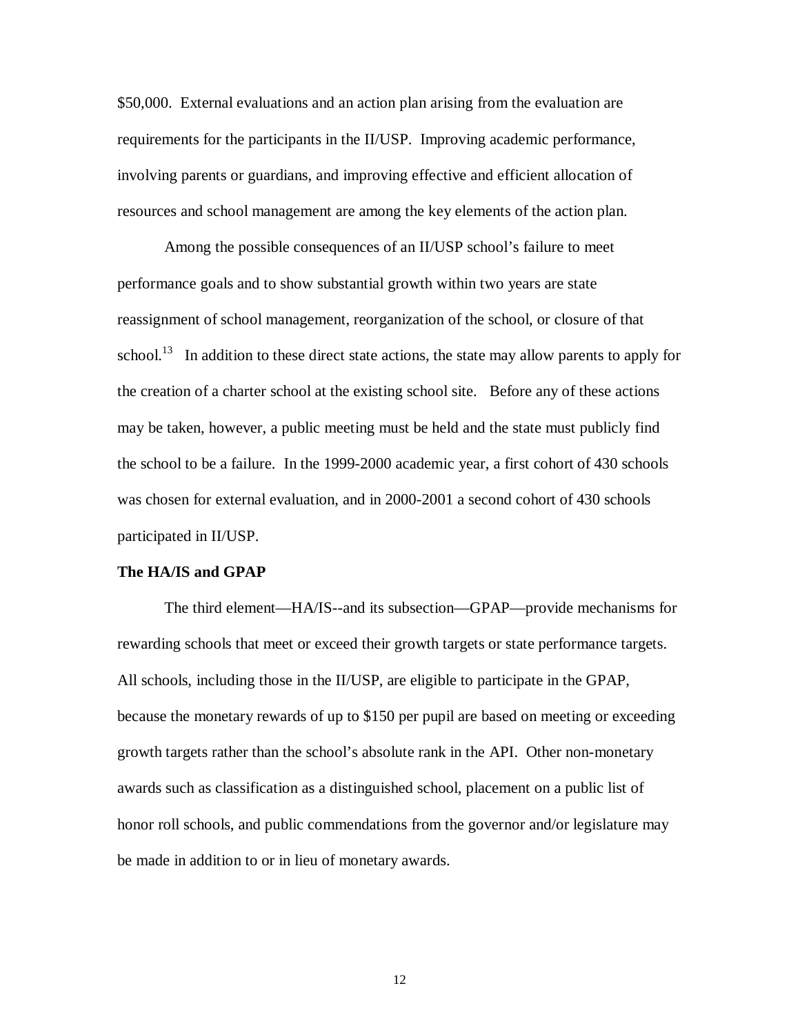$50,000. External evaluations and an action plan arising from the evaluation are requirements for the participants in the II/USP. Improving academic performance, involving parents or guardians, and improving effective and efficient allocation of resources and school management are among the key elements of the action plan.

Among the possible consequences of an II/USP school's failure to meet performance goals and to show substantial growth within two years are state reassignment of school management, reorganization of the school, or closure of that school.[13] In addition to these direct state actions, the state may allow parents to apply for the creation of a charter school at the existing school site. Before any of these actions may be taken, however, a public meeting must be held and the state must publicly find the school to be a failure. In the 1999-2000 academic year, a first cohort of 430 schools was chosen for external evaluation, and in 2000-2001 a second cohort of 430 schools participated in II/USP.

**The HA/IS and GPAP**

The third element—HA/IS--and its subsection—GPAP—provide mechanisms for rewarding schools that meet or exceed their growth targets or state performance targets. All schools, including those in the II/USP, are eligible to participate in the GPAP, because the monetary rewards of up to $150 per pupil are based on meeting or exceeding growth targets rather than the school's absolute rank in the API. Other non-monetary awards such as classification as a distinguished school, placement on a public list of honor roll schools, and public commendations from the governor and/or legislature may be made in addition to or in lieu of monetary awards.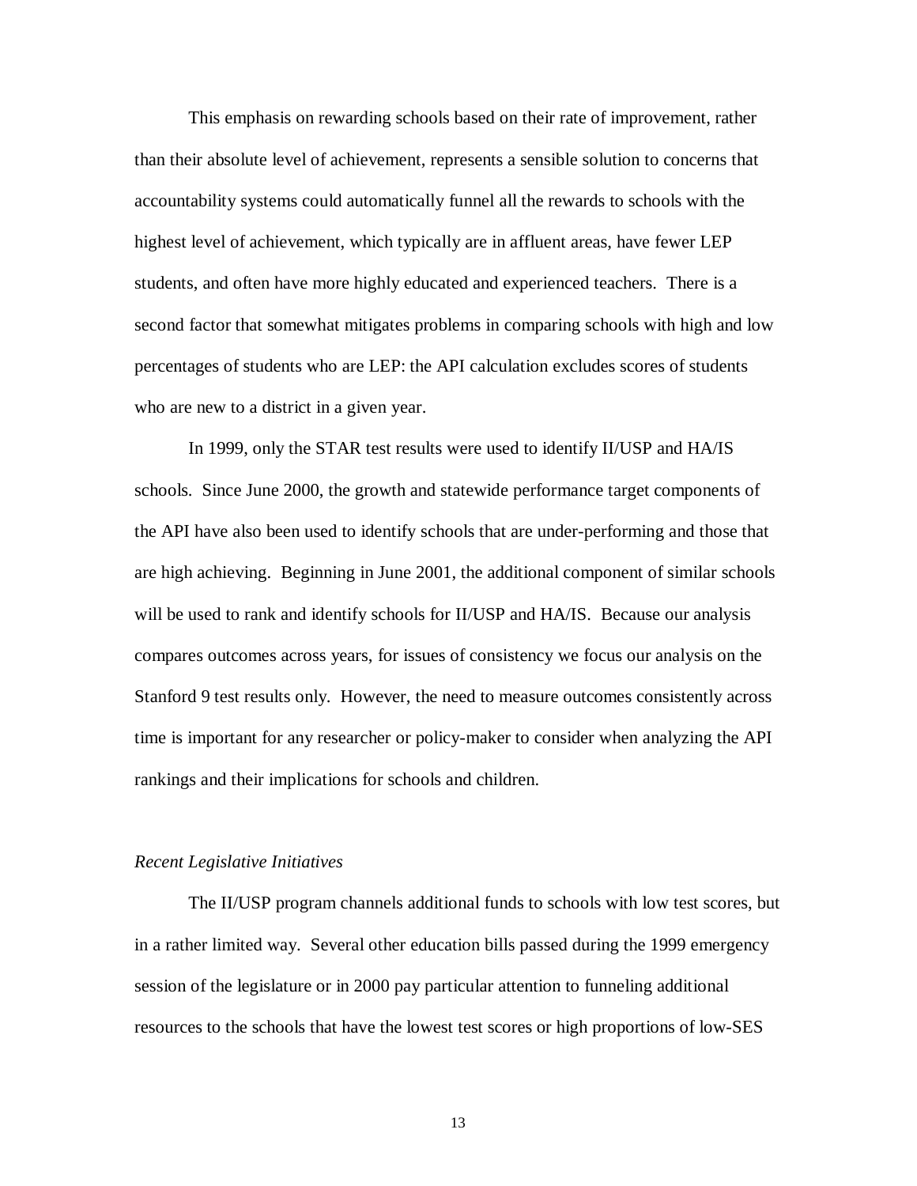This emphasis on rewarding schools based on their rate of improvement, rather than their absolute level of achievement, represents a sensible solution to concerns that accountability systems could automatically funnel all the rewards to schools with the highest level of achievement, which typically are in affluent areas, have fewer LEP students, and often have more highly educated and experienced teachers. There is a second factor that somewhat mitigates problems in comparing schools with high and low percentages of students who are LEP: the API calculation excludes scores of students who are new to a district in a given year.

In 1999, only the STAR test results were used to identify II/USP and HA/IS schools. Since June 2000, the growth and statewide performance target components of the API have also been used to identify schools that are under-performing and those that are high achieving. Beginning in June 2001, the additional component of similar schools will be used to rank and identify schools for II/USP and HA/IS. Because our analysis compares outcomes across years, for issues of consistency we focus our analysis on the Stanford 9 test results only. However, the need to measure outcomes consistently across time is important for any researcher or policy-maker to consider when analyzing the API rankings and their implications for schools and children.

*Recent Legislative Initiatives*

The II/USP program channels additional funds to schools with low test scores, but in a rather limited way. Several other education bills passed during the 1999 emergency session of the legislature or in 2000 pay particular attention to funneling additional resources to the schools that have the lowest test scores or high proportions of low-SES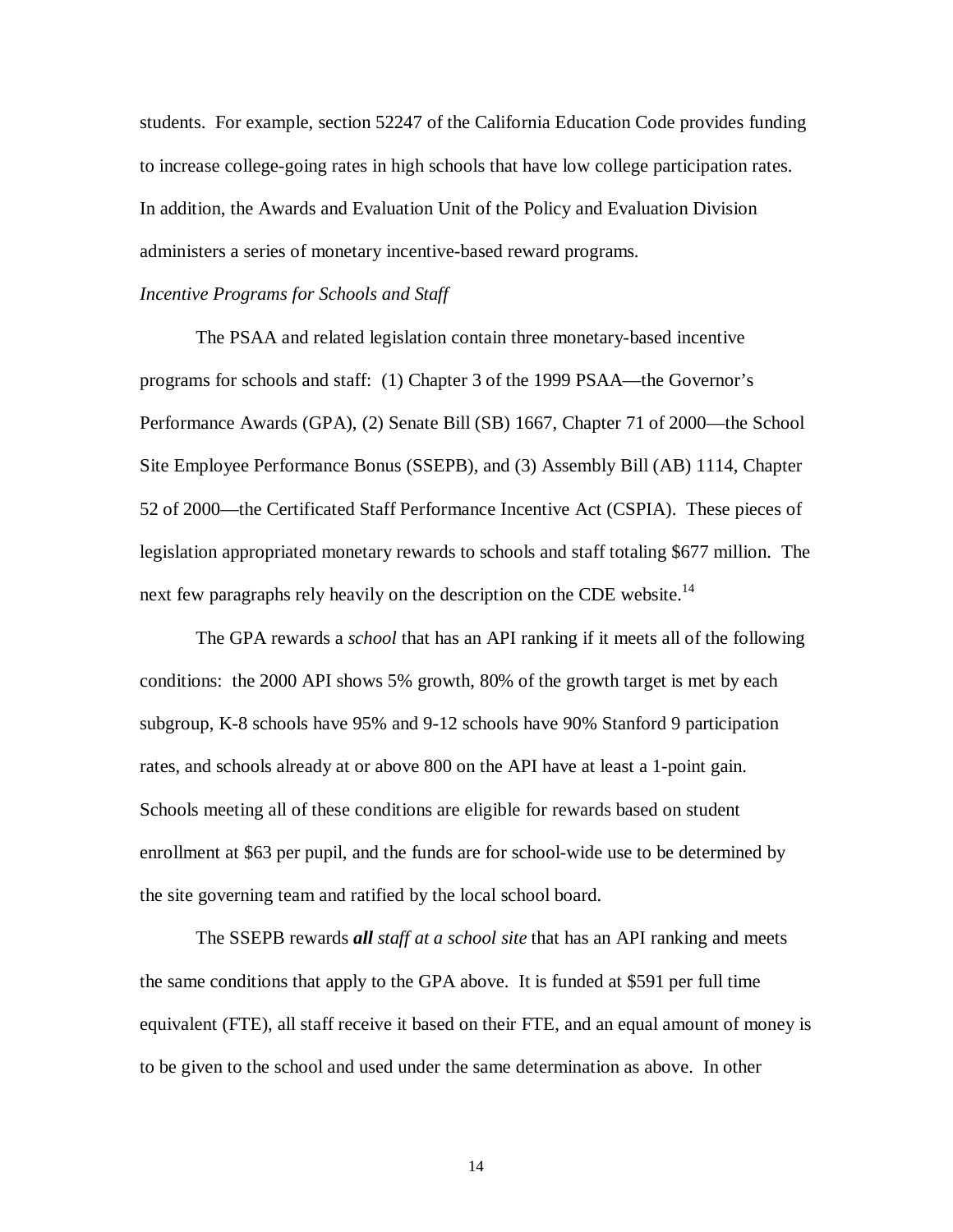students. For example, section 52247 of the California Education Code provides funding to increase college-going rates in high schools that have low college participation rates. In addition, the Awards and Evaluation Unit of the Policy and Evaluation Division administers a series of monetary incentive-based reward programs.

*Incentive Programs for Schools and Staff*

The PSAA and related legislation contain three monetary-based incentive programs for schools and staff: (1) Chapter 3 of the 1999 PSAA—the Governor's Performance Awards (GPA), (2) Senate Bill (SB) 1667, Chapter 71 of 2000—the School Site Employee Performance Bonus (SSEPB), and (3) Assembly Bill (AB) 1114, Chapter 52 of 2000—the Certificated Staff Performance Incentive Act (CSPIA). These pieces of legislation appropriated monetary rewards to schools and staff totaling $677 million. The next few paragraphs rely heavily on the description on the CDE website.[14]

The GPA rewards a *school* that has an API ranking if it meets all of the following conditions: the 2000 API shows 5% growth, 80% of the growth target is met by each subgroup, K-8 schools have 95% and 9-12 schools have 90% Stanford 9 participation rates, and schools already at or above 800 on the API have at least a 1-point gain. Schools meeting all of these conditions are eligible for rewards based on student enrollment at $63 per pupil, and the funds are for school-wide use to be determined by the site governing team and ratified by the local school board.

The SSEPB rewards ***all*** *staff at a school site* that has an API ranking and meets the same conditions that apply to the GPA above. It is funded at $591 per full time equivalent (FTE), all staff receive it based on their FTE, and an equal amount of money is to be given to the school and used under the same determination as above. In other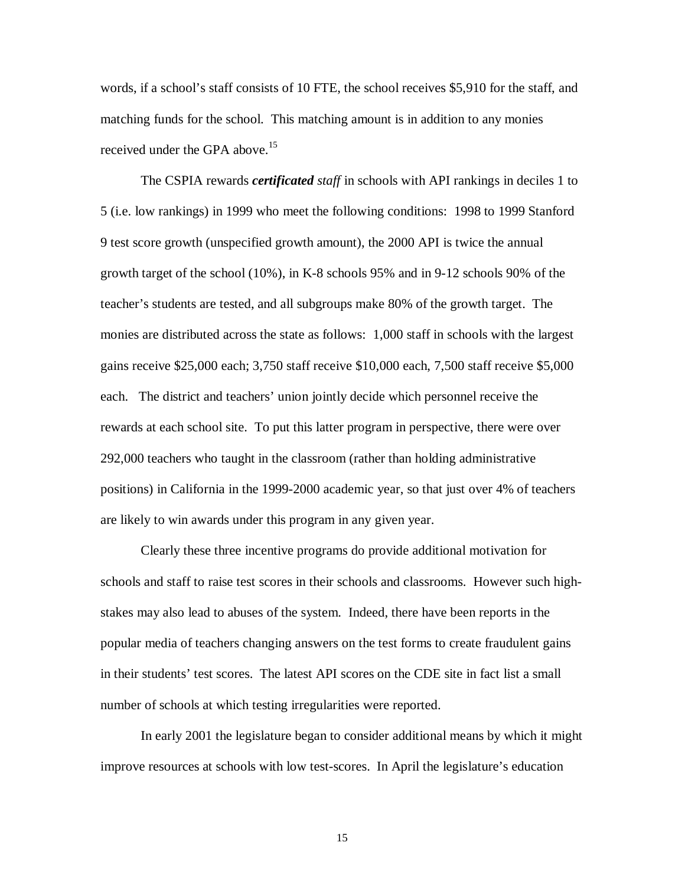words, if a school's staff consists of 10 FTE, the school receives $5,910 for the staff, and matching funds for the school. This matching amount is in addition to any monies received under the GPA above.[15]

The CSPIA rewards ***certificated*** *staff* in schools with API rankings in deciles 1 to 5 (i.e. low rankings) in 1999 who meet the following conditions: 1998 to 1999 Stanford 9 test score growth (unspecified growth amount), the 2000 API is twice the annual growth target of the school (10%), in K-8 schools 95% and in 9-12 schools 90% of the teacher's students are tested, and all subgroups make 80% of the growth target. The monies are distributed across the state as follows: 1,000 staff in schools with the largest gains receive $25,000 each; 3,750 staff receive $10,000 each, 7,500 staff receive $5,000 each. The district and teachers' union jointly decide which personnel receive the rewards at each school site. To put this latter program in perspective, there were over 292,000 teachers who taught in the classroom (rather than holding administrative positions) in California in the 1999-2000 academic year, so that just over 4% of teachers are likely to win awards under this program in any given year.

Clearly these three incentive programs do provide additional motivation for schools and staff to raise test scores in their schools and classrooms. However such high-stakes may also lead to abuses of the system. Indeed, there have been reports in the popular media of teachers changing answers on the test forms to create fraudulent gains in their students' test scores. The latest API scores on the CDE site in fact list a small number of schools at which testing irregularities were reported.

In early 2001 the legislature began to consider additional means by which it might improve resources at schools with low test-scores. In April the legislature's education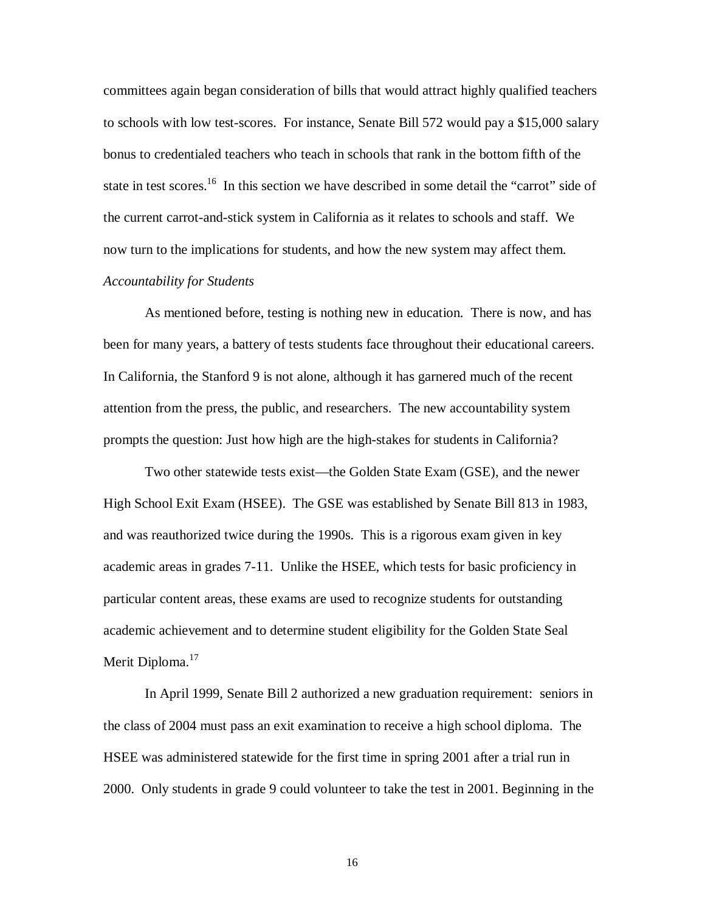committees again began consideration of bills that would attract highly qualified teachers to schools with low test-scores. For instance, Senate Bill 572 would pay a $15,000 salary bonus to credentialed teachers who teach in schools that rank in the bottom fifth of the state in test scores.[16] In this section we have described in some detail the "carrot" side of the current carrot-and-stick system in California as it relates to schools and staff. We now turn to the implications for students, and how the new system may affect them.

*Accountability for Students*

As mentioned before, testing is nothing new in education. There is now, and has been for many years, a battery of tests students face throughout their educational careers. In California, the Stanford 9 is not alone, although it has garnered much of the recent attention from the press, the public, and researchers. The new accountability system prompts the question: Just how high are the high-stakes for students in California?

Two other statewide tests exist—the Golden State Exam (GSE), and the newer High School Exit Exam (HSEE). The GSE was established by Senate Bill 813 in 1983, and was reauthorized twice during the 1990s. This is a rigorous exam given in key academic areas in grades 7-11. Unlike the HSEE, which tests for basic proficiency in particular content areas, these exams are used to recognize students for outstanding academic achievement and to determine student eligibility for the Golden State Seal Merit Diploma.[17]

In April 1999, Senate Bill 2 authorized a new graduation requirement: seniors in the class of 2004 must pass an exit examination to receive a high school diploma. The HSEE was administered statewide for the first time in spring 2001 after a trial run in 2000. Only students in grade 9 could volunteer to take the test in 2001. Beginning in the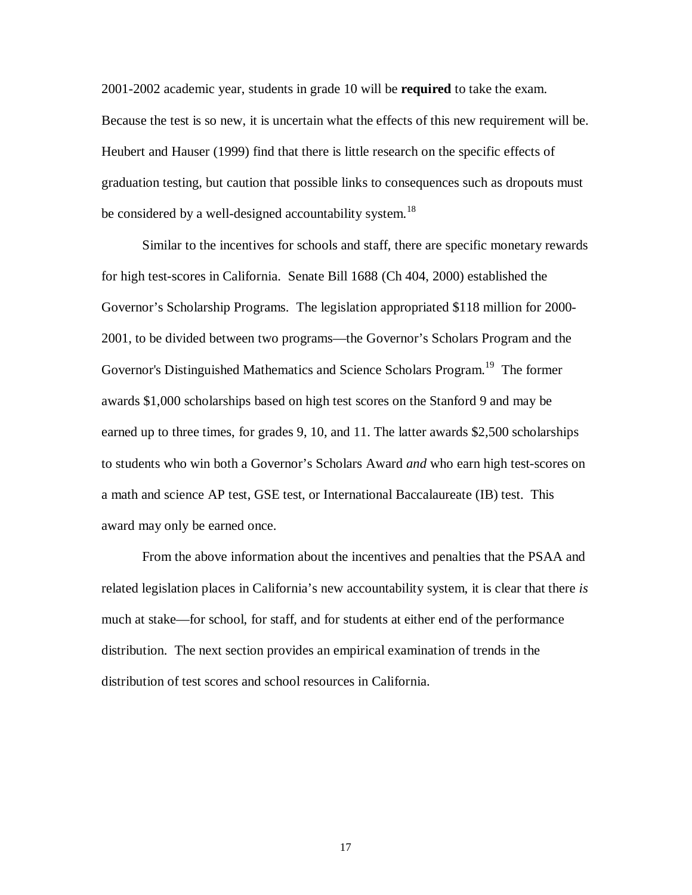2001-2002 academic year, students in grade 10 will be **required** to take the exam. Because the test is so new, it is uncertain what the effects of this new requirement will be. Heubert and Hauser (1999) find that there is little research on the specific effects of graduation testing, but caution that possible links to consequences such as dropouts must be considered by a well-designed accountability system.[18]

Similar to the incentives for schools and staff, there are specific monetary rewards for high test-scores in California. Senate Bill 1688 (Ch 404, 2000) established the Governor's Scholarship Programs. The legislation appropriated $118 million for 2000-2001, to be divided between two programs—the Governor's Scholars Program and the Governor's Distinguished Mathematics and Science Scholars Program.[19] The former awards $1,000 scholarships based on high test scores on the Stanford 9 and may be earned up to three times, for grades 9, 10, and 11. The latter awards $2,500 scholarships to students who win both a Governor's Scholars Award *and* who earn high test-scores on a math and science AP test, GSE test, or International Baccalaureate (IB) test. This award may only be earned once.

From the above information about the incentives and penalties that the PSAA and related legislation places in California's new accountability system, it is clear that there *is* much at stake—for school, for staff, and for students at either end of the performance distribution. The next section provides an empirical examination of trends in the distribution of test scores and school resources in California.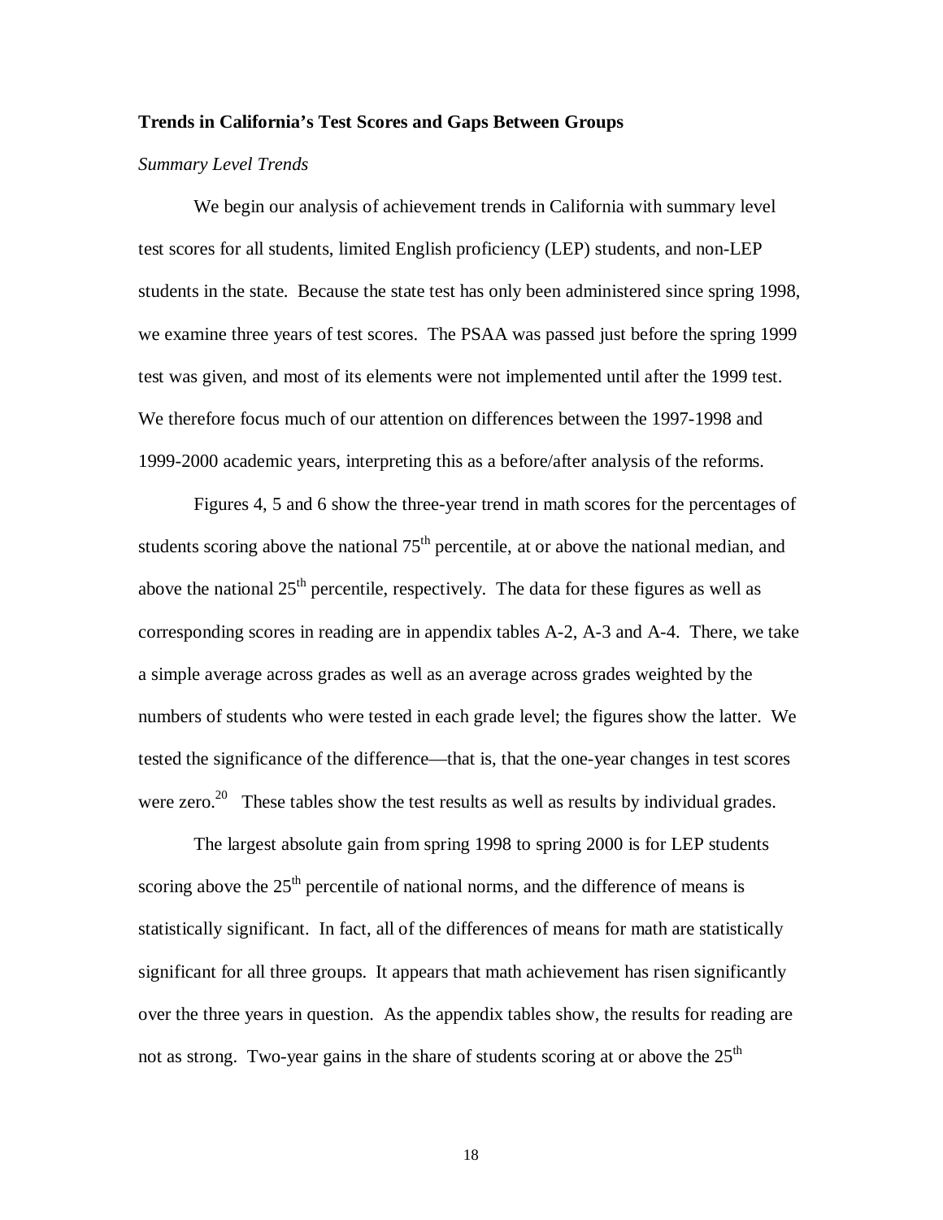## Trends in California's Test Scores and Gaps Between Groups

*Summary Level Trends*

We begin our analysis of achievement trends in California with summary level test scores for all students, limited English proficiency (LEP) students, and non-LEP students in the state. Because the state test has only been administered since spring 1998, we examine three years of test scores. The PSAA was passed just before the spring 1999 test was given, and most of its elements were not implemented until after the 1999 test. We therefore focus much of our attention on differences between the 1997-1998 and 1999-2000 academic years, interpreting this as a before/after analysis of the reforms.

Figures 4, 5 and 6 show the three-year trend in math scores for the percentages of students scoring above the national 75th percentile, at or above the national median, and above the national 25th percentile, respectively. The data for these figures as well as corresponding scores in reading are in appendix tables A-2, A-3 and A-4. There, we take a simple average across grades as well as an average across grades weighted by the numbers of students who were tested in each grade level; the figures show the latter. We tested the significance of the difference—that is, that the one-year changes in test scores were zero.[20] These tables show the test results as well as results by individual grades.

The largest absolute gain from spring 1998 to spring 2000 is for LEP students scoring above the 25th percentile of national norms, and the difference of means is statistically significant. In fact, all of the differences of means for math are statistically significant for all three groups. It appears that math achievement has risen significantly over the three years in question. As the appendix tables show, the results for reading are not as strong. Two-year gains in the share of students scoring at or above the 25th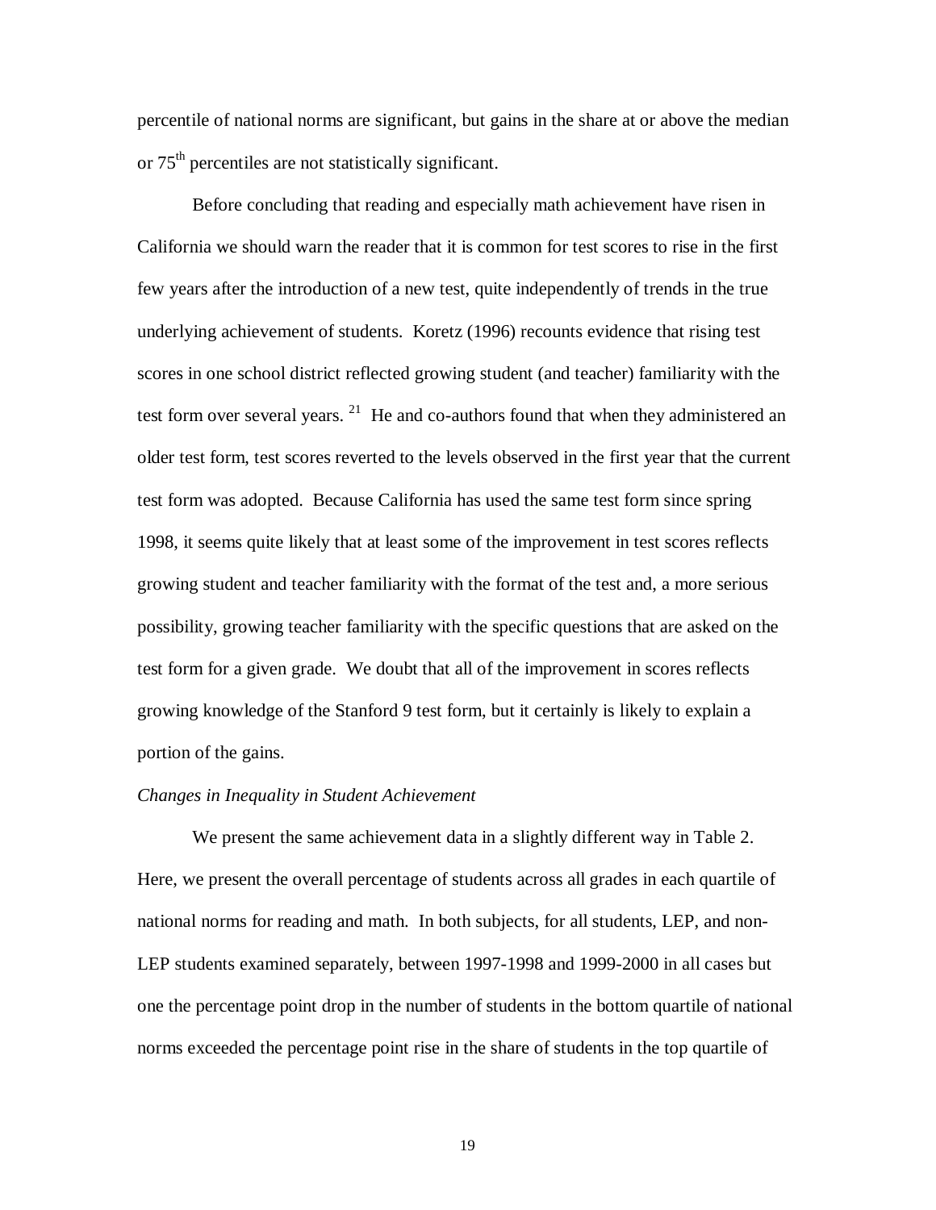percentile of national norms are significant, but gains in the share at or above the median or 75th percentiles are not statistically significant.

Before concluding that reading and especially math achievement have risen in California we should warn the reader that it is common for test scores to rise in the first few years after the introduction of a new test, quite independently of trends in the true underlying achievement of students. Koretz (1996) recounts evidence that rising test scores in one school district reflected growing student (and teacher) familiarity with the test form over several years. [21] He and co-authors found that when they administered an older test form, test scores reverted to the levels observed in the first year that the current test form was adopted. Because California has used the same test form since spring 1998, it seems quite likely that at least some of the improvement in test scores reflects growing student and teacher familiarity with the format of the test and, a more serious possibility, growing teacher familiarity with the specific questions that are asked on the test form for a given grade. We doubt that all of the improvement in scores reflects growing knowledge of the Stanford 9 test form, but it certainly is likely to explain a portion of the gains.

*Changes in Inequality in Student Achievement*

We present the same achievement data in a slightly different way in Table 2. Here, we present the overall percentage of students across all grades in each quartile of national norms for reading and math. In both subjects, for all students, LEP, and non-LEP students examined separately, between 1997-1998 and 1999-2000 in all cases but one the percentage point drop in the number of students in the bottom quartile of national norms exceeded the percentage point rise in the share of students in the top quartile of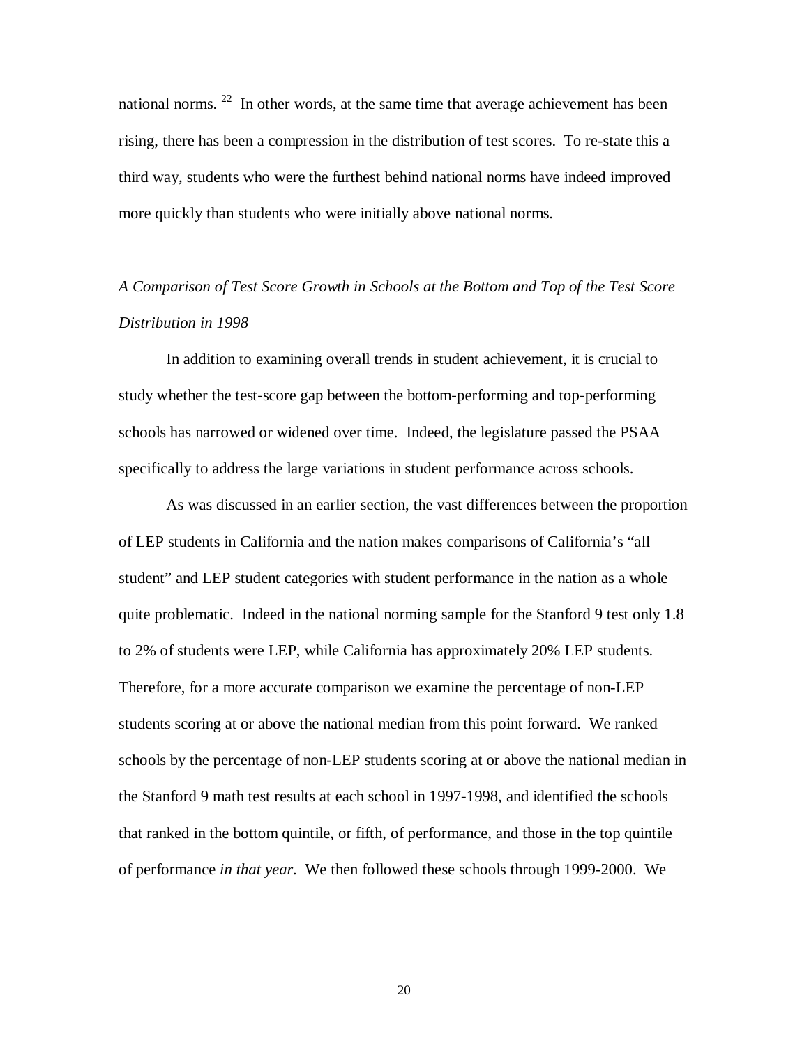national norms.[22] In other words, at the same time that average achievement has been rising, there has been a compression in the distribution of test scores. To re-state this a third way, students who were the furthest behind national norms have indeed improved more quickly than students who were initially above national norms.

*A Comparison of Test Score Growth in Schools at the Bottom and Top of the Test Score Distribution in 1998*

In addition to examining overall trends in student achievement, it is crucial to study whether the test-score gap between the bottom-performing and top-performing schools has narrowed or widened over time. Indeed, the legislature passed the PSAA specifically to address the large variations in student performance across schools.

As was discussed in an earlier section, the vast differences between the proportion of LEP students in California and the nation makes comparisons of California's "all student" and LEP student categories with student performance in the nation as a whole quite problematic. Indeed in the national norming sample for the Stanford 9 test only 1.8 to 2% of students were LEP, while California has approximately 20% LEP students. Therefore, for a more accurate comparison we examine the percentage of non-LEP students scoring at or above the national median from this point forward. We ranked schools by the percentage of non-LEP students scoring at or above the national median in the Stanford 9 math test results at each school in 1997-1998, and identified the schools that ranked in the bottom quintile, or fifth, of performance, and those in the top quintile of performance *in that year*. We then followed these schools through 1999-2000. We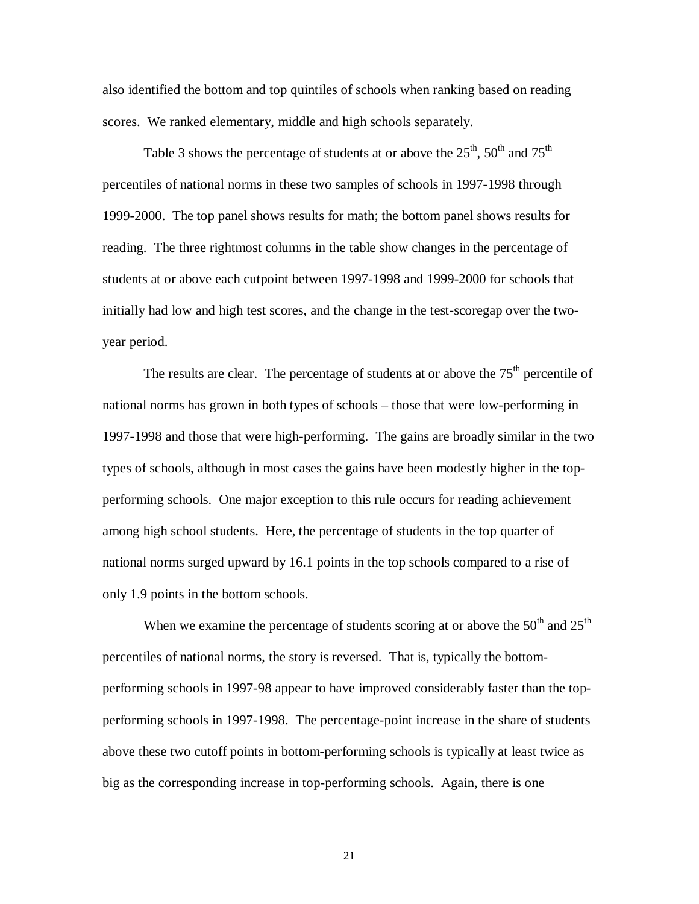also identified the bottom and top quintiles of schools when ranking based on reading scores. We ranked elementary, middle and high schools separately.

Table 3 shows the percentage of students at or above the 25$^{th}$, 50$^{th}$ and 75$^{th}$ percentiles of national norms in these two samples of schools in 1997-1998 through 1999-2000. The top panel shows results for math; the bottom panel shows results for reading. The three rightmost columns in the table show changes in the percentage of students at or above each cutpoint between 1997-1998 and 1999-2000 for schools that initially had low and high test scores, and the change in the test-scoregap over the two-year period.

The results are clear. The percentage of students at or above the 75$^{th}$ percentile of national norms has grown in both types of schools – those that were low-performing in 1997-1998 and those that were high-performing. The gains are broadly similar in the two types of schools, although in most cases the gains have been modestly higher in the top-performing schools. One major exception to this rule occurs for reading achievement among high school students. Here, the percentage of students in the top quarter of national norms surged upward by 16.1 points in the top schools compared to a rise of only 1.9 points in the bottom schools.

When we examine the percentage of students scoring at or above the 50$^{th}$ and 25$^{th}$ percentiles of national norms, the story is reversed. That is, typically the bottom-performing schools in 1997-98 appear to have improved considerably faster than the top-performing schools in 1997-1998. The percentage-point increase in the share of students above these two cutoff points in bottom-performing schools is typically at least twice as big as the corresponding increase in top-performing schools. Again, there is one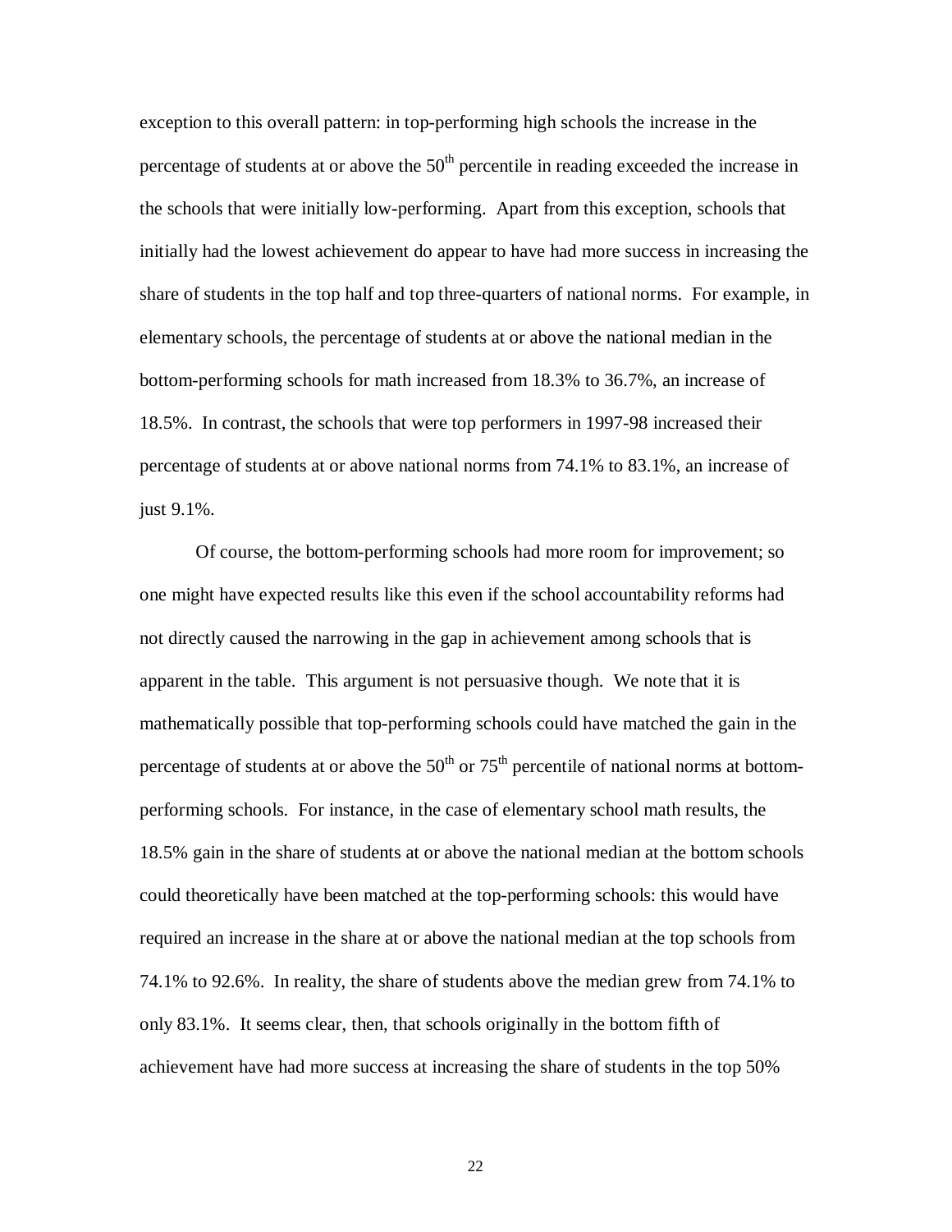exception to this overall pattern: in top-performing high schools the increase in the percentage of students at or above the $50^{th}$ percentile in reading exceeded the increase in the schools that were initially low-performing. Apart from this exception, schools that initially had the lowest achievement do appear to have had more success in increasing the share of students in the top half and top three-quarters of national norms. For example, in elementary schools, the percentage of students at or above the national median in the bottom-performing schools for math increased from 18.3% to 36.7%, an increase of 18.5%. In contrast, the schools that were top performers in 1997-98 increased their percentage of students at or above national norms from 74.1% to 83.1%, an increase of just 9.1%.

Of course, the bottom-performing schools had more room for improvement; so one might have expected results like this even if the school accountability reforms had not directly caused the narrowing in the gap in achievement among schools that is apparent in the table. This argument is not persuasive though. We note that it is mathematically possible that top-performing schools could have matched the gain in the percentage of students at or above the $50^{th}$ or $75^{th}$ percentile of national norms at bottom-performing schools. For instance, in the case of elementary school math results, the 18.5% gain in the share of students at or above the national median at the bottom schools could theoretically have been matched at the top-performing schools: this would have required an increase in the share at or above the national median at the top schools from 74.1% to 92.6%. In reality, the share of students above the median grew from 74.1% to only 83.1%. It seems clear, then, that schools originally in the bottom fifth of achievement have had more success at increasing the share of students in the top 50%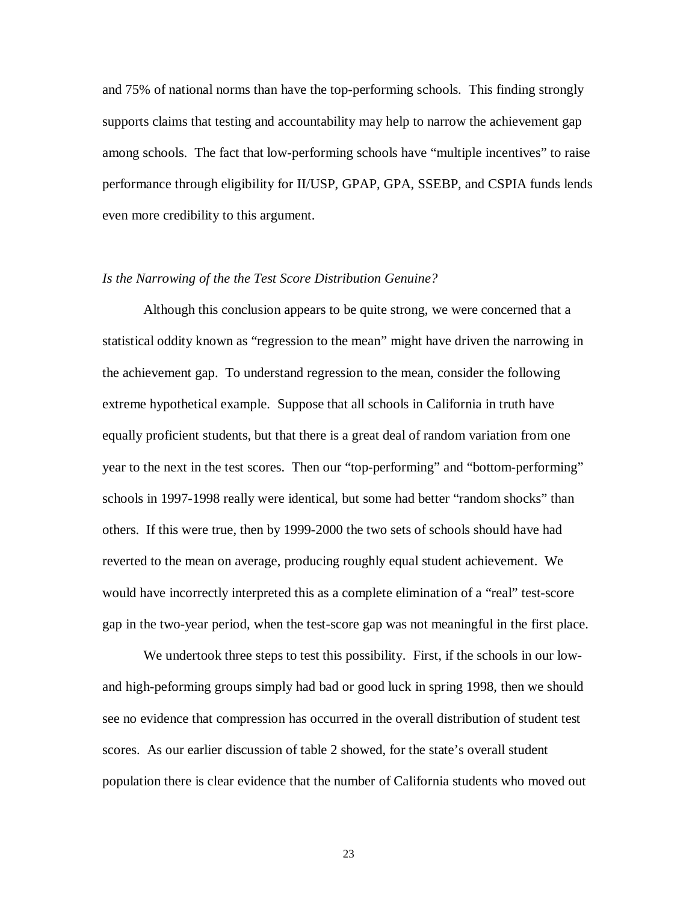and 75% of national norms than have the top-performing schools. This finding strongly supports claims that testing and accountability may help to narrow the achievement gap among schools. The fact that low-performing schools have "multiple incentives" to raise performance through eligibility for II/USP, GPAP, GPA, SSEBP, and CSPIA funds lends even more credibility to this argument.

*Is the Narrowing of the the Test Score Distribution Genuine?*

Although this conclusion appears to be quite strong, we were concerned that a statistical oddity known as "regression to the mean" might have driven the narrowing in the achievement gap. To understand regression to the mean, consider the following extreme hypothetical example. Suppose that all schools in California in truth have equally proficient students, but that there is a great deal of random variation from one year to the next in the test scores. Then our "top-performing" and "bottom-performing" schools in 1997-1998 really were identical, but some had better "random shocks" than others. If this were true, then by 1999-2000 the two sets of schools should have had reverted to the mean on average, producing roughly equal student achievement. We would have incorrectly interpreted this as a complete elimination of a "real" test-score gap in the two-year period, when the test-score gap was not meaningful in the first place.

We undertook three steps to test this possibility. First, if the schools in our low- and high-peforming groups simply had bad or good luck in spring 1998, then we should see no evidence that compression has occurred in the overall distribution of student test scores. As our earlier discussion of table 2 showed, for the state's overall student population there is clear evidence that the number of California students who moved out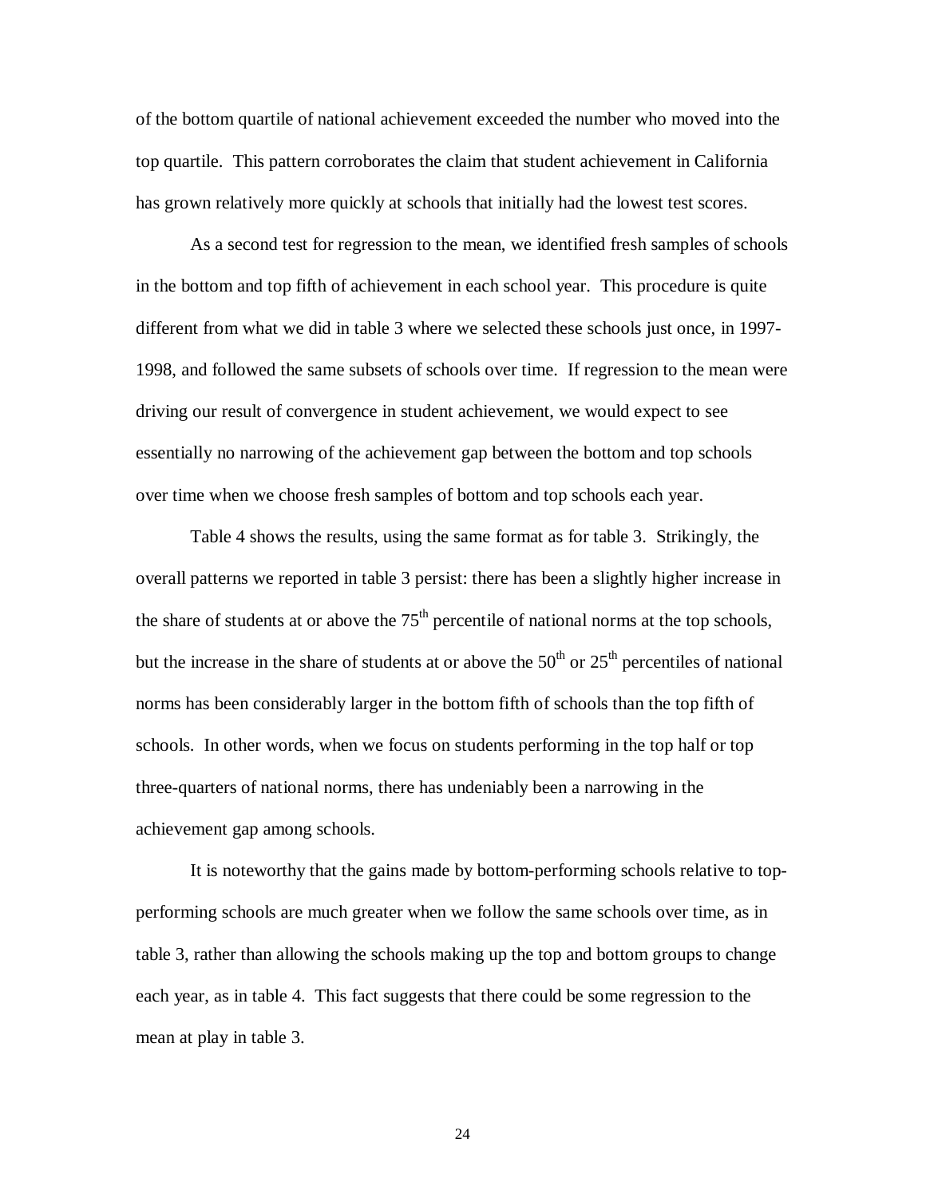of the bottom quartile of national achievement exceeded the number who moved into the top quartile. This pattern corroborates the claim that student achievement in California has grown relatively more quickly at schools that initially had the lowest test scores.

As a second test for regression to the mean, we identified fresh samples of schools in the bottom and top fifth of achievement in each school year. This procedure is quite different from what we did in table 3 where we selected these schools just once, in 1997-1998, and followed the same subsets of schools over time. If regression to the mean were driving our result of convergence in student achievement, we would expect to see essentially no narrowing of the achievement gap between the bottom and top schools over time when we choose fresh samples of bottom and top schools each year.

Table 4 shows the results, using the same format as for table 3. Strikingly, the overall patterns we reported in table 3 persist: there has been a slightly higher increase in the share of students at or above the 75th percentile of national norms at the top schools, but the increase in the share of students at or above the 50th or 25th percentiles of national norms has been considerably larger in the bottom fifth of schools than the top fifth of schools. In other words, when we focus on students performing in the top half or top three-quarters of national norms, there has undeniably been a narrowing in the achievement gap among schools.

It is noteworthy that the gains made by bottom-performing schools relative to top-performing schools are much greater when we follow the same schools over time, as in table 3, rather than allowing the schools making up the top and bottom groups to change each year, as in table 4. This fact suggests that there could be some regression to the mean at play in table 3.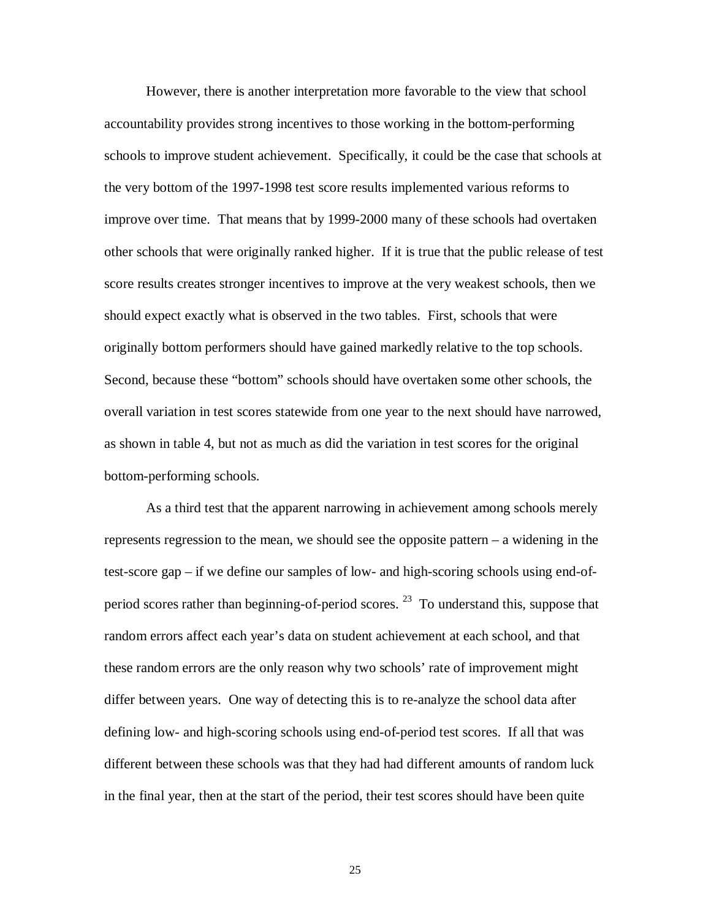However, there is another interpretation more favorable to the view that school accountability provides strong incentives to those working in the bottom-performing schools to improve student achievement. Specifically, it could be the case that schools at the very bottom of the 1997-1998 test score results implemented various reforms to improve over time. That means that by 1999-2000 many of these schools had overtaken other schools that were originally ranked higher. If it is true that the public release of test score results creates stronger incentives to improve at the very weakest schools, then we should expect exactly what is observed in the two tables. First, schools that were originally bottom performers should have gained markedly relative to the top schools. Second, because these "bottom" schools should have overtaken some other schools, the overall variation in test scores statewide from one year to the next should have narrowed, as shown in table 4, but not as much as did the variation in test scores for the original bottom-performing schools.

As a third test that the apparent narrowing in achievement among schools merely represents regression to the mean, we should see the opposite pattern – a widening in the test-score gap – if we define our samples of low- and high-scoring schools using end-of-period scores rather than beginning-of-period scores. [23] To understand this, suppose that random errors affect each year's data on student achievement at each school, and that these random errors are the only reason why two schools' rate of improvement might differ between years. One way of detecting this is to re-analyze the school data after defining low- and high-scoring schools using end-of-period test scores. If all that was different between these schools was that they had had different amounts of random luck in the final year, then at the start of the period, their test scores should have been quite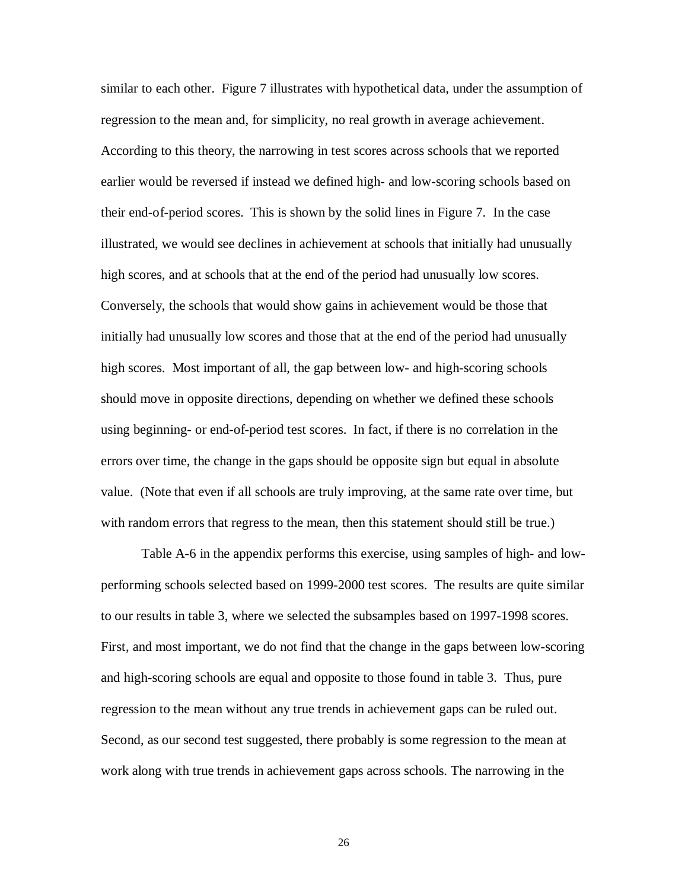similar to each other. Figure 7 illustrates with hypothetical data, under the assumption of regression to the mean and, for simplicity, no real growth in average achievement. According to this theory, the narrowing in test scores across schools that we reported earlier would be reversed if instead we defined high- and low-scoring schools based on their end-of-period scores. This is shown by the solid lines in Figure 7. In the case illustrated, we would see declines in achievement at schools that initially had unusually high scores, and at schools that at the end of the period had unusually low scores. Conversely, the schools that would show gains in achievement would be those that initially had unusually low scores and those that at the end of the period had unusually high scores. Most important of all, the gap between low- and high-scoring schools should move in opposite directions, depending on whether we defined these schools using beginning- or end-of-period test scores. In fact, if there is no correlation in the errors over time, the change in the gaps should be opposite sign but equal in absolute value. (Note that even if all schools are truly improving, at the same rate over time, but with random errors that regress to the mean, then this statement should still be true.)

Table A-6 in the appendix performs this exercise, using samples of high- and low-performing schools selected based on 1999-2000 test scores. The results are quite similar to our results in table 3, where we selected the subsamples based on 1997-1998 scores. First, and most important, we do not find that the change in the gaps between low-scoring and high-scoring schools are equal and opposite to those found in table 3. Thus, pure regression to the mean without any true trends in achievement gaps can be ruled out. Second, as our second test suggested, there probably is some regression to the mean at work along with true trends in achievement gaps across schools. The narrowing in the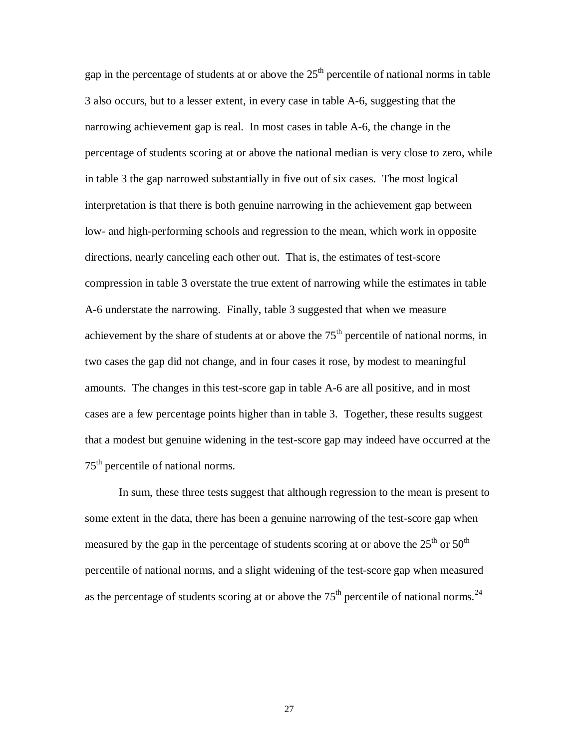gap in the percentage of students at or above the 25th percentile of national norms in table 3 also occurs, but to a lesser extent, in every case in table A-6, suggesting that the narrowing achievement gap is real. In most cases in table A-6, the change in the percentage of students scoring at or above the national median is very close to zero, while in table 3 the gap narrowed substantially in five out of six cases. The most logical interpretation is that there is both genuine narrowing in the achievement gap between low- and high-performing schools and regression to the mean, which work in opposite directions, nearly canceling each other out. That is, the estimates of test-score compression in table 3 overstate the true extent of narrowing while the estimates in table A-6 understate the narrowing. Finally, table 3 suggested that when we measure achievement by the share of students at or above the 75th percentile of national norms, in two cases the gap did not change, and in four cases it rose, by modest to meaningful amounts. The changes in this test-score gap in table A-6 are all positive, and in most cases are a few percentage points higher than in table 3. Together, these results suggest that a modest but genuine widening in the test-score gap may indeed have occurred at the 75th percentile of national norms.

In sum, these three tests suggest that although regression to the mean is present to some extent in the data, there has been a genuine narrowing of the test-score gap when measured by the gap in the percentage of students scoring at or above the 25th or 50th percentile of national norms, and a slight widening of the test-score gap when measured as the percentage of students scoring at or above the 75th percentile of national norms.[24]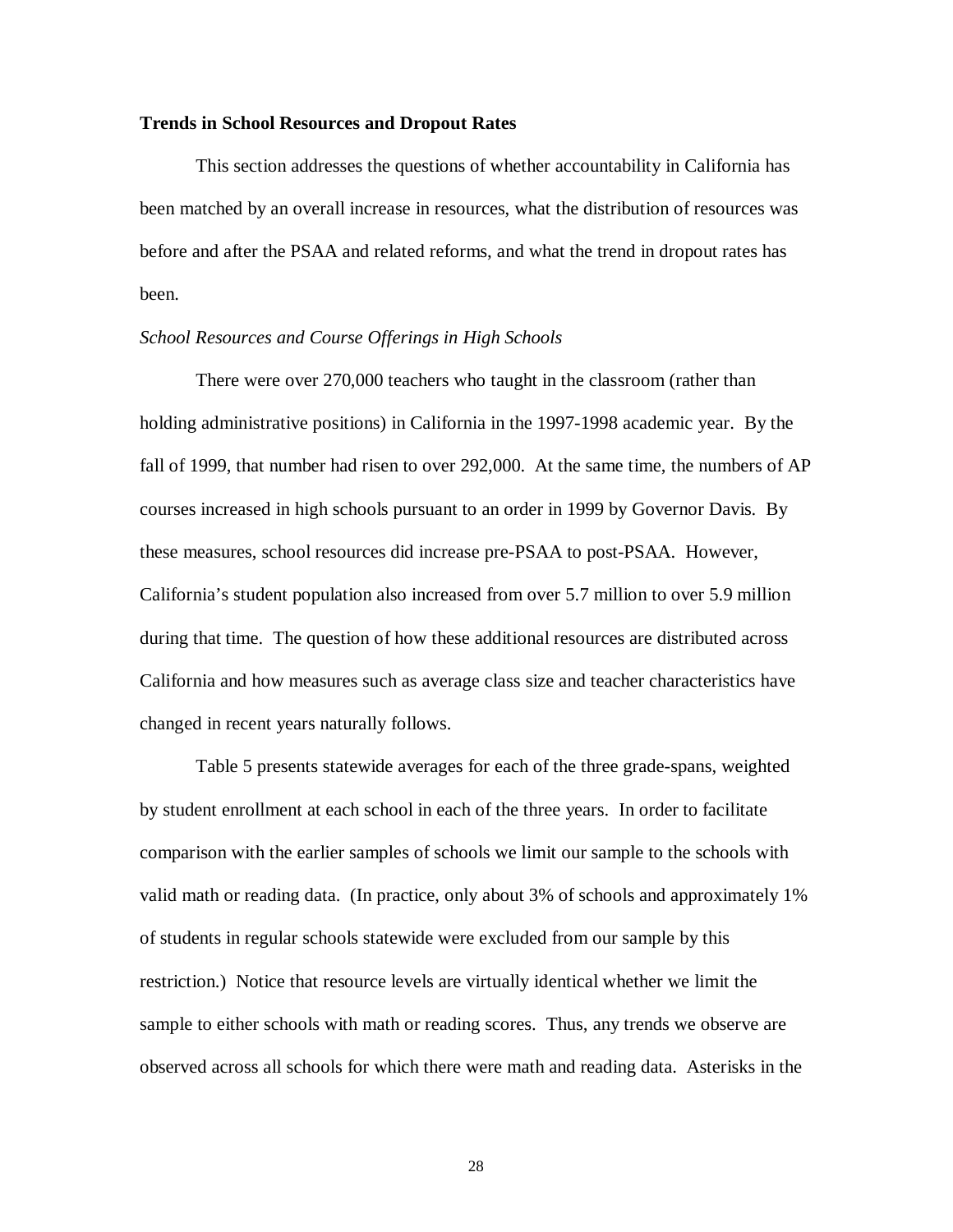**Trends in School Resources and Dropout Rates**

This section addresses the questions of whether accountability in California has been matched by an overall increase in resources, what the distribution of resources was before and after the PSAA and related reforms, and what the trend in dropout rates has been.

*School Resources and Course Offerings in High Schools*

There were over 270,000 teachers who taught in the classroom (rather than holding administrative positions) in California in the 1997-1998 academic year. By the fall of 1999, that number had risen to over 292,000. At the same time, the numbers of AP courses increased in high schools pursuant to an order in 1999 by Governor Davis. By these measures, school resources did increase pre-PSAA to post-PSAA. However, California's student population also increased from over 5.7 million to over 5.9 million during that time. The question of how these additional resources are distributed across California and how measures such as average class size and teacher characteristics have changed in recent years naturally follows.

Table 5 presents statewide averages for each of the three grade-spans, weighted by student enrollment at each school in each of the three years. In order to facilitate comparison with the earlier samples of schools we limit our sample to the schools with valid math or reading data. (In practice, only about 3% of schools and approximately 1% of students in regular schools statewide were excluded from our sample by this restriction.) Notice that resource levels are virtually identical whether we limit the sample to either schools with math or reading scores. Thus, any trends we observe are observed across all schools for which there were math and reading data. Asterisks in the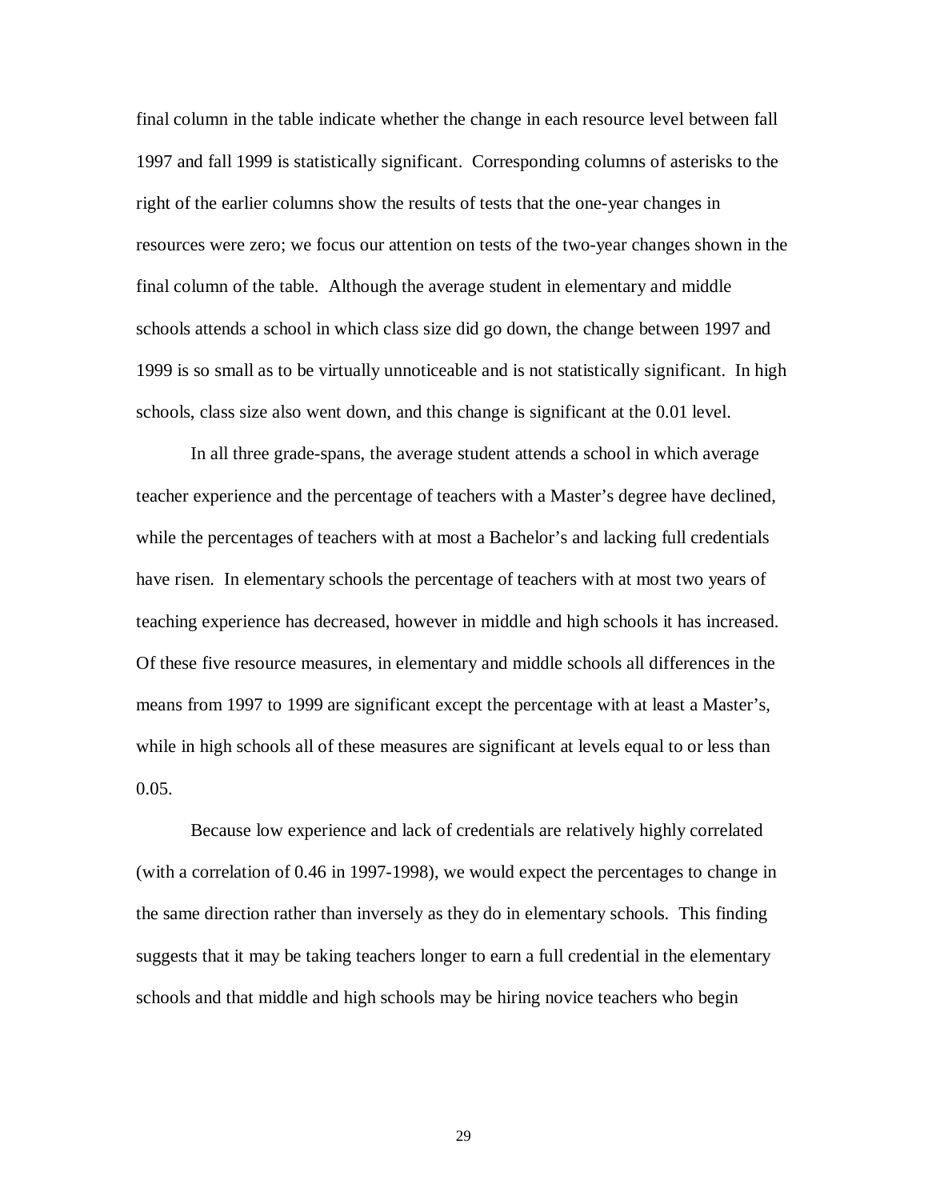final column in the table indicate whether the change in each resource level between fall 1997 and fall 1999 is statistically significant. Corresponding columns of asterisks to the right of the earlier columns show the results of tests that the one-year changes in resources were zero; we focus our attention on tests of the two-year changes shown in the final column of the table. Although the average student in elementary and middle schools attends a school in which class size did go down, the change between 1997 and 1999 is so small as to be virtually unnoticeable and is not statistically significant. In high schools, class size also went down, and this change is significant at the 0.01 level.

In all three grade-spans, the average student attends a school in which average teacher experience and the percentage of teachers with a Master's degree have declined, while the percentages of teachers with at most a Bachelor's and lacking full credentials have risen. In elementary schools the percentage of teachers with at most two years of teaching experience has decreased, however in middle and high schools it has increased. Of these five resource measures, in elementary and middle schools all differences in the means from 1997 to 1999 are significant except the percentage with at least a Master's, while in high schools all of these measures are significant at levels equal to or less than 0.05.

Because low experience and lack of credentials are relatively highly correlated (with a correlation of 0.46 in 1997-1998), we would expect the percentages to change in the same direction rather than inversely as they do in elementary schools. This finding suggests that it may be taking teachers longer to earn a full credential in the elementary schools and that middle and high schools may be hiring novice teachers who begin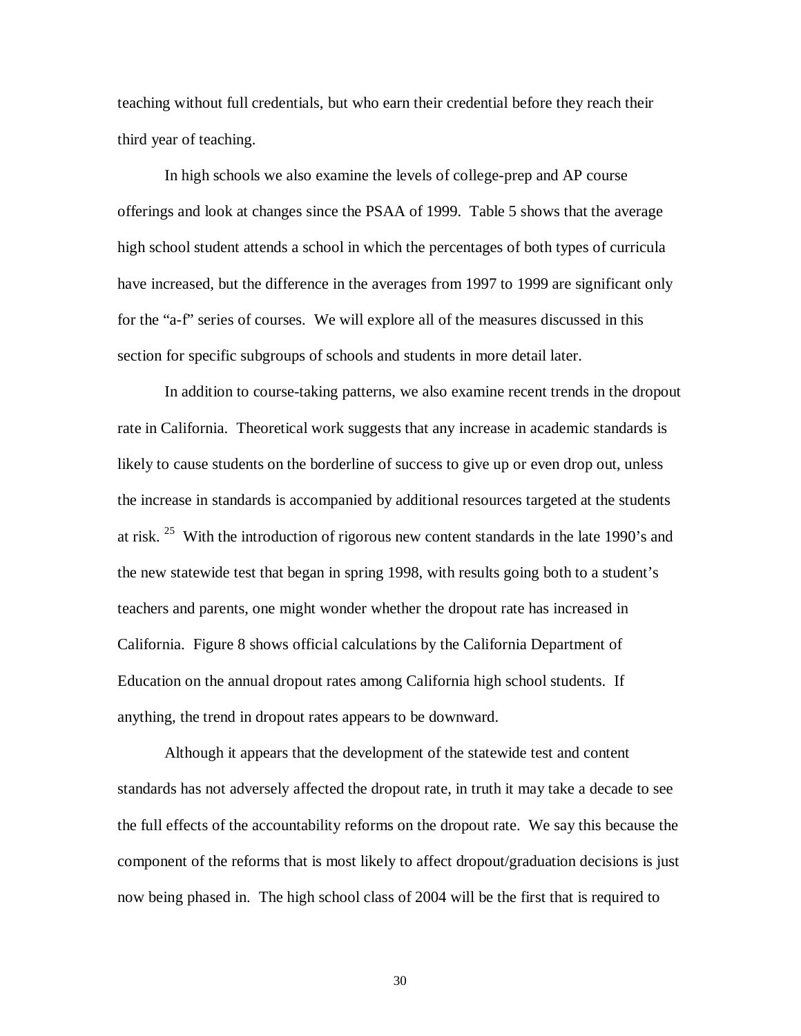teaching without full credentials, but who earn their credential before they reach their third year of teaching.

In high schools we also examine the levels of college-prep and AP course offerings and look at changes since the PSAA of 1999. Table 5 shows that the average high school student attends a school in which the percentages of both types of curricula have increased, but the difference in the averages from 1997 to 1999 are significant only for the "a-f" series of courses. We will explore all of the measures discussed in this section for specific subgroups of schools and students in more detail later.

In addition to course-taking patterns, we also examine recent trends in the dropout rate in California. Theoretical work suggests that any increase in academic standards is likely to cause students on the borderline of success to give up or even drop out, unless the increase in standards is accompanied by additional resources targeted at the students at risk. [25] With the introduction of rigorous new content standards in the late 1990's and the new statewide test that began in spring 1998, with results going both to a student's teachers and parents, one might wonder whether the dropout rate has increased in California. Figure 8 shows official calculations by the California Department of Education on the annual dropout rates among California high school students. If anything, the trend in dropout rates appears to be downward.

Although it appears that the development of the statewide test and content standards has not adversely affected the dropout rate, in truth it may take a decade to see the full effects of the accountability reforms on the dropout rate. We say this because the component of the reforms that is most likely to affect dropout/graduation decisions is just now being phased in. The high school class of 2004 will be the first that is required to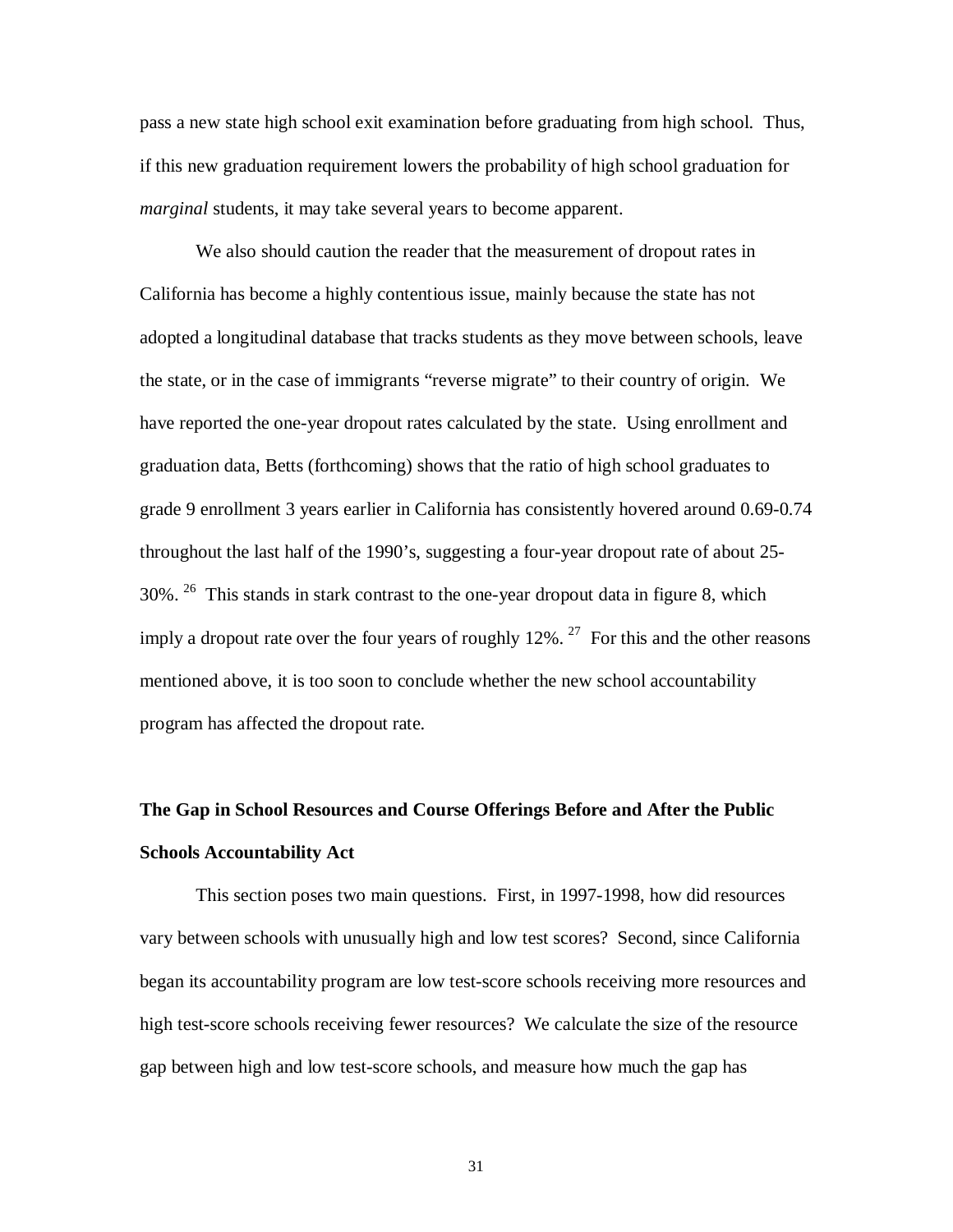pass a new state high school exit examination before graduating from high school. Thus, if this new graduation requirement lowers the probability of high school graduation for *marginal* students, it may take several years to become apparent.

We also should caution the reader that the measurement of dropout rates in California has become a highly contentious issue, mainly because the state has not adopted a longitudinal database that tracks students as they move between schools, leave the state, or in the case of immigrants "reverse migrate" to their country of origin. We have reported the one-year dropout rates calculated by the state. Using enrollment and graduation data, Betts (forthcoming) shows that the ratio of high school graduates to grade 9 enrollment 3 years earlier in California has consistently hovered around 0.69-0.74 throughout the last half of the 1990's, suggesting a four-year dropout rate of about 25-30%. [26] This stands in stark contrast to the one-year dropout data in figure 8, which imply a dropout rate over the four years of roughly 12%. [27] For this and the other reasons mentioned above, it is too soon to conclude whether the new school accountability program has affected the dropout rate.

## The Gap in School Resources and Course Offerings Before and After the Public Schools Accountability Act

This section poses two main questions. First, in 1997-1998, how did resources vary between schools with unusually high and low test scores? Second, since California began its accountability program are low test-score schools receiving more resources and high test-score schools receiving fewer resources? We calculate the size of the resource gap between high and low test-score schools, and measure how much the gap has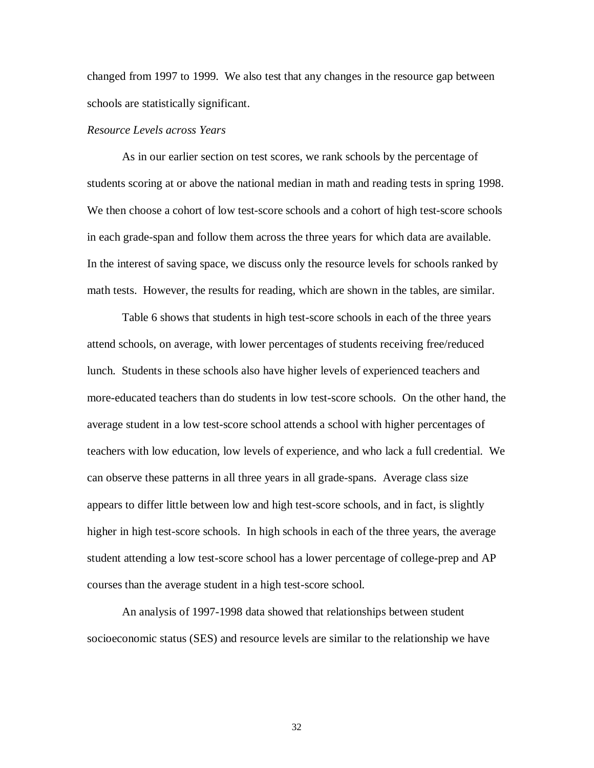changed from 1997 to 1999. We also test that any changes in the resource gap between schools are statistically significant.

*Resource Levels across Years*

As in our earlier section on test scores, we rank schools by the percentage of students scoring at or above the national median in math and reading tests in spring 1998. We then choose a cohort of low test-score schools and a cohort of high test-score schools in each grade-span and follow them across the three years for which data are available. In the interest of saving space, we discuss only the resource levels for schools ranked by math tests. However, the results for reading, which are shown in the tables, are similar.

Table 6 shows that students in high test-score schools in each of the three years attend schools, on average, with lower percentages of students receiving free/reduced lunch. Students in these schools also have higher levels of experienced teachers and more-educated teachers than do students in low test-score schools. On the other hand, the average student in a low test-score school attends a school with higher percentages of teachers with low education, low levels of experience, and who lack a full credential. We can observe these patterns in all three years in all grade-spans. Average class size appears to differ little between low and high test-score schools, and in fact, is slightly higher in high test-score schools. In high schools in each of the three years, the average student attending a low test-score school has a lower percentage of college-prep and AP courses than the average student in a high test-score school.

An analysis of 1997-1998 data showed that relationships between student socioeconomic status (SES) and resource levels are similar to the relationship we have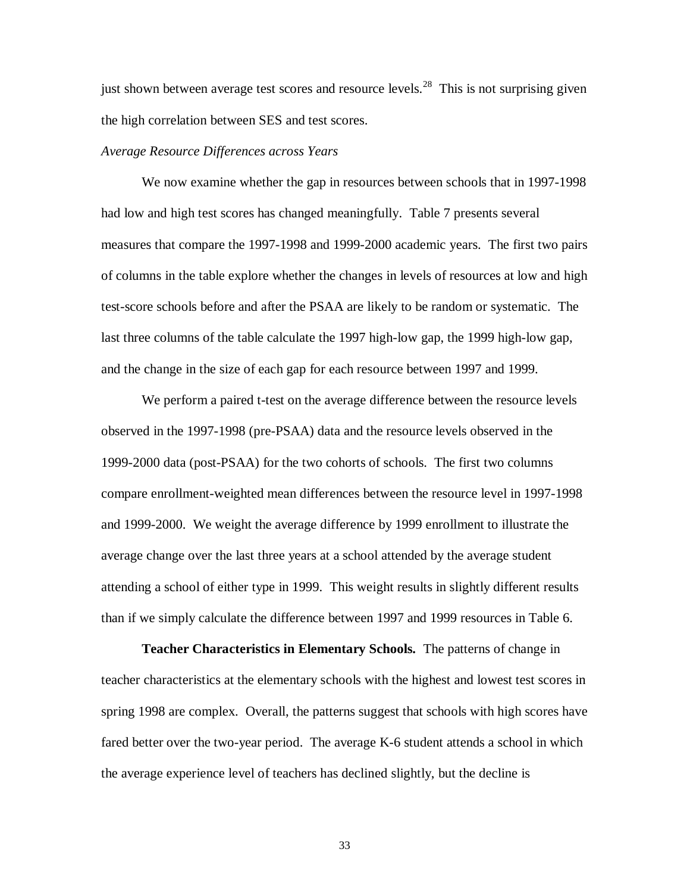just shown between average test scores and resource levels.[28] This is not surprising given the high correlation between SES and test scores.

*Average Resource Differences across Years*

We now examine whether the gap in resources between schools that in 1997-1998 had low and high test scores has changed meaningfully. Table 7 presents several measures that compare the 1997-1998 and 1999-2000 academic years. The first two pairs of columns in the table explore whether the changes in levels of resources at low and high test-score schools before and after the PSAA are likely to be random or systematic. The last three columns of the table calculate the 1997 high-low gap, the 1999 high-low gap, and the change in the size of each gap for each resource between 1997 and 1999.

We perform a paired t-test on the average difference between the resource levels observed in the 1997-1998 (pre-PSAA) data and the resource levels observed in the 1999-2000 data (post-PSAA) for the two cohorts of schools. The first two columns compare enrollment-weighted mean differences between the resource level in 1997-1998 and 1999-2000. We weight the average difference by 1999 enrollment to illustrate the average change over the last three years at a school attended by the average student attending a school of either type in 1999. This weight results in slightly different results than if we simply calculate the difference between 1997 and 1999 resources in Table 6.

**Teacher Characteristics in Elementary Schools.** The patterns of change in teacher characteristics at the elementary schools with the highest and lowest test scores in spring 1998 are complex. Overall, the patterns suggest that schools with high scores have fared better over the two-year period. The average K-6 student attends a school in which the average experience level of teachers has declined slightly, but the decline is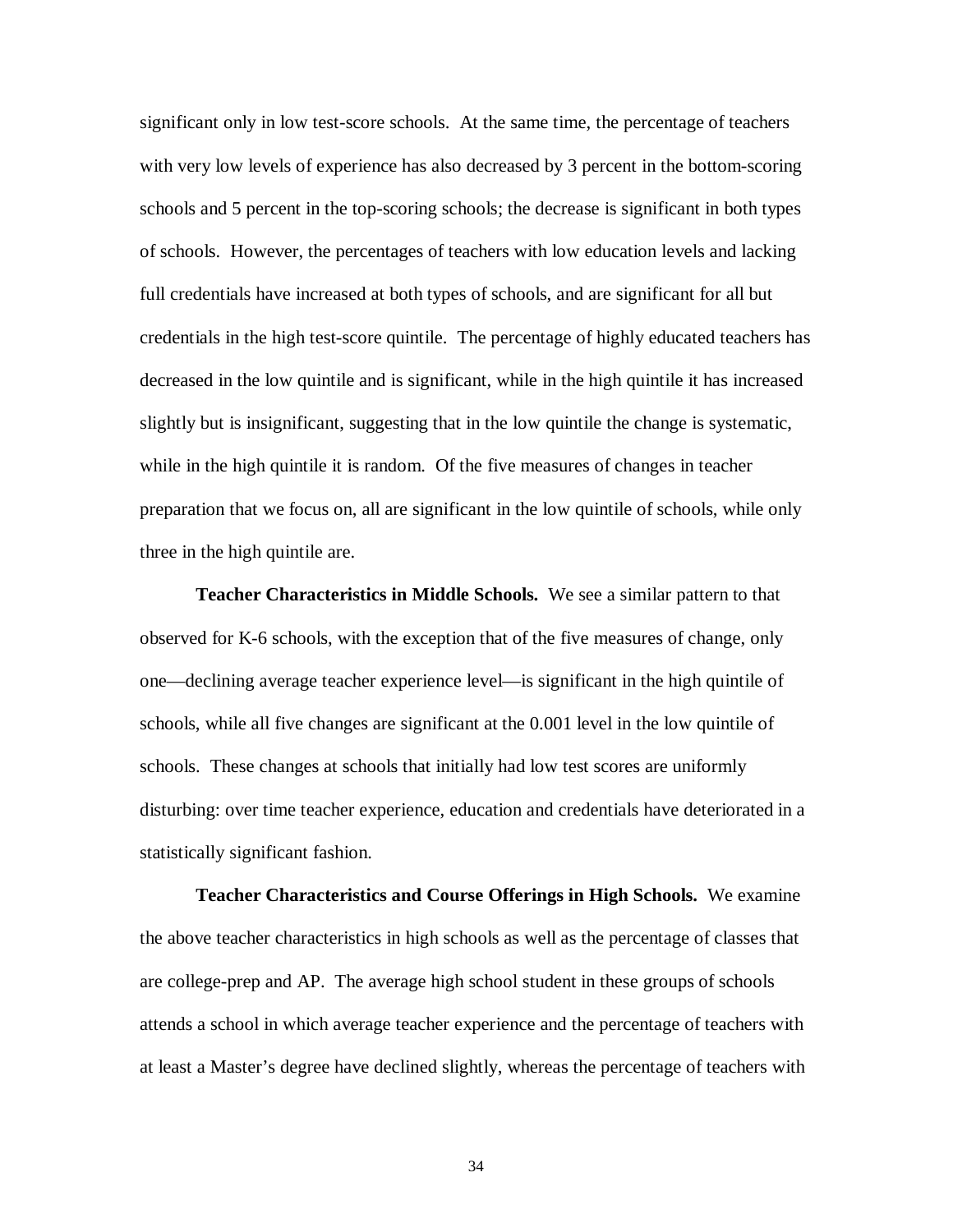significant only in low test-score schools. At the same time, the percentage of teachers with very low levels of experience has also decreased by 3 percent in the bottom-scoring schools and 5 percent in the top-scoring schools; the decrease is significant in both types of schools. However, the percentages of teachers with low education levels and lacking full credentials have increased at both types of schools, and are significant for all but credentials in the high test-score quintile. The percentage of highly educated teachers has decreased in the low quintile and is significant, while in the high quintile it has increased slightly but is insignificant, suggesting that in the low quintile the change is systematic, while in the high quintile it is random. Of the five measures of changes in teacher preparation that we focus on, all are significant in the low quintile of schools, while only three in the high quintile are.

**Teacher Characteristics in Middle Schools.** We see a similar pattern to that observed for K-6 schools, with the exception that of the five measures of change, only one—declining average teacher experience level—is significant in the high quintile of schools, while all five changes are significant at the 0.001 level in the low quintile of schools. These changes at schools that initially had low test scores are uniformly disturbing: over time teacher experience, education and credentials have deteriorated in a statistically significant fashion.

**Teacher Characteristics and Course Offerings in High Schools.** We examine the above teacher characteristics in high schools as well as the percentage of classes that are college-prep and AP. The average high school student in these groups of schools attends a school in which average teacher experience and the percentage of teachers with at least a Master's degree have declined slightly, whereas the percentage of teachers with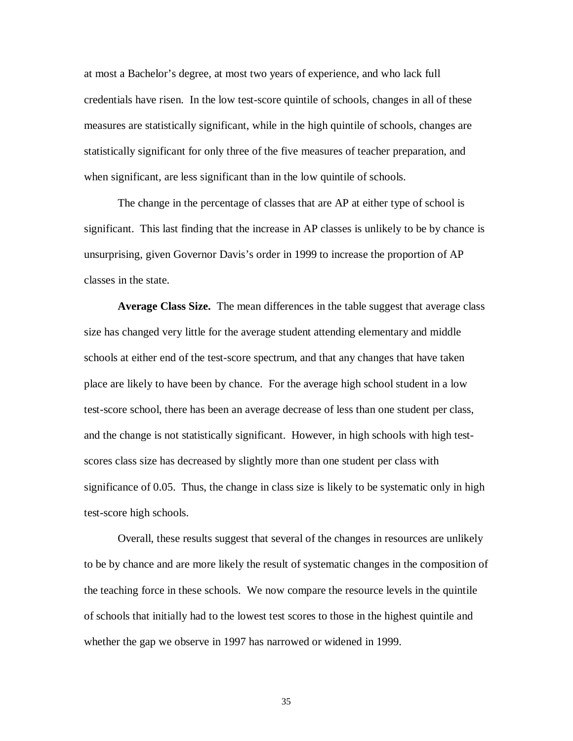at most a Bachelor's degree, at most two years of experience, and who lack full credentials have risen. In the low test-score quintile of schools, changes in all of these measures are statistically significant, while in the high quintile of schools, changes are statistically significant for only three of the five measures of teacher preparation, and when significant, are less significant than in the low quintile of schools.

The change in the percentage of classes that are AP at either type of school is significant. This last finding that the increase in AP classes is unlikely to be by chance is unsurprising, given Governor Davis's order in 1999 to increase the proportion of AP classes in the state.

**Average Class Size.** The mean differences in the table suggest that average class size has changed very little for the average student attending elementary and middle schools at either end of the test-score spectrum, and that any changes that have taken place are likely to have been by chance. For the average high school student in a low test-score school, there has been an average decrease of less than one student per class, and the change is not statistically significant. However, in high schools with high test-scores class size has decreased by slightly more than one student per class with significance of 0.05. Thus, the change in class size is likely to be systematic only in high test-score high schools.

Overall, these results suggest that several of the changes in resources are unlikely to be by chance and are more likely the result of systematic changes in the composition of the teaching force in these schools. We now compare the resource levels in the quintile of schools that initially had to the lowest test scores to those in the highest quintile and whether the gap we observe in 1997 has narrowed or widened in 1999.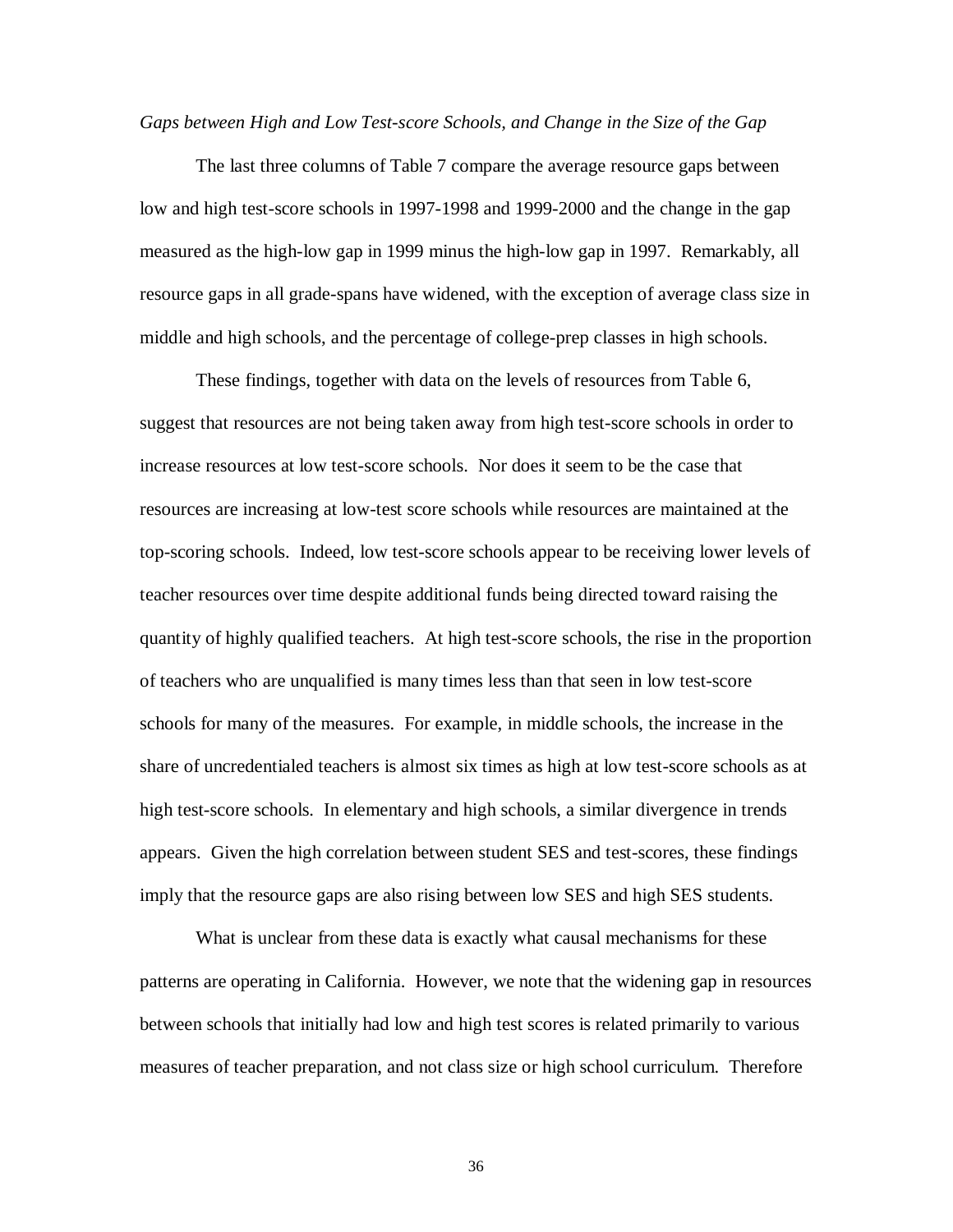*Gaps between High and Low Test-score Schools, and Change in the Size of the Gap*

The last three columns of Table 7 compare the average resource gaps between low and high test-score schools in 1997-1998 and 1999-2000 and the change in the gap measured as the high-low gap in 1999 minus the high-low gap in 1997. Remarkably, all resource gaps in all grade-spans have widened, with the exception of average class size in middle and high schools, and the percentage of college-prep classes in high schools.

These findings, together with data on the levels of resources from Table 6, suggest that resources are not being taken away from high test-score schools in order to increase resources at low test-score schools. Nor does it seem to be the case that resources are increasing at low-test score schools while resources are maintained at the top-scoring schools. Indeed, low test-score schools appear to be receiving lower levels of teacher resources over time despite additional funds being directed toward raising the quantity of highly qualified teachers. At high test-score schools, the rise in the proportion of teachers who are unqualified is many times less than that seen in low test-score schools for many of the measures. For example, in middle schools, the increase in the share of uncredentialed teachers is almost six times as high at low test-score schools as at high test-score schools. In elementary and high schools, a similar divergence in trends appears. Given the high correlation between student SES and test-scores, these findings imply that the resource gaps are also rising between low SES and high SES students.

What is unclear from these data is exactly what causal mechanisms for these patterns are operating in California. However, we note that the widening gap in resources between schools that initially had low and high test scores is related primarily to various measures of teacher preparation, and not class size or high school curriculum. Therefore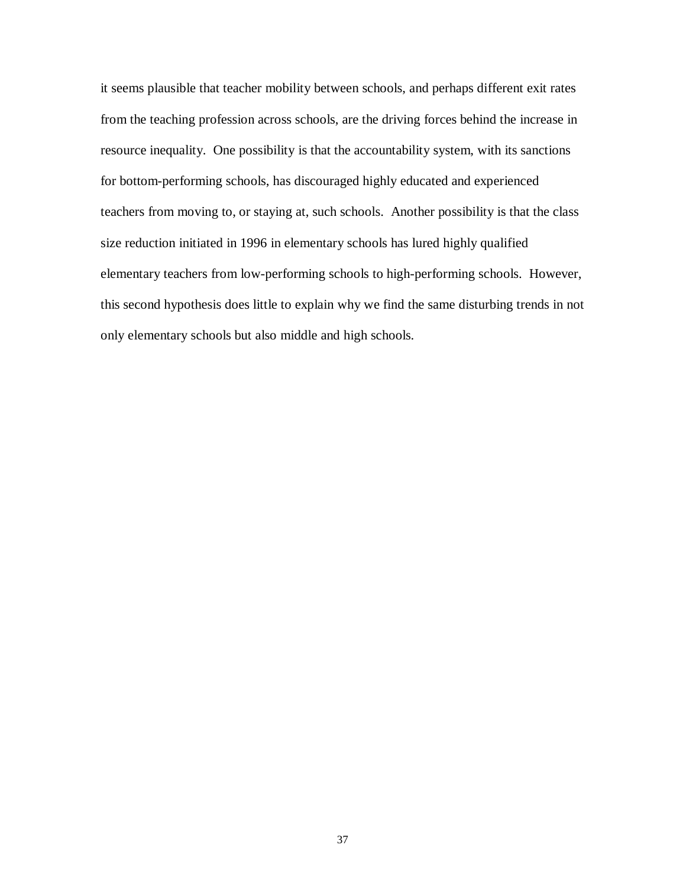it seems plausible that teacher mobility between schools, and perhaps different exit rates from the teaching profession across schools, are the driving forces behind the increase in resource inequality. One possibility is that the accountability system, with its sanctions for bottom-performing schools, has discouraged highly educated and experienced teachers from moving to, or staying at, such schools. Another possibility is that the class size reduction initiated in 1996 in elementary schools has lured highly qualified elementary teachers from low-performing schools to high-performing schools. However, this second hypothesis does little to explain why we find the same disturbing trends in not only elementary schools but also middle and high schools.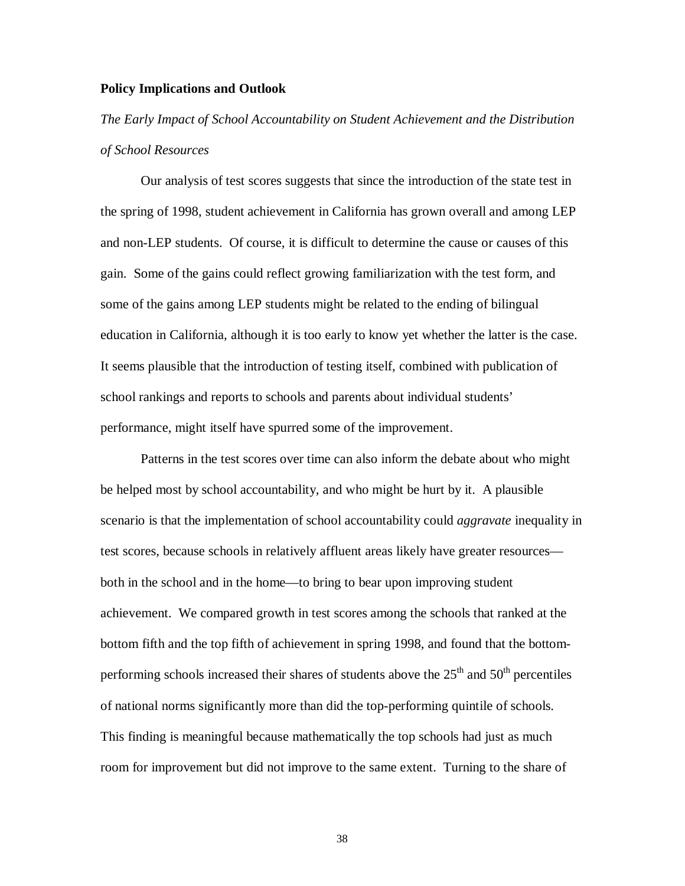**Policy Implications and Outlook**

*The Early Impact of School Accountability on Student Achievement and the Distribution of School Resources*

Our analysis of test scores suggests that since the introduction of the state test in the spring of 1998, student achievement in California has grown overall and among LEP and non-LEP students. Of course, it is difficult to determine the cause or causes of this gain. Some of the gains could reflect growing familiarization with the test form, and some of the gains among LEP students might be related to the ending of bilingual education in California, although it is too early to know yet whether the latter is the case. It seems plausible that the introduction of testing itself, combined with publication of school rankings and reports to schools and parents about individual students' performance, might itself have spurred some of the improvement.

Patterns in the test scores over time can also inform the debate about who might be helped most by school accountability, and who might be hurt by it. A plausible scenario is that the implementation of school accountability could *aggravate* inequality in test scores, because schools in relatively affluent areas likely have greater resources—both in the school and in the home—to bring to bear upon improving student achievement. We compared growth in test scores among the schools that ranked at the bottom fifth and the top fifth of achievement in spring 1998, and found that the bottom-performing schools increased their shares of students above the 25th and 50th percentiles of national norms significantly more than did the top-performing quintile of schools. This finding is meaningful because mathematically the top schools had just as much room for improvement but did not improve to the same extent. Turning to the share of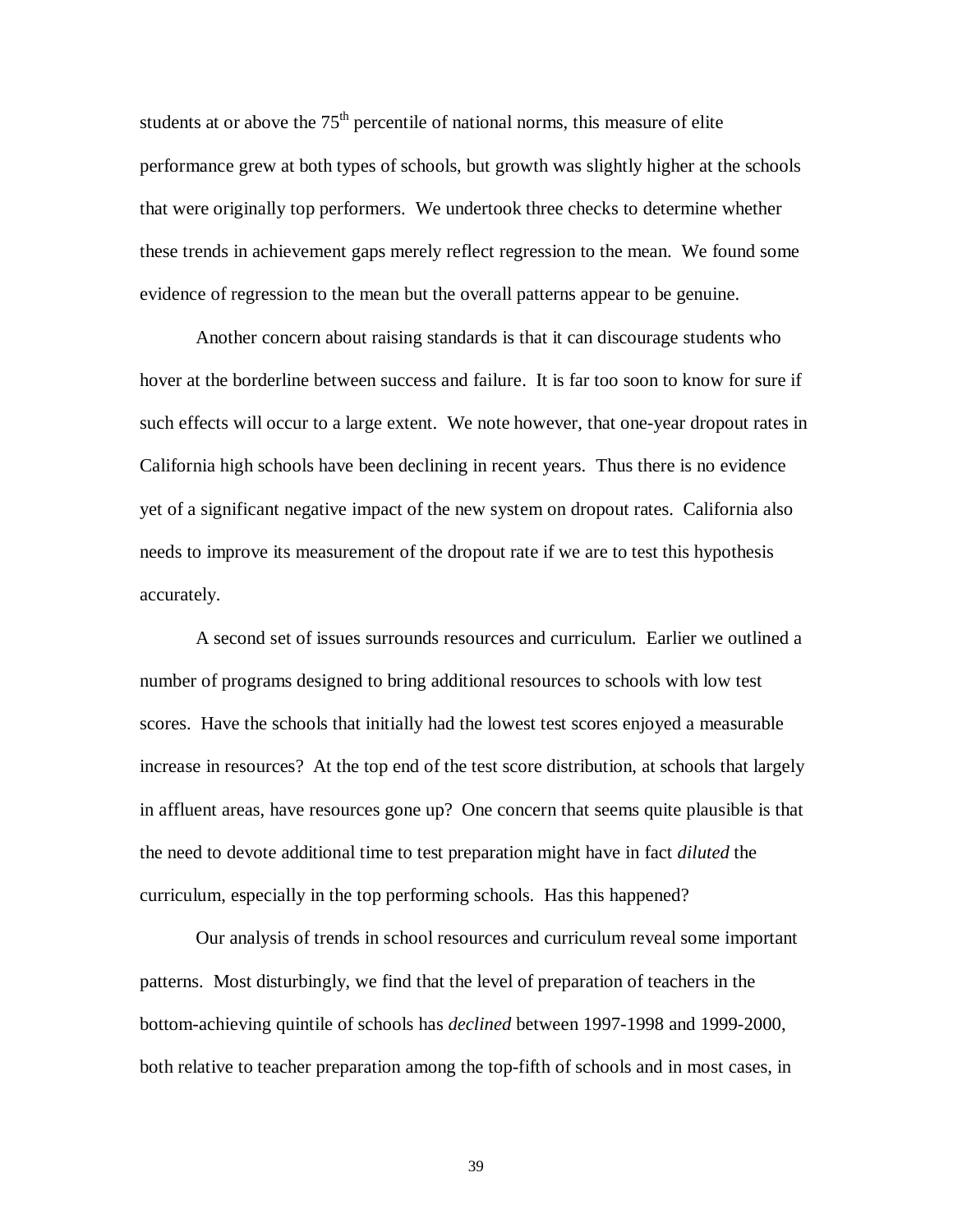students at or above the 75th percentile of national norms, this measure of elite performance grew at both types of schools, but growth was slightly higher at the schools that were originally top performers. We undertook three checks to determine whether these trends in achievement gaps merely reflect regression to the mean. We found some evidence of regression to the mean but the overall patterns appear to be genuine.

Another concern about raising standards is that it can discourage students who hover at the borderline between success and failure. It is far too soon to know for sure if such effects will occur to a large extent. We note however, that one-year dropout rates in California high schools have been declining in recent years. Thus there is no evidence yet of a significant negative impact of the new system on dropout rates. California also needs to improve its measurement of the dropout rate if we are to test this hypothesis accurately.

A second set of issues surrounds resources and curriculum. Earlier we outlined a number of programs designed to bring additional resources to schools with low test scores. Have the schools that initially had the lowest test scores enjoyed a measurable increase in resources? At the top end of the test score distribution, at schools that largely in affluent areas, have resources gone up? One concern that seems quite plausible is that the need to devote additional time to test preparation might have in fact *diluted* the curriculum, especially in the top performing schools. Has this happened?

Our analysis of trends in school resources and curriculum reveal some important patterns. Most disturbingly, we find that the level of preparation of teachers in the bottom-achieving quintile of schools has *declined* between 1997-1998 and 1999-2000, both relative to teacher preparation among the top-fifth of schools and in most cases, in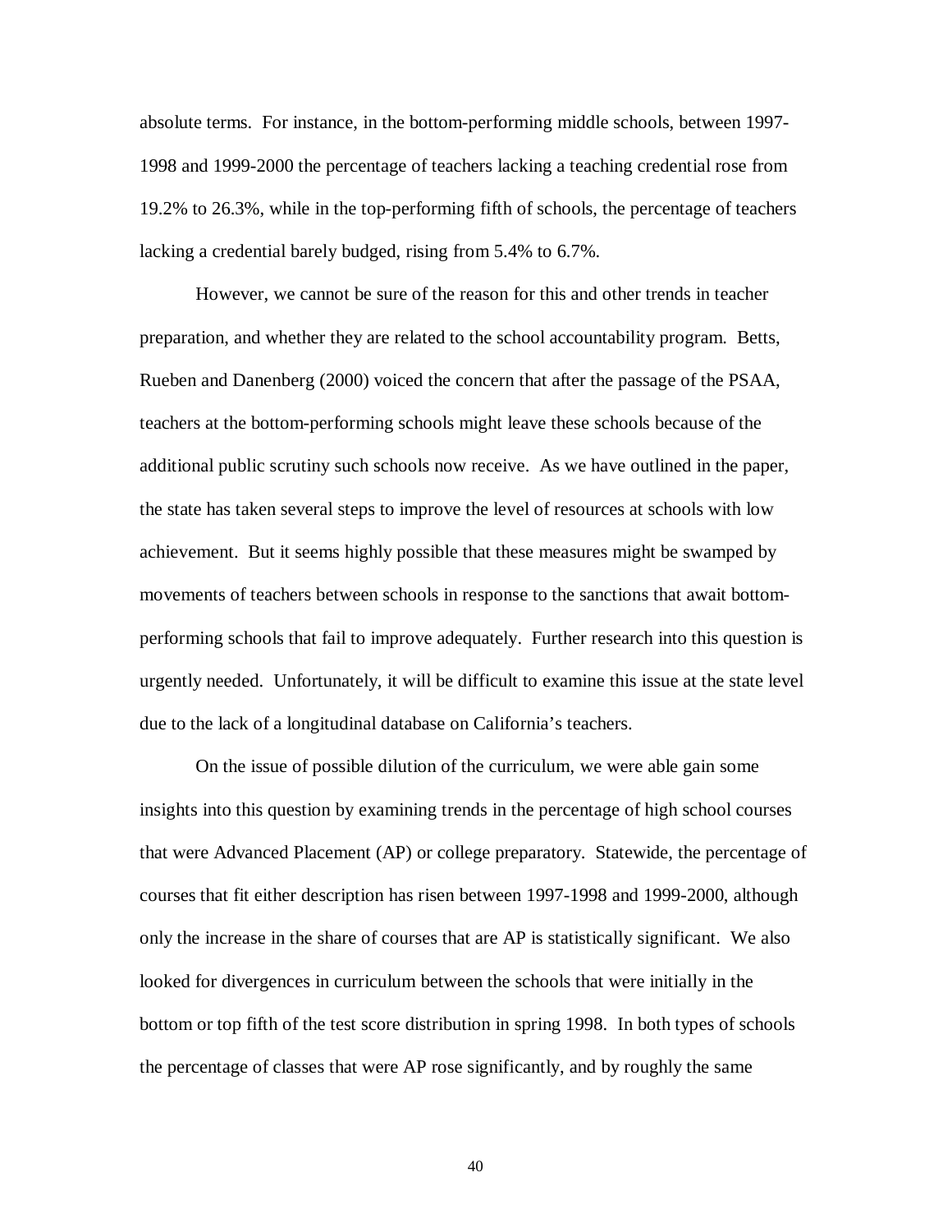absolute terms. For instance, in the bottom-performing middle schools, between 1997-1998 and 1999-2000 the percentage of teachers lacking a teaching credential rose from 19.2% to 26.3%, while in the top-performing fifth of schools, the percentage of teachers lacking a credential barely budged, rising from 5.4% to 6.7%.

However, we cannot be sure of the reason for this and other trends in teacher preparation, and whether they are related to the school accountability program. Betts, Rueben and Danenberg (2000) voiced the concern that after the passage of the PSAA, teachers at the bottom-performing schools might leave these schools because of the additional public scrutiny such schools now receive. As we have outlined in the paper, the state has taken several steps to improve the level of resources at schools with low achievement. But it seems highly possible that these measures might be swamped by movements of teachers between schools in response to the sanctions that await bottom-performing schools that fail to improve adequately. Further research into this question is urgently needed. Unfortunately, it will be difficult to examine this issue at the state level due to the lack of a longitudinal database on California's teachers.

On the issue of possible dilution of the curriculum, we were able gain some insights into this question by examining trends in the percentage of high school courses that were Advanced Placement (AP) or college preparatory. Statewide, the percentage of courses that fit either description has risen between 1997-1998 and 1999-2000, although only the increase in the share of courses that are AP is statistically significant. We also looked for divergences in curriculum between the schools that were initially in the bottom or top fifth of the test score distribution in spring 1998. In both types of schools the percentage of classes that were AP rose significantly, and by roughly the same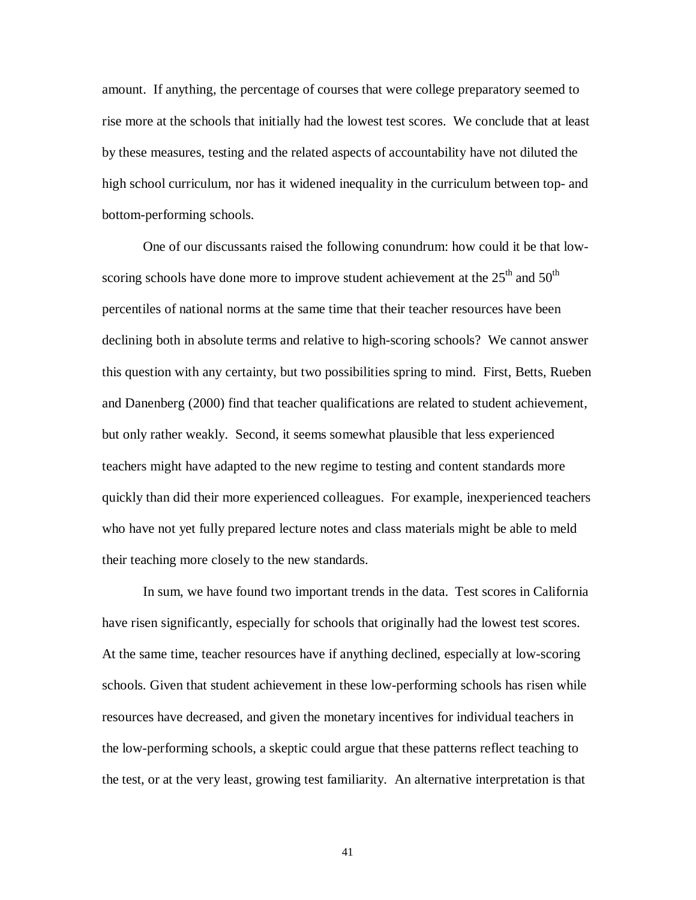amount. If anything, the percentage of courses that were college preparatory seemed to rise more at the schools that initially had the lowest test scores. We conclude that at least by these measures, testing and the related aspects of accountability have not diluted the high school curriculum, nor has it widened inequality in the curriculum between top- and bottom-performing schools.

One of our discussants raised the following conundrum: how could it be that low-scoring schools have done more to improve student achievement at the $25^{th}$ and $50^{th}$ percentiles of national norms at the same time that their teacher resources have been declining both in absolute terms and relative to high-scoring schools? We cannot answer this question with any certainty, but two possibilities spring to mind. First, Betts, Rueben and Danenberg (2000) find that teacher qualifications are related to student achievement, but only rather weakly. Second, it seems somewhat plausible that less experienced teachers might have adapted to the new regime to testing and content standards more quickly than did their more experienced colleagues. For example, inexperienced teachers who have not yet fully prepared lecture notes and class materials might be able to meld their teaching more closely to the new standards.

In sum, we have found two important trends in the data. Test scores in California have risen significantly, especially for schools that originally had the lowest test scores. At the same time, teacher resources have if anything declined, especially at low-scoring schools. Given that student achievement in these low-performing schools has risen while resources have decreased, and given the monetary incentives for individual teachers in the low-performing schools, a skeptic could argue that these patterns reflect teaching to the test, or at the very least, growing test familiarity. An alternative interpretation is that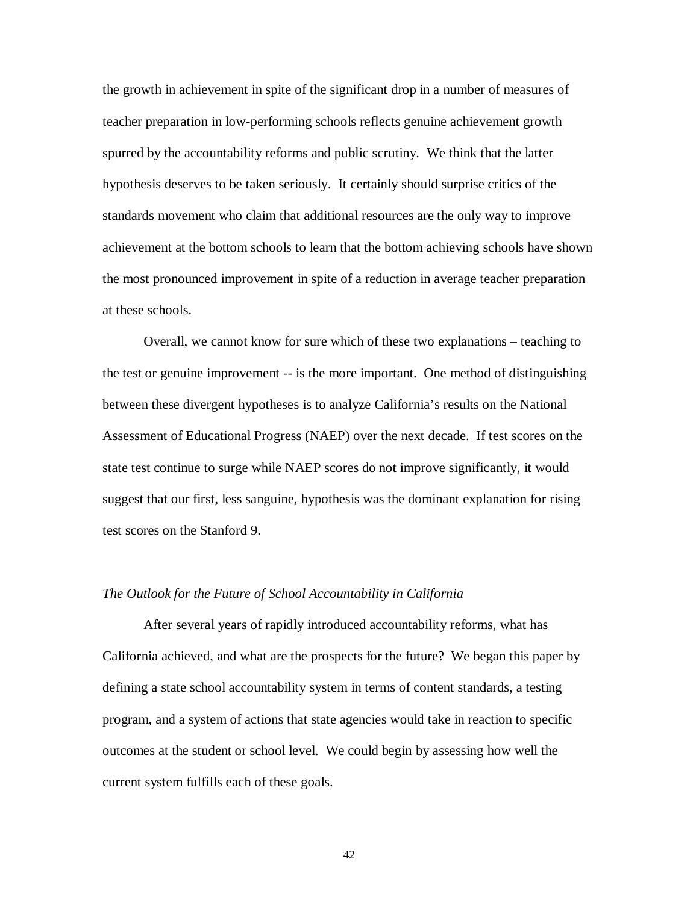the growth in achievement in spite of the significant drop in a number of measures of teacher preparation in low-performing schools reflects genuine achievement growth spurred by the accountability reforms and public scrutiny. We think that the latter hypothesis deserves to be taken seriously. It certainly should surprise critics of the standards movement who claim that additional resources are the only way to improve achievement at the bottom schools to learn that the bottom achieving schools have shown the most pronounced improvement in spite of a reduction in average teacher preparation at these schools.

Overall, we cannot know for sure which of these two explanations – teaching to the test or genuine improvement -- is the more important. One method of distinguishing between these divergent hypotheses is to analyze California's results on the National Assessment of Educational Progress (NAEP) over the next decade. If test scores on the state test continue to surge while NAEP scores do not improve significantly, it would suggest that our first, less sanguine, hypothesis was the dominant explanation for rising test scores on the Stanford 9.

*The Outlook for the Future of School Accountability in California*

After several years of rapidly introduced accountability reforms, what has California achieved, and what are the prospects for the future? We began this paper by defining a state school accountability system in terms of content standards, a testing program, and a system of actions that state agencies would take in reaction to specific outcomes at the student or school level. We could begin by assessing how well the current system fulfills each of these goals.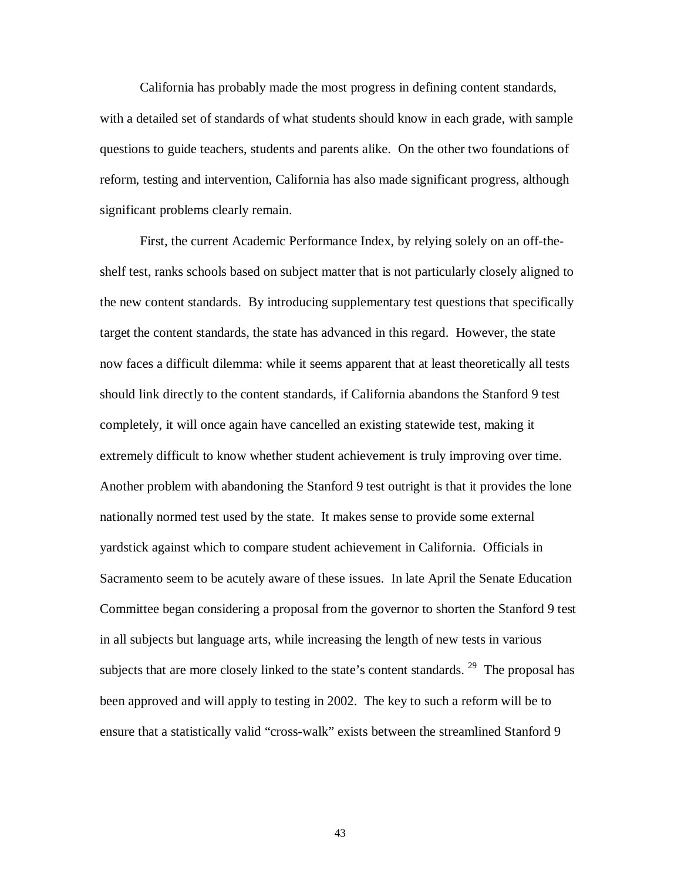California has probably made the most progress in defining content standards, with a detailed set of standards of what students should know in each grade, with sample questions to guide teachers, students and parents alike. On the other two foundations of reform, testing and intervention, California has also made significant progress, although significant problems clearly remain.

First, the current Academic Performance Index, by relying solely on an off-the-shelf test, ranks schools based on subject matter that is not particularly closely aligned to the new content standards. By introducing supplementary test questions that specifically target the content standards, the state has advanced in this regard. However, the state now faces a difficult dilemma: while it seems apparent that at least theoretically all tests should link directly to the content standards, if California abandons the Stanford 9 test completely, it will once again have cancelled an existing statewide test, making it extremely difficult to know whether student achievement is truly improving over time. Another problem with abandoning the Stanford 9 test outright is that it provides the lone nationally normed test used by the state. It makes sense to provide some external yardstick against which to compare student achievement in California. Officials in Sacramento seem to be acutely aware of these issues. In late April the Senate Education Committee began considering a proposal from the governor to shorten the Stanford 9 test in all subjects but language arts, while increasing the length of new tests in various subjects that are more closely linked to the state's content standards. [29] The proposal has been approved and will apply to testing in 2002. The key to such a reform will be to ensure that a statistically valid "cross-walk" exists between the streamlined Stanford 9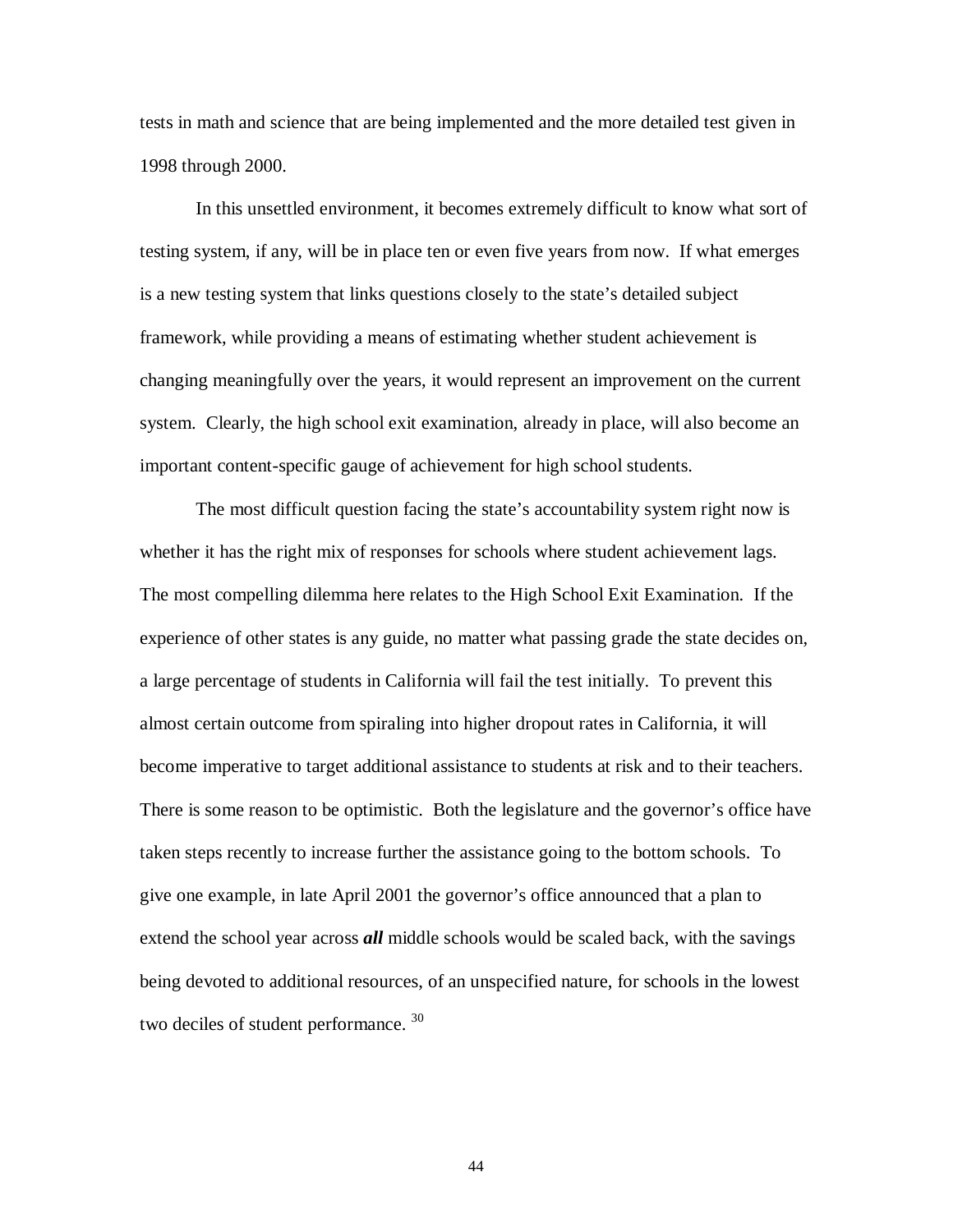tests in math and science that are being implemented and the more detailed test given in 1998 through 2000.

In this unsettled environment, it becomes extremely difficult to know what sort of testing system, if any, will be in place ten or even five years from now. If what emerges is a new testing system that links questions closely to the state's detailed subject framework, while providing a means of estimating whether student achievement is changing meaningfully over the years, it would represent an improvement on the current system. Clearly, the high school exit examination, already in place, will also become an important content-specific gauge of achievement for high school students.

The most difficult question facing the state's accountability system right now is whether it has the right mix of responses for schools where student achievement lags. The most compelling dilemma here relates to the High School Exit Examination. If the experience of other states is any guide, no matter what passing grade the state decides on, a large percentage of students in California will fail the test initially. To prevent this almost certain outcome from spiraling into higher dropout rates in California, it will become imperative to target additional assistance to students at risk and to their teachers. There is some reason to be optimistic. Both the legislature and the governor's office have taken steps recently to increase further the assistance going to the bottom schools. To give one example, in late April 2001 the governor's office announced that a plan to extend the school year across ***all*** middle schools would be scaled back, with the savings being devoted to additional resources, of an unspecified nature, for schools in the lowest two deciles of student performance. [30]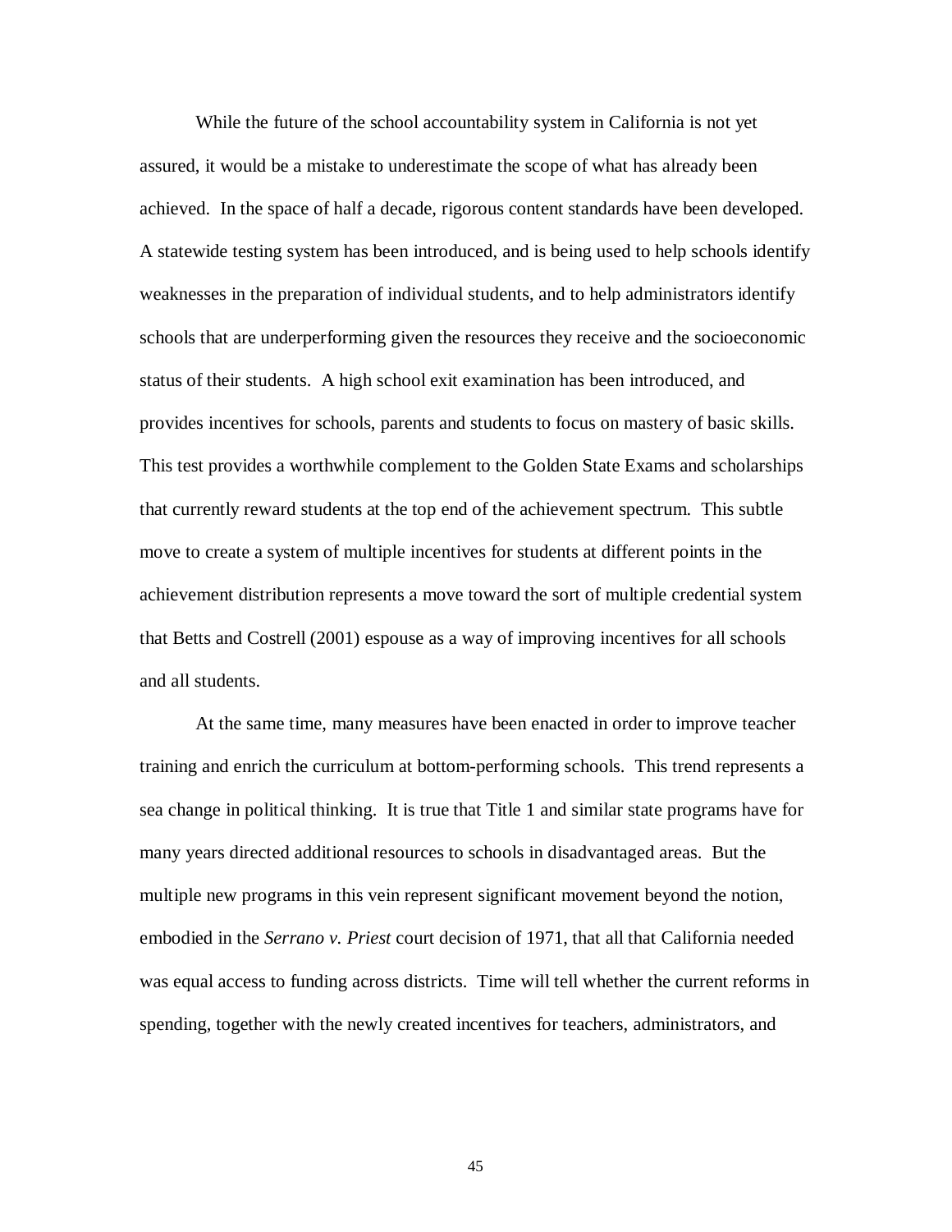While the future of the school accountability system in California is not yet assured, it would be a mistake to underestimate the scope of what has already been achieved. In the space of half a decade, rigorous content standards have been developed. A statewide testing system has been introduced, and is being used to help schools identify weaknesses in the preparation of individual students, and to help administrators identify schools that are underperforming given the resources they receive and the socioeconomic status of their students. A high school exit examination has been introduced, and provides incentives for schools, parents and students to focus on mastery of basic skills. This test provides a worthwhile complement to the Golden State Exams and scholarships that currently reward students at the top end of the achievement spectrum. This subtle move to create a system of multiple incentives for students at different points in the achievement distribution represents a move toward the sort of multiple credential system that Betts and Costrell (2001) espouse as a way of improving incentives for all schools and all students.

At the same time, many measures have been enacted in order to improve teacher training and enrich the curriculum at bottom-performing schools. This trend represents a sea change in political thinking. It is true that Title 1 and similar state programs have for many years directed additional resources to schools in disadvantaged areas. But the multiple new programs in this vein represent significant movement beyond the notion, embodied in the *Serrano v. Priest* court decision of 1971, that all that California needed was equal access to funding across districts. Time will tell whether the current reforms in spending, together with the newly created incentives for teachers, administrators, and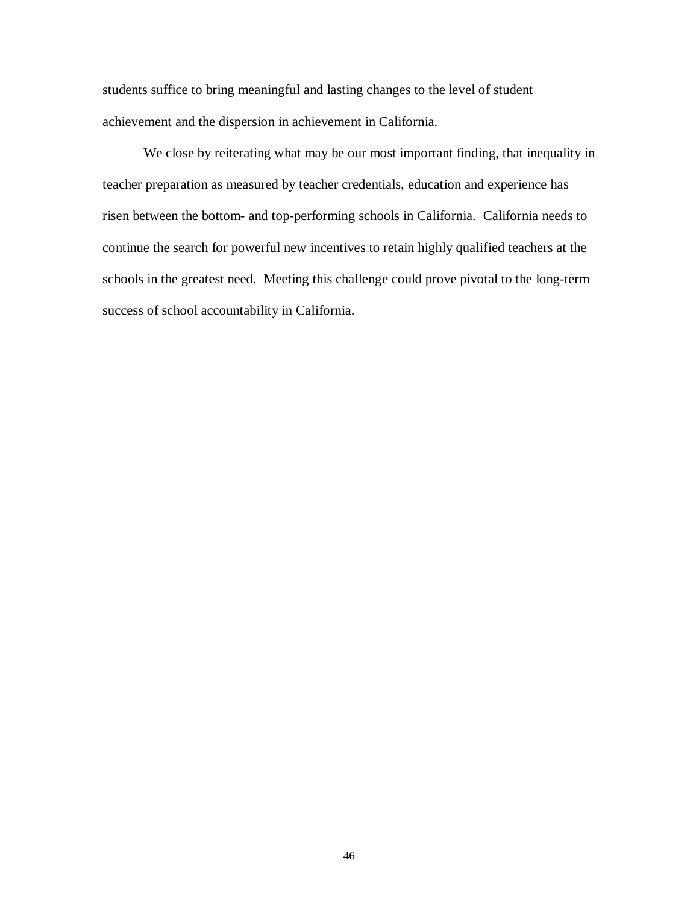students suffice to bring meaningful and lasting changes to the level of student achievement and the dispersion in achievement in California.

We close by reiterating what may be our most important finding, that inequality in teacher preparation as measured by teacher credentials, education and experience has risen between the bottom- and top-performing schools in California. California needs to continue the search for powerful new incentives to retain highly qualified teachers at the schools in the greatest need. Meeting this challenge could prove pivotal to the long-term success of school accountability in California.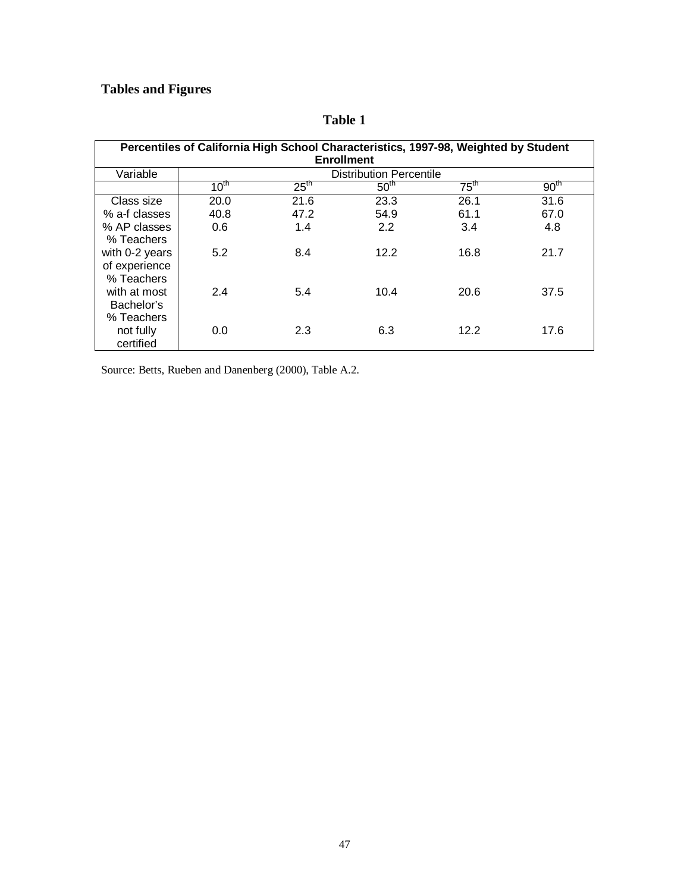## Tables and Figures

**Table 1**

| Percentiles of California High School Characteristics, 1997-98, Weighted by Student Enrollment | | | | | |
|---|---|---|---|---|---|
| Variable | Distribution Percentile | | | | |
| | 10th | 25th | 50th | 75th | 90th |
| Class size | 20.0 | 21.6 | 23.3 | 26.1 | 31.6 |
| % a-f classes | 40.8 | 47.2 | 54.9 | 61.1 | 67.0 |
| % AP classes | 0.6 | 1.4 | 2.2 | 3.4 | 4.8 |
| % Teachers with 0-2 years of experience | 5.2 | 8.4 | 12.2 | 16.8 | 21.7 |
| % Teachers with at most Bachelor's | 2.4 | 5.4 | 10.4 | 20.6 | 37.5 |
| % Teachers not fully certified | 0.0 | 2.3 | 6.3 | 12.2 | 17.6 |

Source: Betts, Rueben and Danenberg (2000), Table A.2.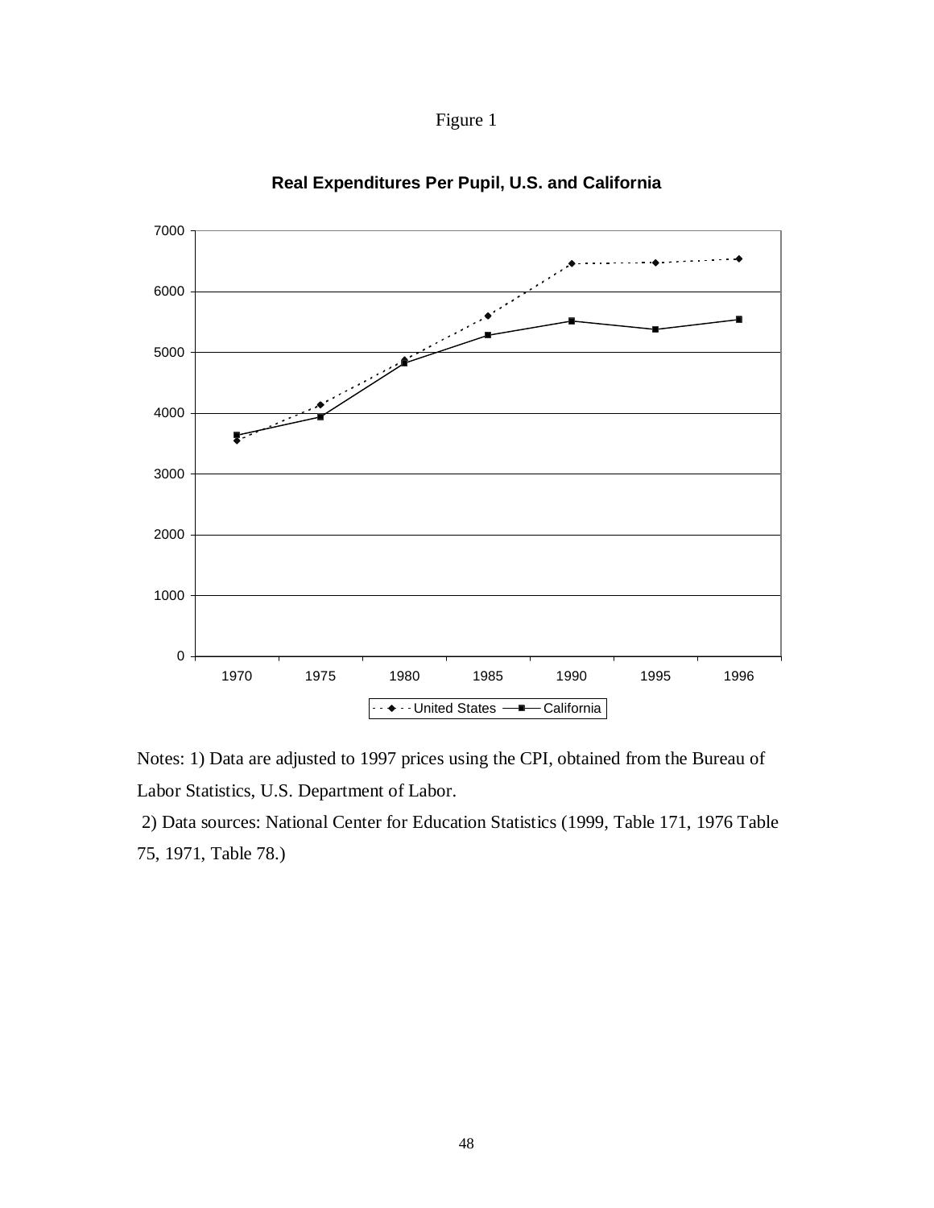Figure 1

**Real Expenditures Per Pupil, U.S. and California**

Notes: 1) Data are adjusted to 1997 prices using the CPI, obtained from the Bureau of Labor Statistics, U.S. Department of Labor.

2) Data sources: National Center for Education Statistics (1999, Table 171, 1976 Table 75, 1971, Table 78.)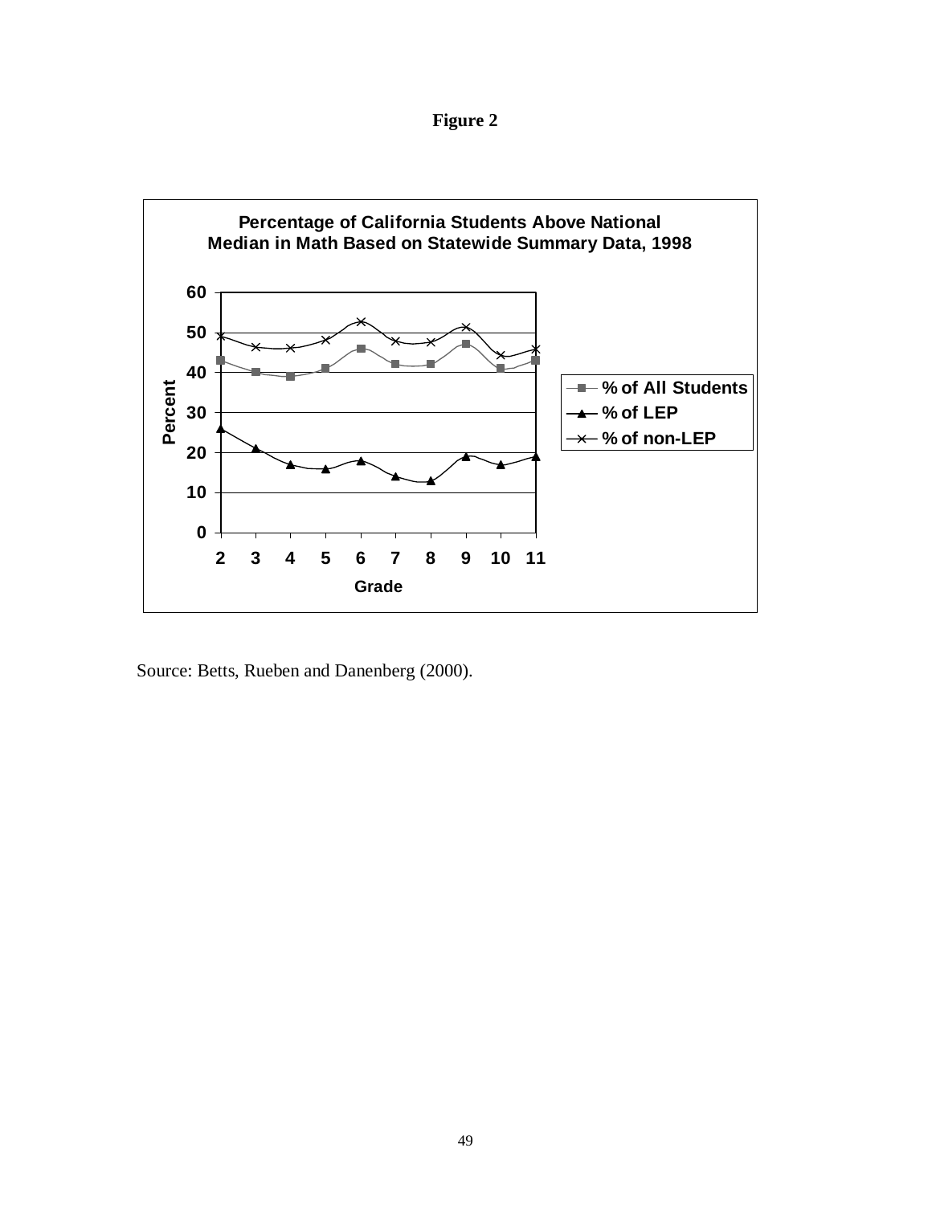**Figure 2**

**Percentage of California Students Above National Median in Math Based on Statewide Summary Data, 1998**

Source: Betts, Rueben and Danenberg (2000).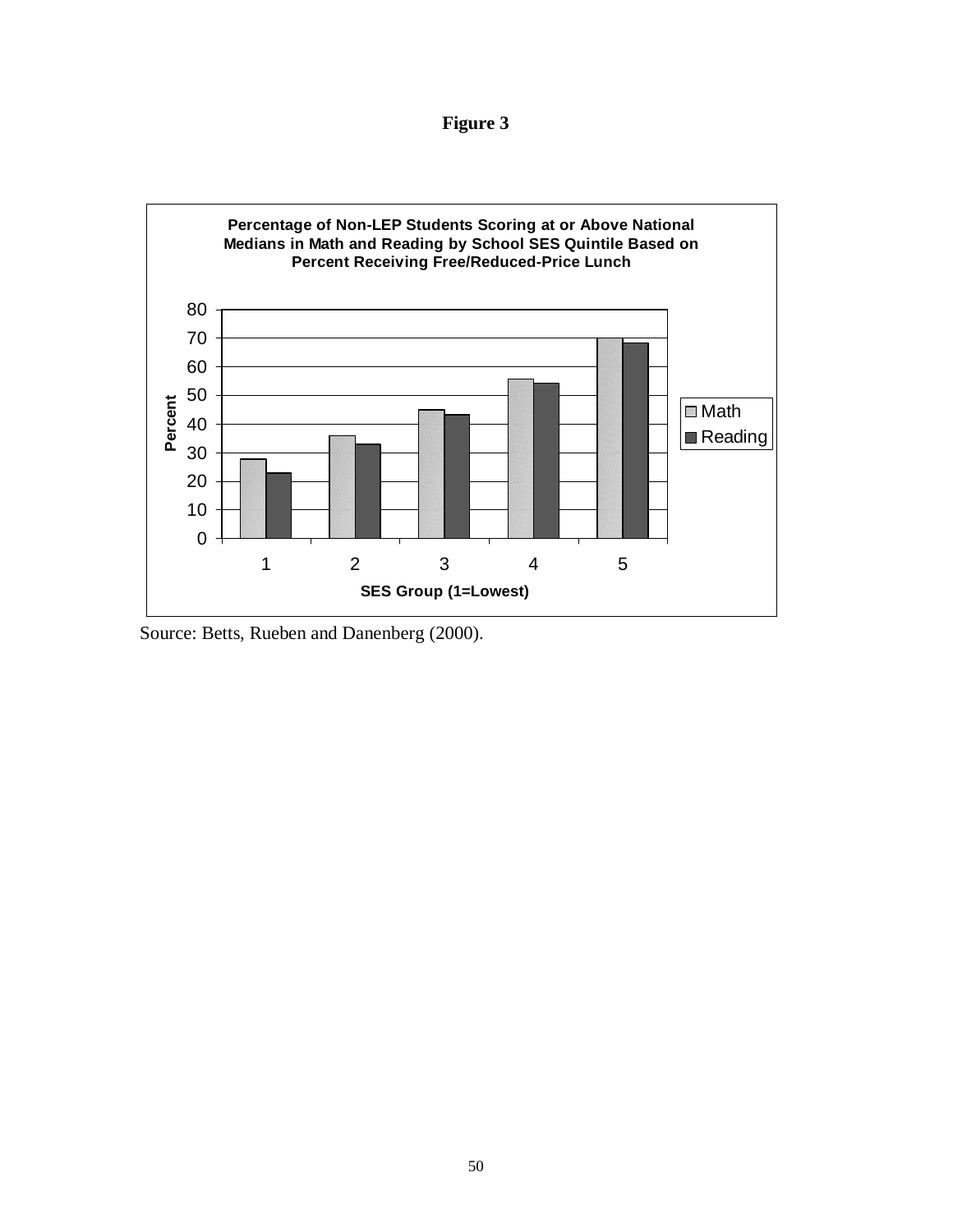**Figure 3**

**Percentage of Non-LEP Students Scoring at or Above National Medians in Math and Reading by School SES Quintile Based on Percent Receiving Free/Reduced-Price Lunch**

Source: Betts, Rueben and Danenberg (2000).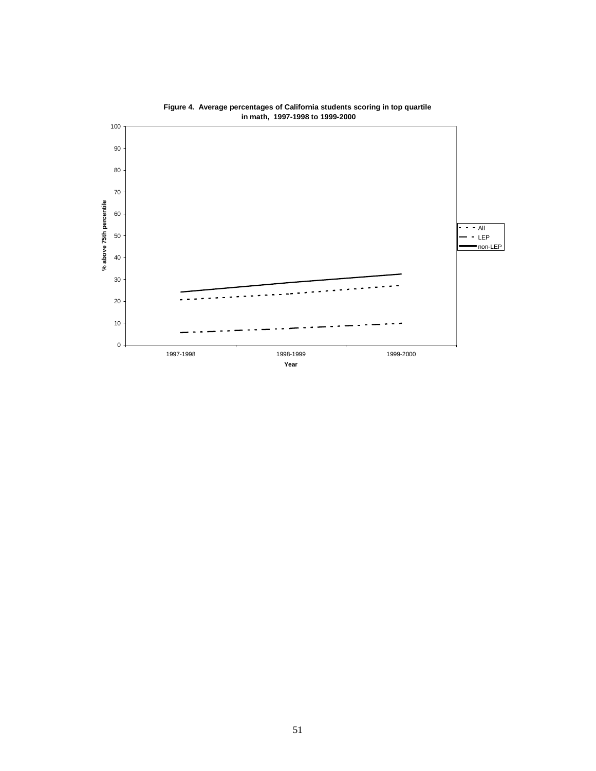**Figure 4. Average percentages of California students scoring in top quartile in math, 1997-1998 to 1999-2000**

100

90

80

70

60

50

40

30

20

10

0

% above 75th percentile

All

LEP

non-LEP

1997-1998

1998-1999

1999-2000

Year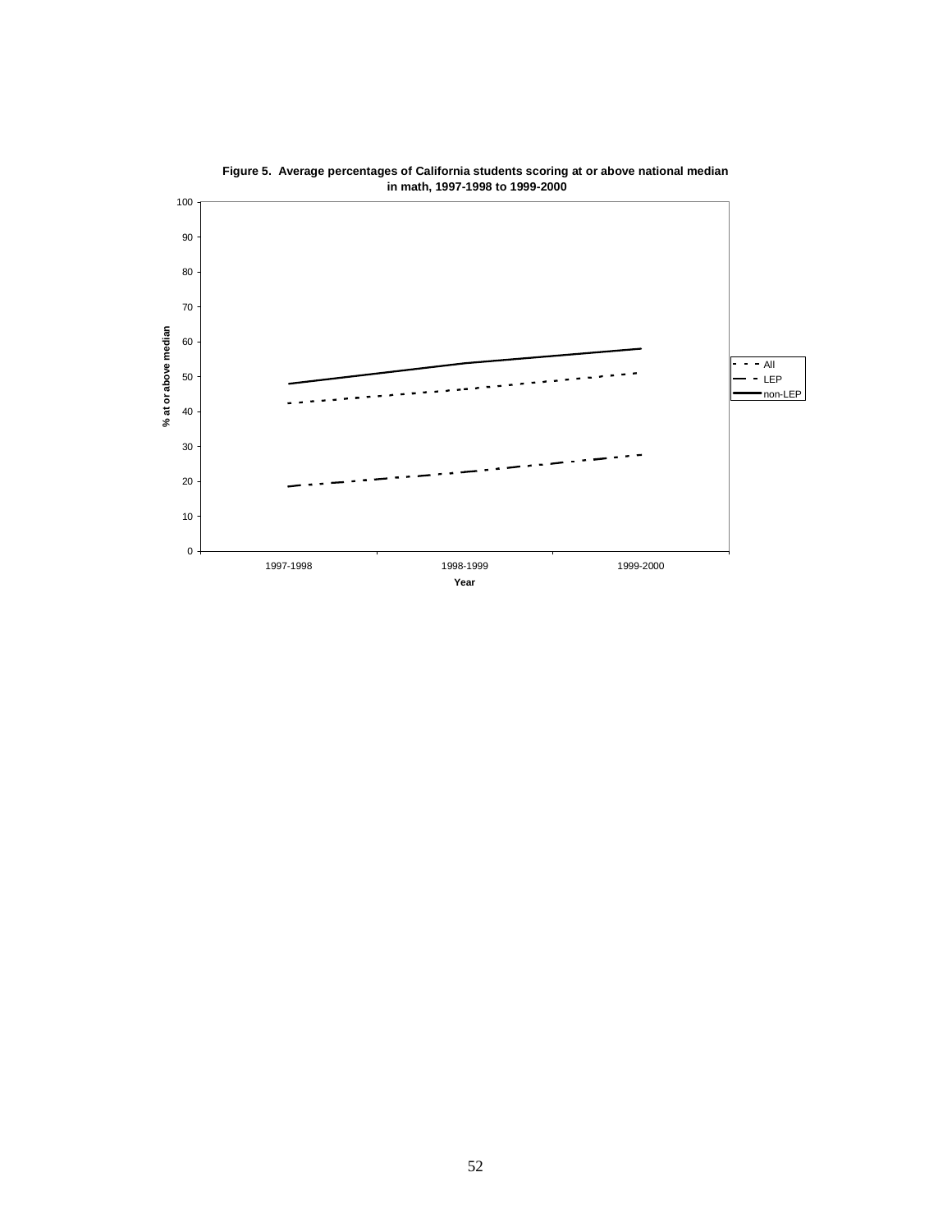**Figure 5. Average percentages of California students scoring at or above national median in math, 1997-1998 to 1999-2000**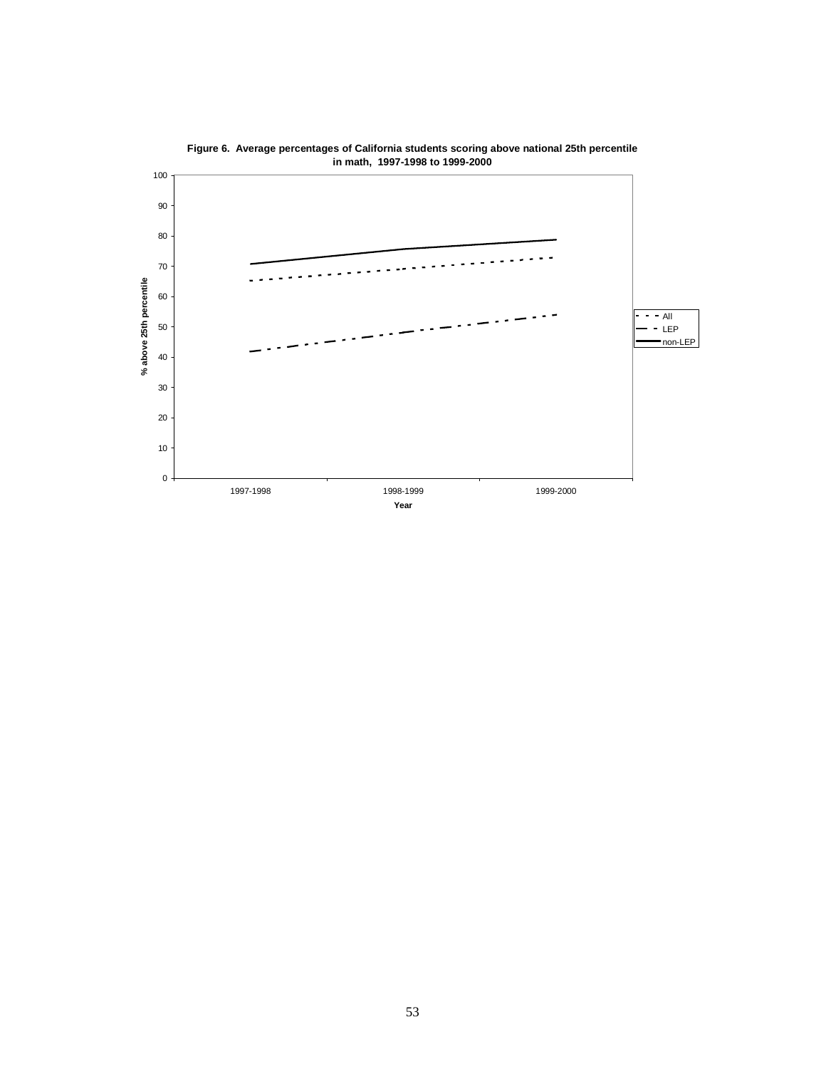**Figure 6. Average percentages of California students scoring above national 25th percentile in math, 1997-1998 to 1999-2000**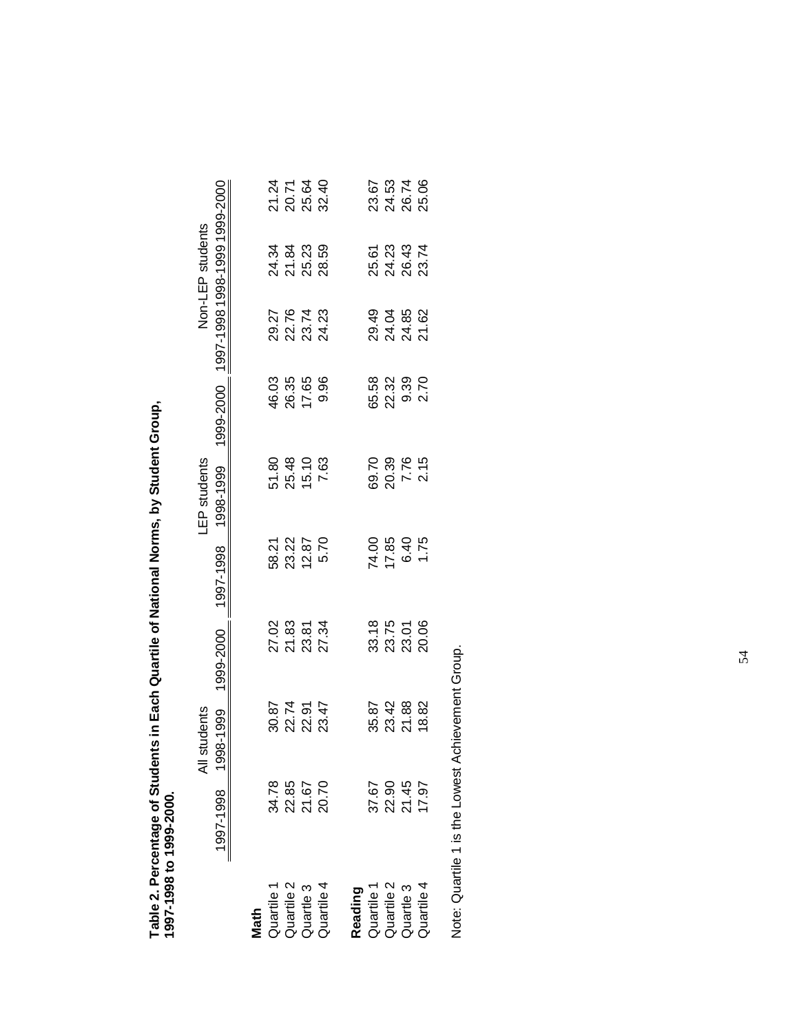**Table 2. Percentage of Students in Each Quartile of National Norms, by Student Group, 1997-1998 to 1999-2000.**

| | All students | | | LEP students | | | Non-LEP students | | |
|---|---|---|---|---|---|---|---|---|---|
| | 1997-1998 | 1998-1999 | 1999-2000 | 1997-1998 | 1998-1999 | 1999-2000 | 1997-1998 | 1998-1999 | 1999-2000 |
| **Math** | | | | | | | | | |
| Quartile 1 | 34.78 | 30.87 | 27.02 | 58.21 | 51.80 | 46.03 | 29.27 | 24.34 | 21.24 |
| Quartile 2 | 22.85 | 22.74 | 21.83 | 23.22 | 25.48 | 26.35 | 22.76 | 21.84 | 20.71 |
| Quartile 3 | 21.67 | 22.91 | 23.81 | 12.87 | 15.10 | 17.65 | 23.74 | 25.23 | 25.64 |
| Quartile 4 | 20.70 | 23.47 | 27.34 | 5.70 | 7.63 | 9.96 | 24.23 | 28.59 | 32.40 |
| **Reading** | | | | | | | | | |
| Quartile 1 | 37.67 | 35.87 | 33.18 | 74.00 | 69.70 | 65.58 | 29.49 | 25.61 | 23.67 |
| Quartile 2 | 22.90 | 23.42 | 23.75 | 17.85 | 20.39 | 22.32 | 24.04 | 24.23 | 24.53 |
| Quartile 3 | 21.45 | 21.88 | 23.01 | 6.40 | 7.76 | 9.39 | 24.85 | 26.43 | 26.74 |
| Quartile 4 | 17.97 | 18.82 | 20.06 | 1.75 | 2.15 | 2.70 | 21.62 | 23.74 | 25.06 |

Note: Quartile 1 is the Lowest Achievement Group.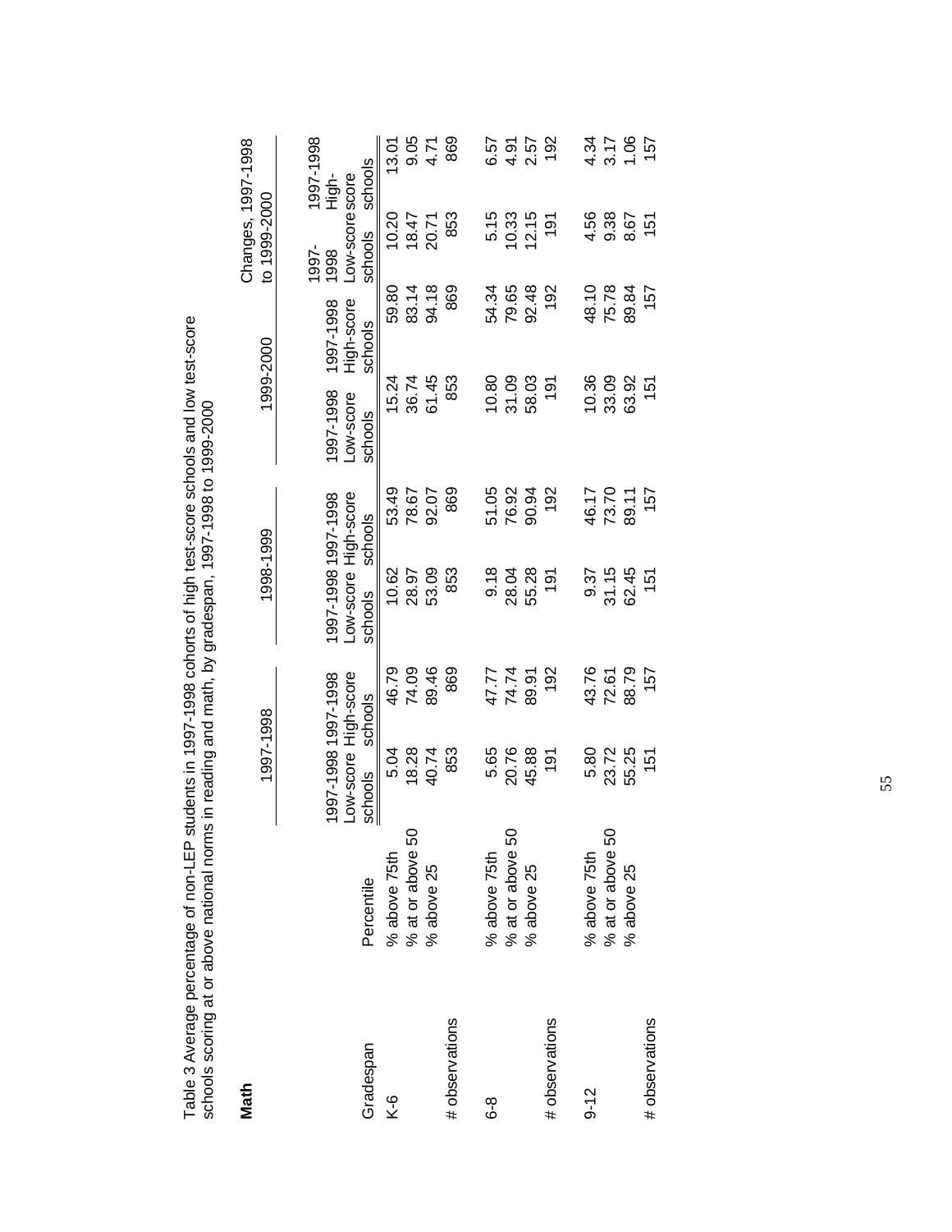Table 3 Average percentage of non-LEP students in 1997-1998 cohorts of high test-score schools and low test-score schools scoring at or above national norms in reading and math, by gradespan, 1997-1998 to 1999-2000

**Math**

| | | 1997-1998 | | 1998-1999 | | 1999-2000 | | Changes, 1997-1998 to 1999-2000 | |
|---|---|---|---|---|---|---|---|---|---|
| Gradespan | Percentile | 1997-1998 Low-score schools | 1997-1998 High-score schools | 1997-1998 Low-score schools | 1997-1998 High-score schools | 1997-1998 Low-score schools | 1997-1998 High-score schools | 1997-1998 Low-score schools | 1997-1998 High-score schools |
| K-6 | % above 75th | 5.04 | 46.79 | 10.62 | 53.49 | 15.24 | 59.80 | 10.20 | 13.01 |
| | % at or above 50 | 18.28 | 74.09 | 28.97 | 78.67 | 36.74 | 83.14 | 18.47 | 9.05 |
| | % above 25 | 40.74 | 89.46 | 53.09 | 92.07 | 61.45 | 94.18 | 20.71 | 4.71 |
| # observations | | 853 | 869 | 853 | 869 | 853 | 869 | 853 | 869 |
| 6-8 | % above 75th | 5.65 | 47.77 | 9.18 | 51.05 | 10.80 | 54.34 | 5.15 | 6.57 |
| | % at or above 50 | 20.76 | 74.74 | 28.04 | 76.92 | 31.09 | 79.65 | 10.33 | 4.91 |
| | % above 25 | 45.88 | 89.91 | 55.28 | 90.94 | 58.03 | 92.48 | 12.15 | 2.57 |
| # observations | | 191 | 192 | 191 | 192 | 191 | 192 | 191 | 192 |
| 9-12 | % above 75th | 5.80 | 43.76 | 9.37 | 46.17 | 10.36 | 48.10 | 4.56 | 4.34 |
| | % at or above 50 | 23.72 | 72.61 | 31.15 | 73.70 | 33.09 | 75.78 | 9.38 | 3.17 |
| | % above 25 | 55.25 | 88.79 | 62.45 | 89.11 | 63.92 | 89.84 | 8.67 | 1.06 |
| # observations | | 151 | 157 | 151 | 157 | 151 | 157 | 151 | 157 |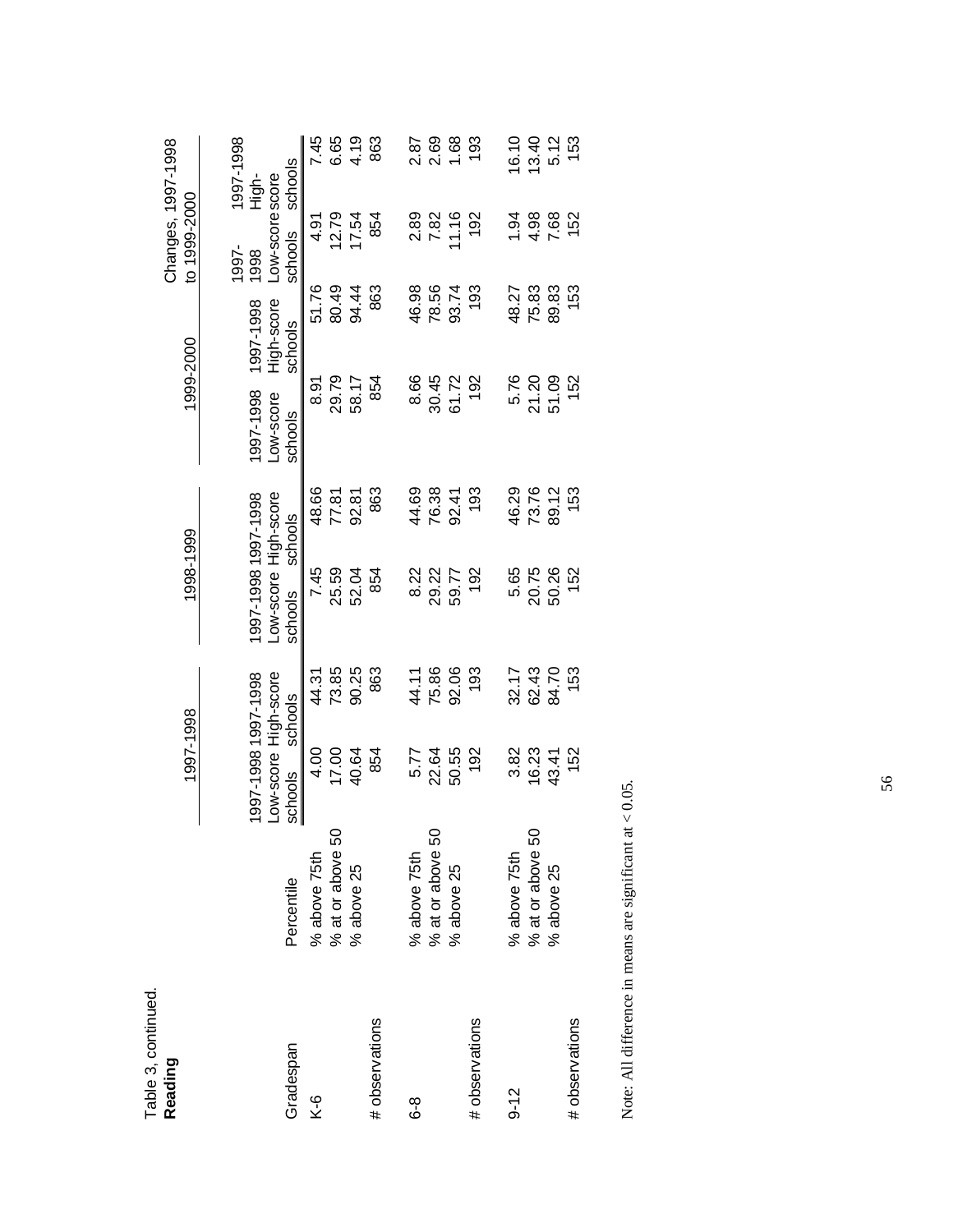Table 3, continued.

**Reading**

| Gradespan | Percentile | 1997-1998: 1997-1998 Low-score schools | 1997-1998: 1997-1998 High-score schools | 1998-1999: 1997-1998 Low-score schools | 1998-1999: 1997-1998 High-score schools | 1999-2000: 1997-1998 Low-score schools | 1999-2000: 1997-1998 High-score schools | Changes, 1997-1998 to 1999-2000: 1997-1998 Low-score schools | Changes, 1997-1998 to 1999-2000: 1997-1998 High-score schools |
|---|---|---|---|---|---|---|---|---|---|
| K-6 | % above 75th | 4.00 | 44.31 | 7.45 | 48.66 | 8.91 | 51.76 | 4.91 | 7.45 |
| | % at or above 50 | 17.00 | 73.85 | 25.59 | 77.81 | 29.79 | 80.49 | 12.79 | 6.65 |
| | % above 25 | 40.64 | 90.25 | 52.04 | 92.81 | 58.17 | 94.44 | 17.54 | 4.19 |
| # observations | | 854 | 863 | 854 | 863 | 854 | 863 | 854 | 863 |
| 6-8 | % above 75th | 5.77 | 44.11 | 8.22 | 44.69 | 8.66 | 46.98 | 2.89 | 2.87 |
| | % at or above 50 | 22.64 | 75.86 | 29.22 | 76.38 | 30.45 | 78.56 | 7.82 | 2.69 |
| | % above 25 | 50.55 | 92.06 | 59.77 | 92.41 | 61.72 | 93.74 | 11.16 | 1.68 |
| # observations | | 192 | 193 | 192 | 193 | 192 | 193 | 192 | 193 |
| 9-12 | % above 75th | 3.82 | 32.17 | 5.65 | 46.29 | 5.76 | 48.27 | 1.94 | 16.10 |
| | % at or above 50 | 16.23 | 62.43 | 20.75 | 73.76 | 21.20 | 75.83 | 4.98 | 13.40 |
| | % above 25 | 43.41 | 84.70 | 50.26 | 89.12 | 51.09 | 89.83 | 7.68 | 5.12 |
| # observations | | 152 | 153 | 152 | 153 | 152 | 153 | 152 | 153 |

Note: All difference in means are significant at < 0.05.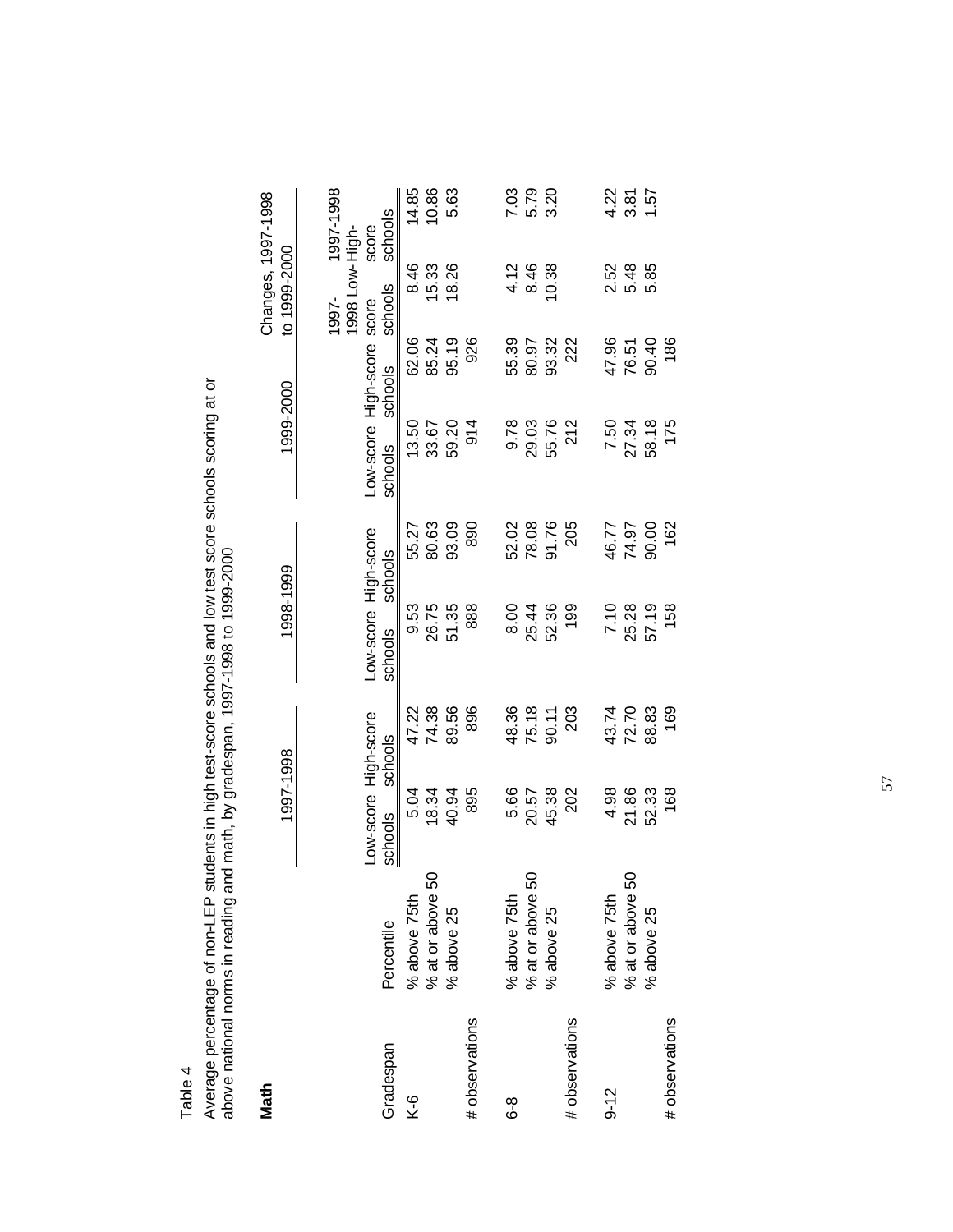Table 4

Average percentage of non-LEP students in high test-score schools and low test score schools scoring at or above national norms in reading and math, by gradespan, 1997-1998 to 1999-2000

**Math**

| | | 1997-1998 | | 1998-1999 | | 1999-2000 | | Changes, 1997-1998 to 1999-2000 | |
|---|---|---|---|---|---|---|---|---|---|
| Gradespan | Percentile | Low-score schools | High-score schools | Low-score schools | High-score schools | Low-score schools | High-score schools | 1997-1998 Low-score schools | 1997-1998 High-score schools |
| K-6 | % above 75th | 5.04 | 47.22 | 9.53 | 55.27 | 13.50 | 62.06 | 8.46 | 14.85 |
| | % at or above 50 | 18.34 | 74.38 | 26.75 | 80.63 | 33.67 | 85.24 | 15.33 | 10.86 |
| | % above 25 | 40.94 | 89.56 | 51.35 | 93.09 | 59.20 | 95.19 | 18.26 | 5.63 |
| # observations | | 895 | 896 | 888 | 890 | 914 | 926 | | |
| 6-8 | % above 75th | 5.66 | 48.36 | 8.00 | 52.02 | 9.78 | 55.39 | 4.12 | 7.03 |
| | % at or above 50 | 20.57 | 75.18 | 25.44 | 78.08 | 29.03 | 80.97 | 8.46 | 5.79 |
| | % above 25 | 45.38 | 90.11 | 52.36 | 91.76 | 55.76 | 93.32 | 10.38 | 3.20 |
| # observations | | 202 | 203 | 199 | 205 | 212 | 222 | | |
| 9-12 | % above 75th | 4.98 | 43.74 | 7.10 | 46.77 | 7.50 | 47.96 | 2.52 | 4.22 |
| | % at or above 50 | 21.86 | 72.70 | 25.28 | 74.97 | 27.34 | 76.51 | 5.48 | 3.81 |
| | % above 25 | 52.33 | 88.83 | 57.19 | 90.00 | 58.18 | 90.40 | 5.85 | 1.57 |
| # observations | | 168 | 169 | 158 | 162 | 175 | 186 | | |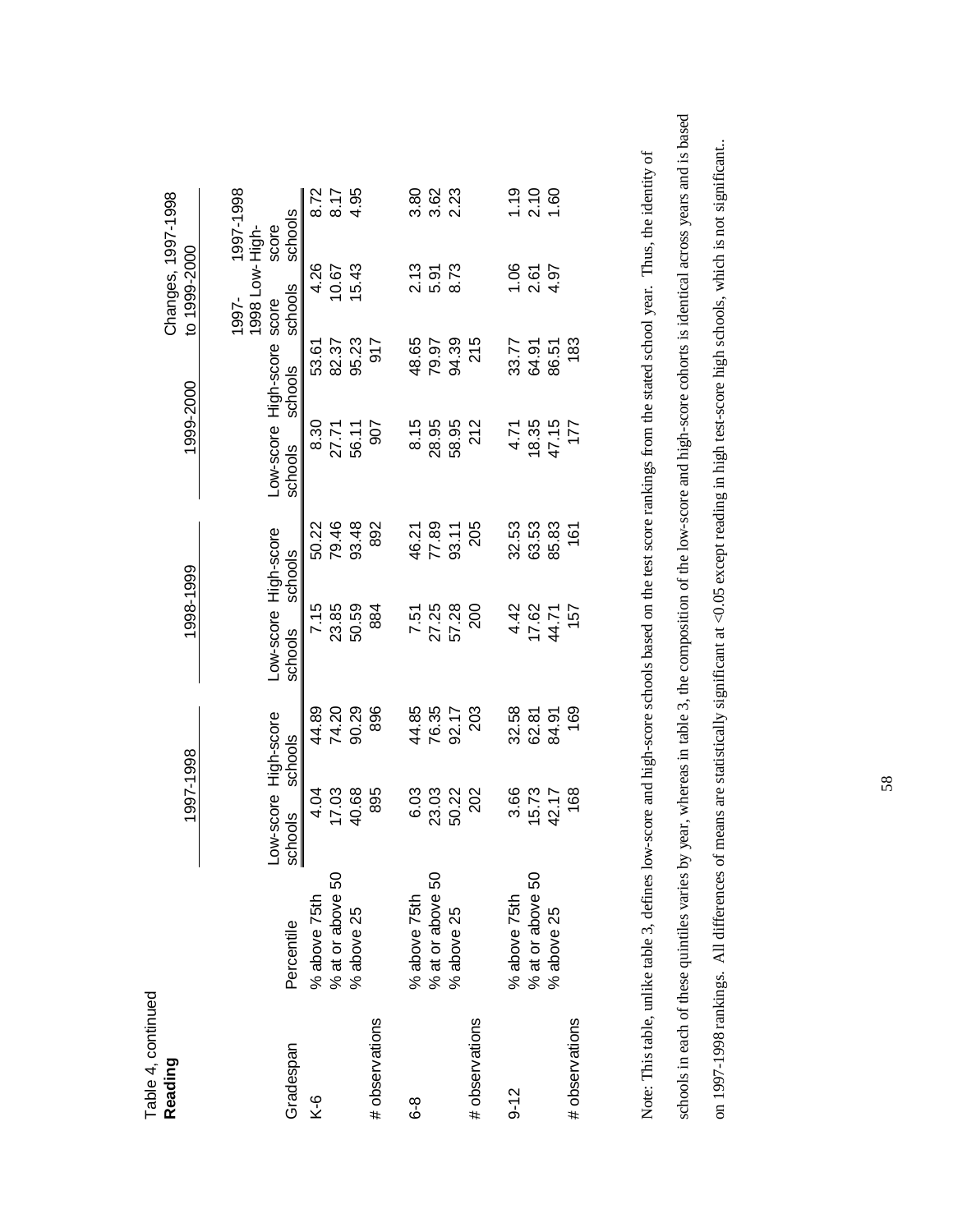Table 4, continued

**Reading**

| Gradespan | Percentile | 1997-1998 | | 1998-1999 | | 1999-2000 | | Changes, 1997-1998 to 1999-2000 | |
|---|---|---|---|---|---|---|---|---|---|
| | | Low-score schools | High-score schools | Low-score schools | High-score schools | Low-score schools | High-score schools | 1997-1998 Low-score schools | 1997-1998 High-score schools |
| K-6 | % above 75th | 4.04 | 44.89 | 7.15 | 50.22 | 8.30 | 53.61 | 4.26 | 8.72 |
| | % at or above 50 | 17.03 | 74.20 | 23.85 | 79.46 | 27.71 | 82.37 | 10.67 | 8.17 |
| | % above 25 | 40.68 | 90.29 | 50.59 | 93.48 | 56.11 | 95.23 | 15.43 | 4.95 |
| # observations | | 895 | 896 | 884 | 892 | 907 | 917 | | |
| 6-8 | % above 75th | 6.03 | 44.85 | 7.51 | 46.21 | 8.15 | 48.65 | 2.13 | 3.80 |
| | % at or above 50 | 23.03 | 76.35 | 27.25 | 77.89 | 28.95 | 79.97 | 5.91 | 3.62 |
| | % above 25 | 50.22 | 92.17 | 57.28 | 93.11 | 58.95 | 94.39 | 8.73 | 2.23 |
| # observations | | 202 | 203 | 200 | 205 | 212 | 215 | | |
| 9-12 | % above 75th | 3.66 | 32.58 | 4.42 | 32.53 | 4.71 | 33.77 | 1.06 | 1.19 |
| | % at or above 50 | 15.73 | 62.81 | 17.62 | 63.53 | 18.35 | 64.91 | 2.61 | 2.10 |
| | % above 25 | 42.17 | 84.91 | 44.71 | 85.83 | 47.15 | 86.51 | 4.97 | 1.60 |
| # observations | | 168 | 169 | 157 | 161 | 177 | 183 | | |

Note: This table, unlike table 3, defines low-score and high-score schools based on the test score rankings from the stated school year. Thus, the identity of schools in each of these quintiles varies by year, whereas in table 3, the composition of the low-score and high-score cohorts is identical across years and is based on 1997-1998 rankings. All differences of means are statistically significant at <0.05 except reading in high test-score high schools, which is not significant..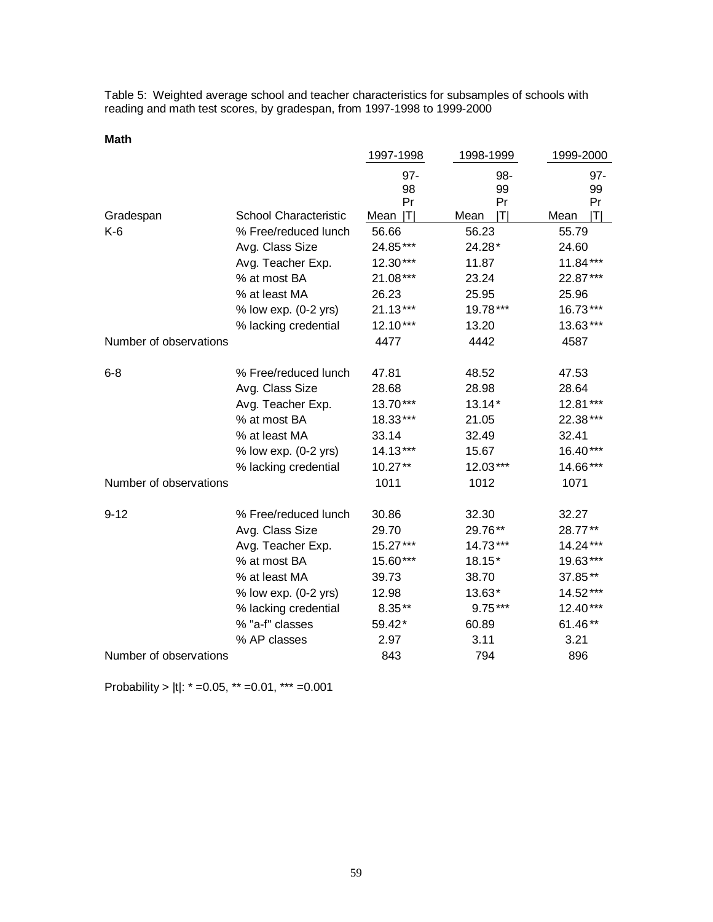Table 5: Weighted average school and teacher characteristics for subsamples of schools with reading and math test scores, by gradespan, from 1997-1998 to 1999-2000

**Math**

| | | 1997-1998 | | 1998-1999 | | 1999-2000 | |
|---|---|---|---|---|---|---|---|
| Gradespan | School Characteristic | Mean | 97-98 Pr \|T\| | Mean | 98-99 Pr \|T\| | Mean | 97-99 Pr \|T\| |
| K-6 | % Free/reduced lunch | 56.66 | | 56.23 | | 55.79 | |
| | Avg. Class Size | 24.85 | *** | 24.28 | * | 24.60 | |
| | Avg. Teacher Exp. | 12.30 | *** | 11.87 | | 11.84 | *** |
| | % at most BA | 21.08 | *** | 23.24 | | 22.87 | *** |
| | % at least MA | 26.23 | | 25.95 | | 25.96 | |
| | % low exp. (0-2 yrs) | 21.13 | *** | 19.78 | *** | 16.73 | *** |
| | % lacking credential | 12.10 | *** | 13.20 | | 13.63 | *** |
| Number of observations | | 4477 | | 4442 | | 4587 | |
| 6-8 | % Free/reduced lunch | 47.81 | | 48.52 | | 47.53 | |
| | Avg. Class Size | 28.68 | | 28.98 | | 28.64 | |
| | Avg. Teacher Exp. | 13.70 | *** | 13.14 | * | 12.81 | *** |
| | % at most BA | 18.33 | *** | 21.05 | | 22.38 | *** |
| | % at least MA | 33.14 | | 32.49 | | 32.41 | |
| | % low exp. (0-2 yrs) | 14.13 | *** | 15.67 | | 16.40 | *** |
| | % lacking credential | 10.27 | ** | 12.03 | *** | 14.66 | *** |
| Number of observations | | 1011 | | 1012 | | 1071 | |
| 9-12 | % Free/reduced lunch | 30.86 | | 32.30 | | 32.27 | |
| | Avg. Class Size | 29.70 | | 29.76 | ** | 28.77 | ** |
| | Avg. Teacher Exp. | 15.27 | *** | 14.73 | *** | 14.24 | *** |
| | % at most BA | 15.60 | *** | 18.15 | * | 19.63 | *** |
| | % at least MA | 39.73 | | 38.70 | | 37.85 | ** |
| | % low exp. (0-2 yrs) | 12.98 | | 13.63 | * | 14.52 | *** |
| | % lacking credential | 8.35 | ** | 9.75 | *** | 12.40 | *** |
| | % "a-f" classes | 59.42 | * | 60.89 | | 61.46 | ** |
| | % AP classes | 2.97 | | 3.11 | | 3.21 | |
| Number of observations | | 843 | | 794 | | 896 | |

Probability > |t|: * =0.05, ** =0.01, *** =0.001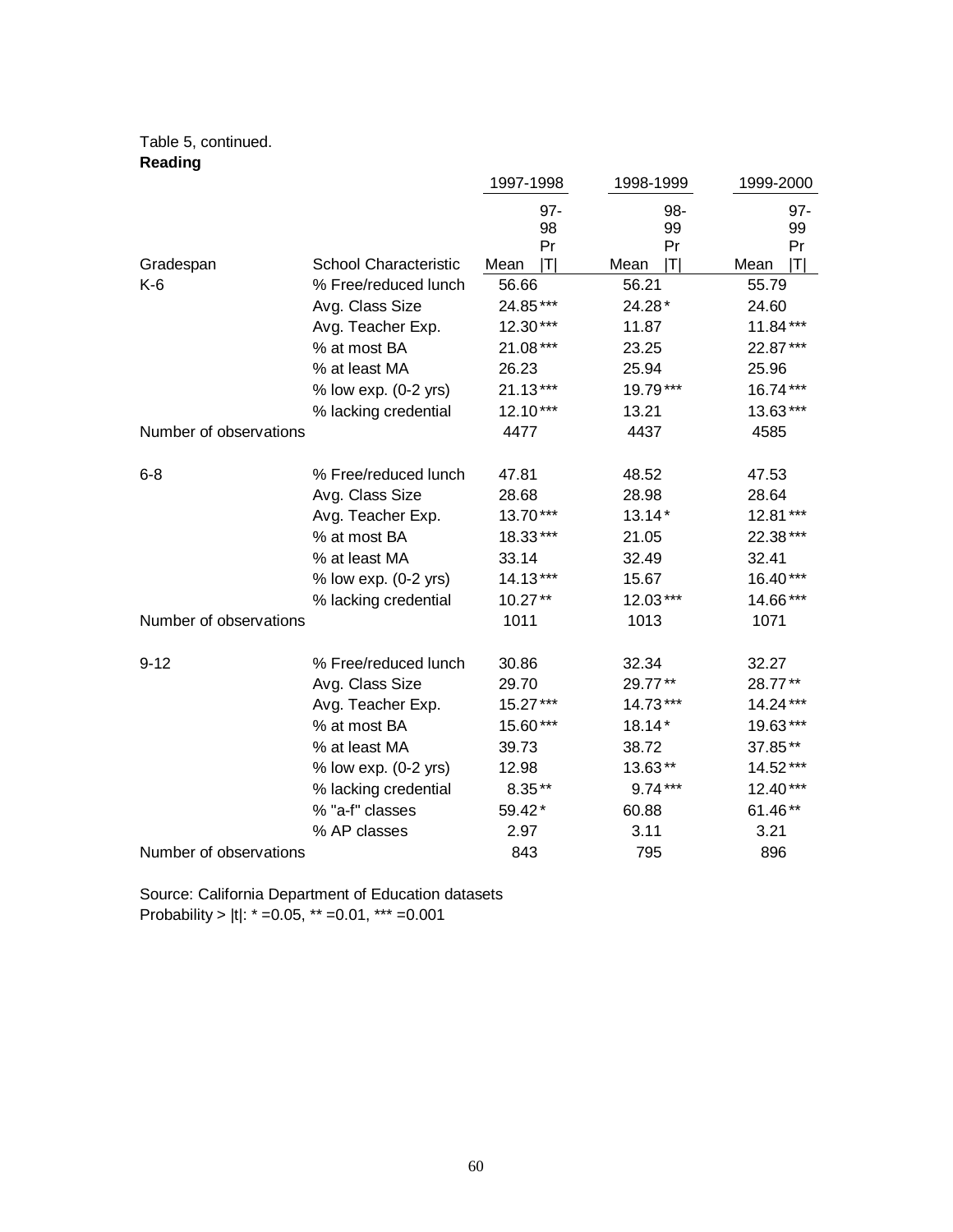Table 5, continued.

**Reading**

| Gradespan | School Characteristic | 1997-1998 Mean | 97-98 Pr \|T\| | 1998-1999 Mean | 98-99 Pr \|T\| | 1999-2000 Mean | 97-99 Pr \|T\| |
|---|---|---|---|---|---|---|---|
| K-6 | % Free/reduced lunch | 56.66 | | 56.21 | | 55.79 | |
| | Avg. Class Size | 24.85 | *** | 24.28 | * | 24.60 | |
| | Avg. Teacher Exp. | 12.30 | *** | 11.87 | | 11.84 | *** |
| | % at most BA | 21.08 | *** | 23.25 | | 22.87 | *** |
| | % at least MA | 26.23 | | 25.94 | | 25.96 | |
| | % low exp. (0-2 yrs) | 21.13 | *** | 19.79 | *** | 16.74 | *** |
| | % lacking credential | 12.10 | *** | 13.21 | | 13.63 | *** |
| Number of observations | | 4477 | | 4437 | | 4585 | |
| 6-8 | % Free/reduced lunch | 47.81 | | 48.52 | | 47.53 | |
| | Avg. Class Size | 28.68 | | 28.98 | | 28.64 | |
| | Avg. Teacher Exp. | 13.70 | *** | 13.14 | * | 12.81 | *** |
| | % at most BA | 18.33 | *** | 21.05 | | 22.38 | *** |
| | % at least MA | 33.14 | | 32.49 | | 32.41 | |
| | % low exp. (0-2 yrs) | 14.13 | *** | 15.67 | | 16.40 | *** |
| | % lacking credential | 10.27 | ** | 12.03 | *** | 14.66 | *** |
| Number of observations | | 1011 | | 1013 | | 1071 | |
| 9-12 | % Free/reduced lunch | 30.86 | | 32.34 | | 32.27 | |
| | Avg. Class Size | 29.70 | | 29.77 | ** | 28.77 | ** |
| | Avg. Teacher Exp. | 15.27 | *** | 14.73 | *** | 14.24 | *** |
| | % at most BA | 15.60 | *** | 18.14 | * | 19.63 | *** |
| | % at least MA | 39.73 | | 38.72 | | 37.85 | ** |
| | % low exp. (0-2 yrs) | 12.98 | | 13.63 | ** | 14.52 | *** |
| | % lacking credential | 8.35 | ** | 9.74 | *** | 12.40 | *** |
| | % "a-f" classes | 59.42 | * | 60.88 | | 61.46 | ** |
| | % AP classes | 2.97 | | 3.11 | | 3.21 | |
| Number of observations | | 843 | | 795 | | 896 | |

Source: California Department of Education datasets

Probability > |t|: * =0.05, ** =0.01, *** =0.001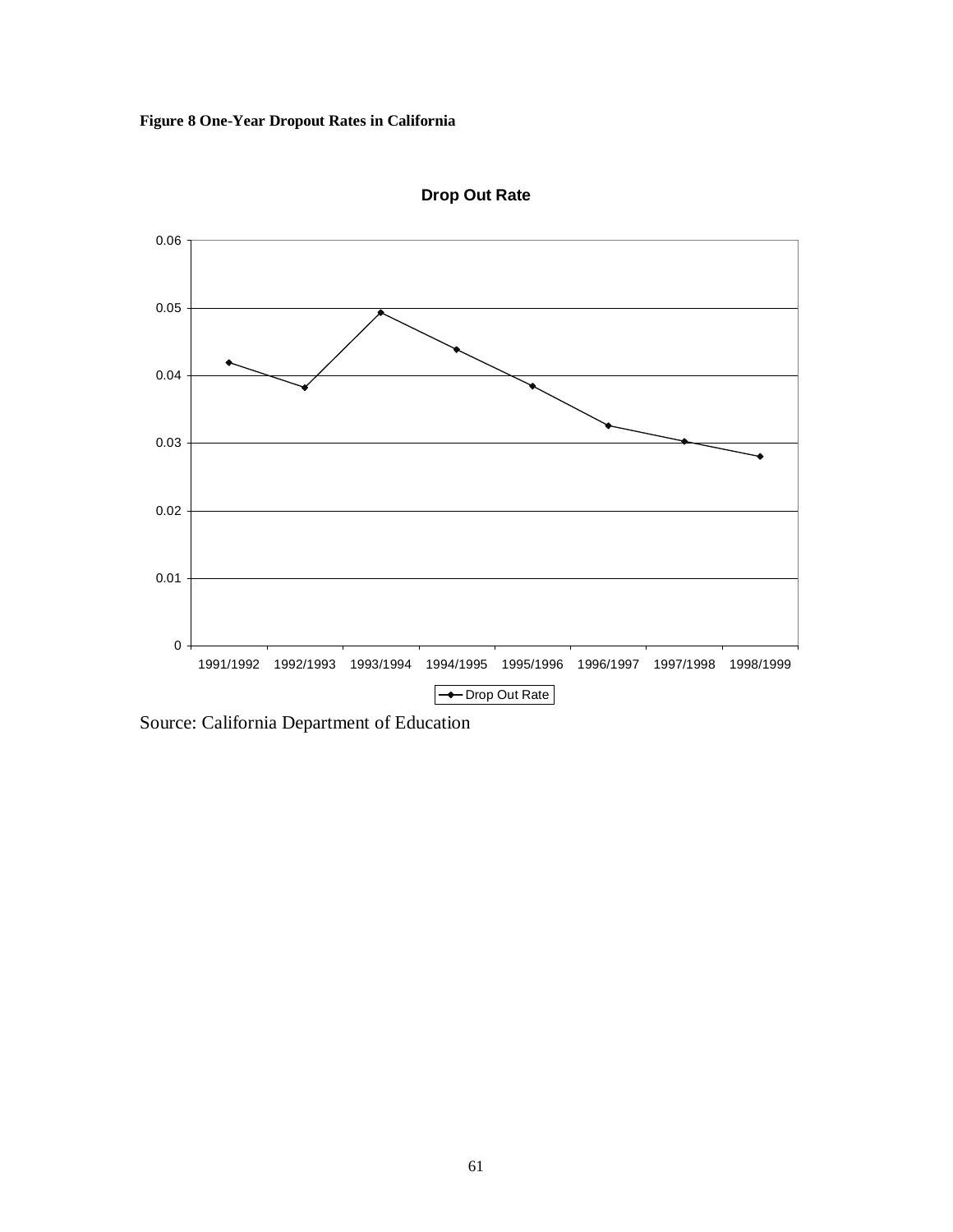**Figure 8 One-Year Dropout Rates in California**

Source: California Department of Education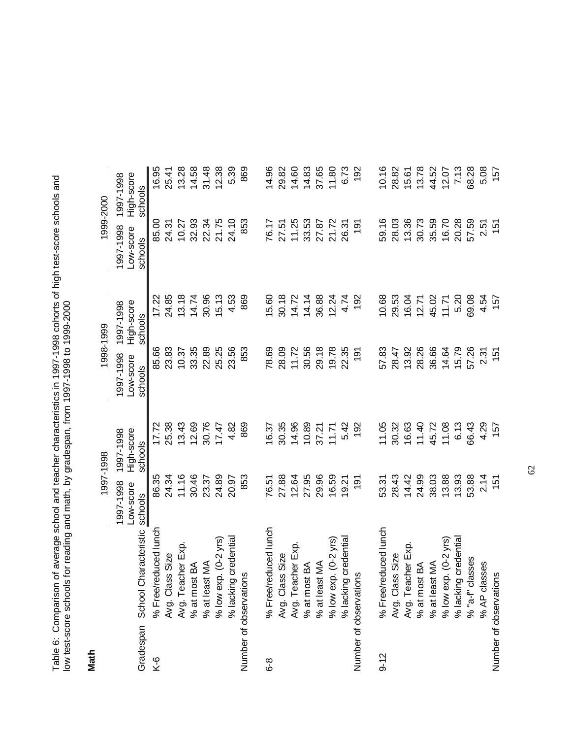Table 6: Comparison of average school and teacher characteristics in 1997-1998 cohorts of high test-score schools and low test-score schools for reading and math, by gradespan, from 1997-1998 to 1999-2000

**Math**

| | | 1997-1998 | | 1998-1999 | | 1999-2000 | |
|---|---|---|---|---|---|---|---|
| Gradespan | School Characteristic | 1997-1998 Low-score schools | 1997-1998 High-score schools | 1997-1998 Low-score schools | 1997-1998 High-score schools | 1997-1998 Low-score schools | 1997-1998 High-score schools |
| K-6 | % Free/reduced lunch | 86.35 | 17.72 | 85.66 | 17.22 | 85.00 | 16.95 |
| | Avg. Class Size | 24.34 | 25.38 | 23.83 | 24.85 | 24.31 | 25.41 |
| | Avg. Teacher Exp. | 11.16 | 13.43 | 10.37 | 13.18 | 10.27 | 13.28 |
| | % at most BA | 30.46 | 12.69 | 33.35 | 14.74 | 32.93 | 14.58 |
| | % at least MA | 23.37 | 30.76 | 22.89 | 30.96 | 22.34 | 31.48 |
| | % low exp. (0-2 yrs) | 24.89 | 17.47 | 25.25 | 15.13 | 21.75 | 12.38 |
| | % lacking credential | 20.97 | 4.82 | 23.56 | 4.53 | 24.10 | 5.39 |
| Number of observations | | 853 | 869 | 853 | 869 | 853 | 869 |
| 6-8 | % Free/reduced lunch | 76.51 | 16.37 | 78.69 | 15.60 | 76.17 | 14.96 |
| | Avg. Class Size | 27.88 | 30.35 | 28.09 | 30.18 | 27.51 | 29.82 |
| | Avg. Teacher Exp. | 12.64 | 14.96 | 11.72 | 14.72 | 11.25 | 14.60 |
| | % at most BA | 27.95 | 10.89 | 30.56 | 14.14 | 33.53 | 14.83 |
| | % at least MA | 29.96 | 37.21 | 29.18 | 36.88 | 27.87 | 37.65 |
| | % low exp. (0-2 yrs) | 16.59 | 11.71 | 19.78 | 12.24 | 21.72 | 11.80 |
| | % lacking credential | 19.21 | 5.42 | 22.35 | 4.74 | 26.31 | 6.73 |
| Number of observations | | 191 | 192 | 191 | 192 | 191 | 192 |
| 9-12 | % Free/reduced lunch | 53.31 | 11.05 | 57.83 | 10.68 | 59.16 | 10.16 |
| | Avg. Class Size | 28.43 | 30.32 | 28.47 | 29.53 | 28.03 | 28.82 |
| | Avg. Teacher Exp. | 14.42 | 16.63 | 13.92 | 16.04 | 13.36 | 15.61 |
| | % at most BA | 24.99 | 11.40 | 28.26 | 12.71 | 30.73 | 13.78 |
| | % at least MA | 38.03 | 45.72 | 36.66 | 45.02 | 35.59 | 44.52 |
| | % low exp. (0-2 yrs) | 13.88 | 11.08 | 14.64 | 11.71 | 16.70 | 12.07 |
| | % lacking credential | 13.93 | 6.13 | 15.79 | 5.20 | 20.28 | 7.13 |
| | % "a-f" classes | 53.88 | 66.43 | 57.26 | 69.08 | 57.59 | 68.28 |
| | % AP classes | 2.14 | 4.29 | 2.31 | 4.54 | 2.51 | 5.08 |
| Number of observations | | 151 | 157 | 151 | 157 | 151 | 157 |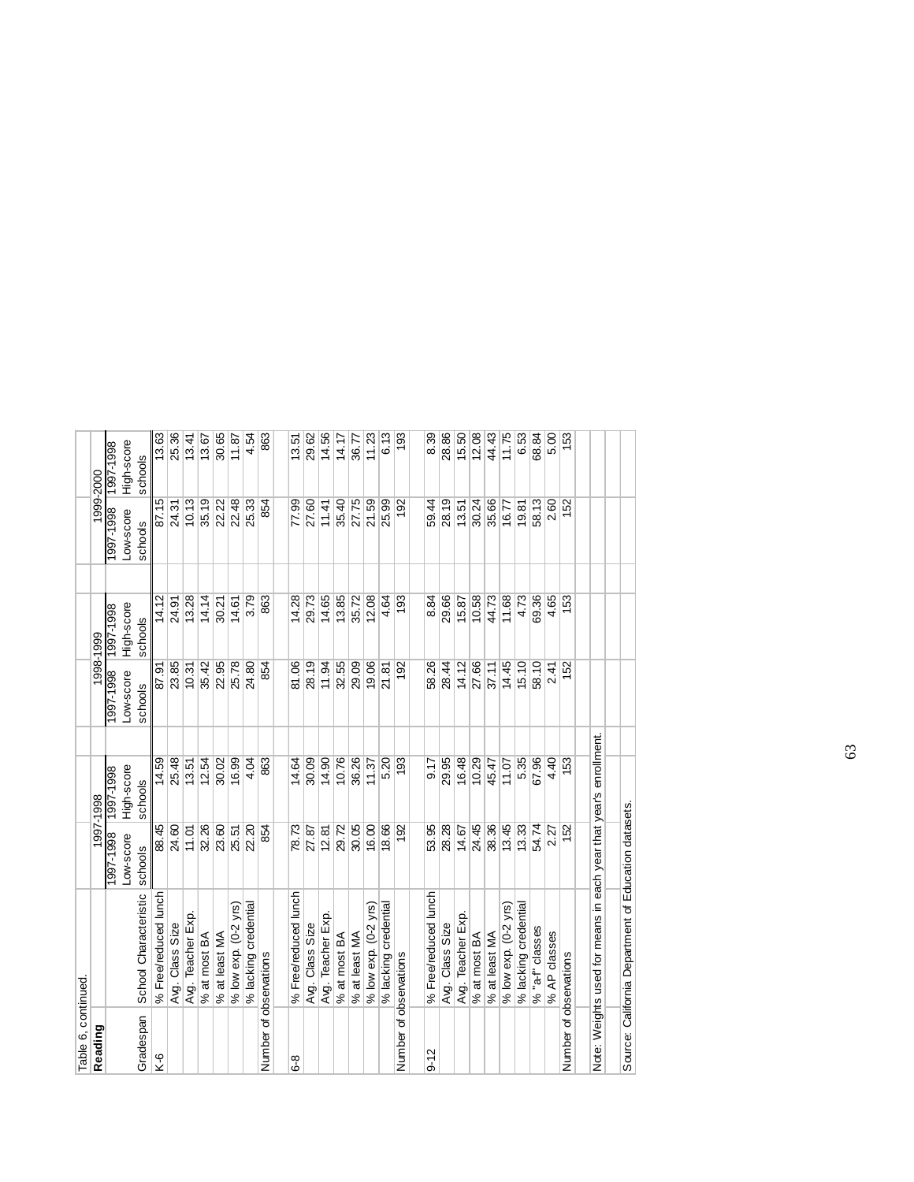Table 6, continued.

**Reading**

| Gradespan | School Characteristic | 1997-1998 | | 1998-1999 | | 1999-2000 | |
|---|---|---|---|---|---|---|---|
| | | 1997-1998 Low-score schools | 1997-1998 High-score schools | 1997-1998 Low-score schools | 1997-1998 High-score schools | 1997-1998 Low-score schools | 1997-1998 High-score schools |
| K-6 | % Free/reduced lunch | 88.45 | 14.59 | 87.91 | 14.12 | 87.15 | 13.63 |
| | Avg. Class Size | 24.60 | 25.48 | 23.85 | 24.91 | 24.31 | 25.36 |
| | Avg. Teacher Exp. | 11.01 | 13.51 | 10.31 | 13.28 | 10.13 | 13.41 |
| | % at most BA | 32.26 | 12.54 | 35.42 | 14.14 | 35.19 | 13.67 |
| | % at least MA | 23.60 | 30.02 | 22.95 | 30.21 | 22.22 | 30.65 |
| | % low exp. (0-2 yrs) | 25.51 | 16.99 | 25.78 | 14.61 | 22.48 | 11.87 |
| | % lacking credential | 22.20 | 4.04 | 24.80 | 3.79 | 25.33 | 4.54 |
| Number of observations | | 854 | 863 | 854 | 863 | 854 | 863 |
| | | | | | | | |
| 6-8 | % Free/reduced lunch | 78.73 | 14.64 | 81.06 | 14.28 | 77.99 | 13.51 |
| | Avg. Class Size | 27.87 | 30.09 | 28.19 | 29.73 | 27.60 | 29.62 |
| | Avg. Teacher Exp. | 12.81 | 14.90 | 11.94 | 14.65 | 11.41 | 14.56 |
| | % at most BA | 29.72 | 10.76 | 32.55 | 13.85 | 35.40 | 14.17 |
| | % at least MA | 30.05 | 36.26 | 29.09 | 35.72 | 27.75 | 36.77 |
| | % low exp. (0-2 yrs) | 16.00 | 11.37 | 19.06 | 12.08 | 21.59 | 11.23 |
| | % lacking credential | 18.66 | 5.20 | 21.81 | 4.64 | 25.99 | 6.13 |
| Number of observations | | 192 | 193 | 192 | 193 | 192 | 193 |
| | | | | | | | |
| 9-12 | % Free/reduced lunch | 53.95 | 9.17 | 58.26 | 8.84 | 59.44 | 8.39 |
| | Avg. Class Size | 28.28 | 29.95 | 28.44 | 29.66 | 28.19 | 28.86 |
| | Avg. Teacher Exp. | 14.67 | 16.48 | 14.12 | 15.87 | 13.51 | 15.50 |
| | % at most BA | 24.45 | 10.29 | 27.66 | 10.58 | 30.24 | 12.08 |
| | % at least MA | 38.36 | 45.47 | 37.11 | 44.73 | 35.66 | 44.43 |
| | % low exp. (0-2 yrs) | 13.45 | 11.07 | 14.45 | 11.68 | 16.77 | 11.75 |
| | % lacking credential | 13.33 | 5.35 | 15.10 | 4.73 | 19.81 | 6.53 |
| | % "a-f" classes | 54.74 | 67.96 | 58.10 | 69.36 | 58.13 | 68.84 |
| | % AP classes | 2.27 | 4.40 | 2.41 | 4.65 | 2.60 | 5.00 |
| Number of observations | | 152 | 153 | 152 | 153 | 152 | 153 |

Note: Weights used for means in each year that year's enrollment.

Source: California Department of Education datasets.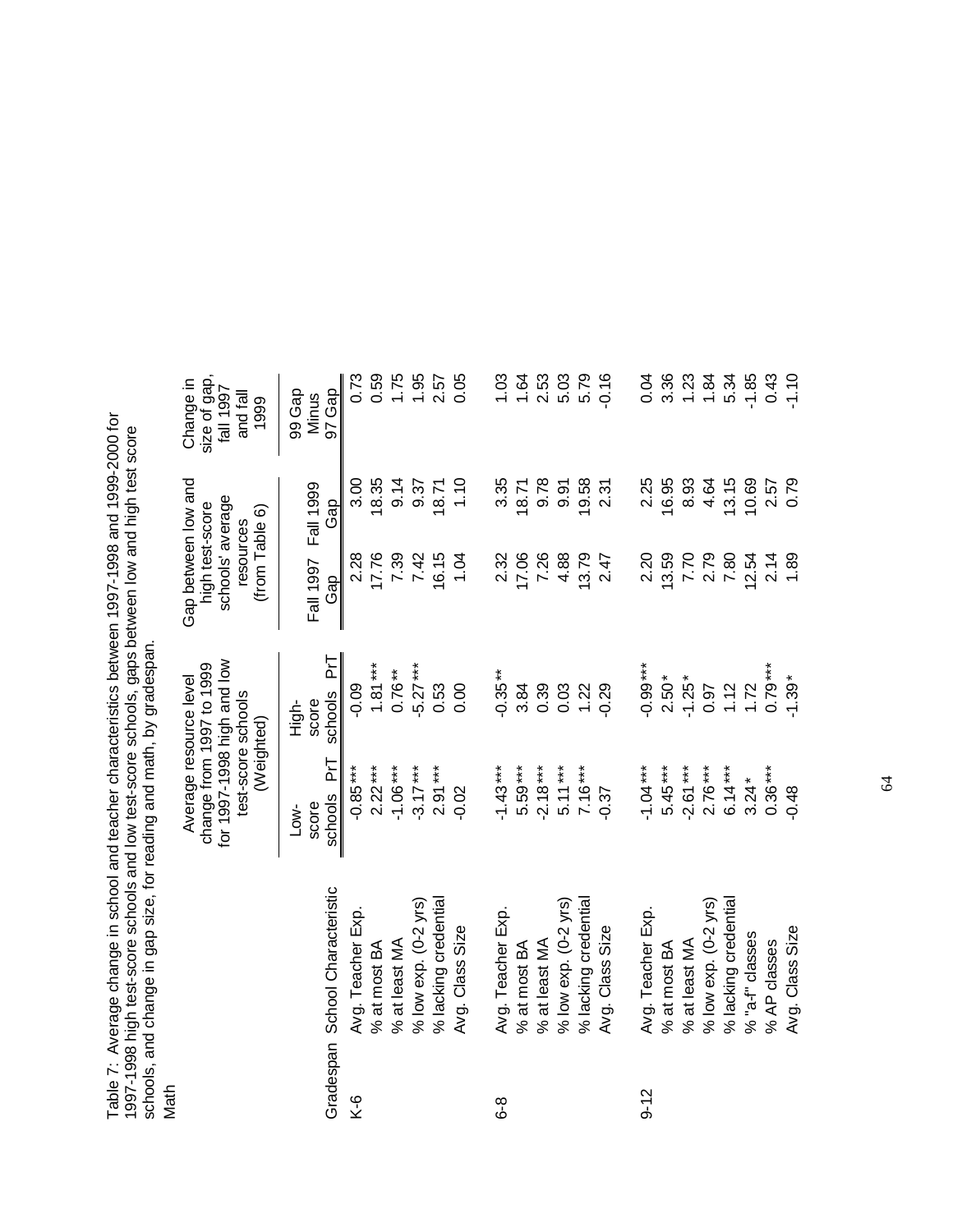Table 7: Average change in school and teacher characteristics between 1997-1998 and 1999-2000 for 1997-1998 high test-score schools and low test-score schools, gaps between low and high test score schools, and change in gap size, for reading and math, by gradespan.

Math

| Gradespan | School Characteristic | Average resource level change from 1997 to 1999 for 1997-1998 high and low test-score schools (Weighted) | | Gap between low and high test-score schools' average resources (from Table 6) | | Change in size of gap, fall 1997 and fall 1999 |
|---|---|---|---|---|---|---|
| | | Low-score schools PrT | High-score schools PrT | Fall 1997 Gap | Fall 1999 Gap | 99 Gap Minus 97 Gap |
| K-6 | Avg. Teacher Exp. | -0.85 *** | -0.09 | 2.28 | 3.00 | 0.73 |
| | % at most BA | 2.22 *** | 1.81 *** | 17.76 | 18.35 | 0.59 |
| | % at least MA | -1.06 *** | 0.76 ** | 7.39 | 9.14 | 1.75 |
| | % low exp. (0-2 yrs) | -3.17 *** | -5.27 *** | 7.42 | 9.37 | 1.95 |
| | % lacking credential | 2.91 *** | 0.53 | 16.15 | 18.71 | 2.57 |
| | Avg. Class Size | -0.02 | 0.00 | 1.04 | 1.10 | 0.05 |
| 6-8 | Avg. Teacher Exp. | -1.43 *** | -0.35 ** | 2.32 | 3.35 | 1.03 |
| | % at most BA | 5.59 *** | 3.84 | 17.06 | 18.71 | 1.64 |
| | % at least MA | -2.18 *** | 0.39 | 7.26 | 9.78 | 2.53 |
| | % low exp. (0-2 yrs) | 5.11 *** | 0.03 | 4.88 | 9.91 | 5.03 |
| | % lacking credential | 7.16 *** | 1.22 | 13.79 | 19.58 | 5.79 |
| | Avg. Class Size | -0.37 | -0.29 | 2.47 | 2.31 | -0.16 |
| 9-12 | Avg. Teacher Exp. | -1.04 *** | -0.99 *** | 2.20 | 2.25 | 0.04 |
| | % at most BA | 5.45 *** | 2.50 * | 13.59 | 16.95 | 3.36 |
| | % at least MA | -2.61 *** | -1.25 * | 7.70 | 8.93 | 1.23 |
| | % low exp. (0-2 yrs) | 2.76 *** | 0.97 | 2.79 | 4.64 | 1.84 |
| | % lacking credential | 6.14 *** | 1.12 | 7.80 | 13.15 | 5.34 |
| | % "a-f" classes | 3.24 * | 1.72 | 12.54 | 10.69 | -1.85 |
| | % AP classes | 0.36 *** | 0.79 *** | 2.14 | 2.57 | 0.43 |
| | Avg. Class Size | -0.48 | -1.39 * | 1.89 | 0.79 | -1.10 |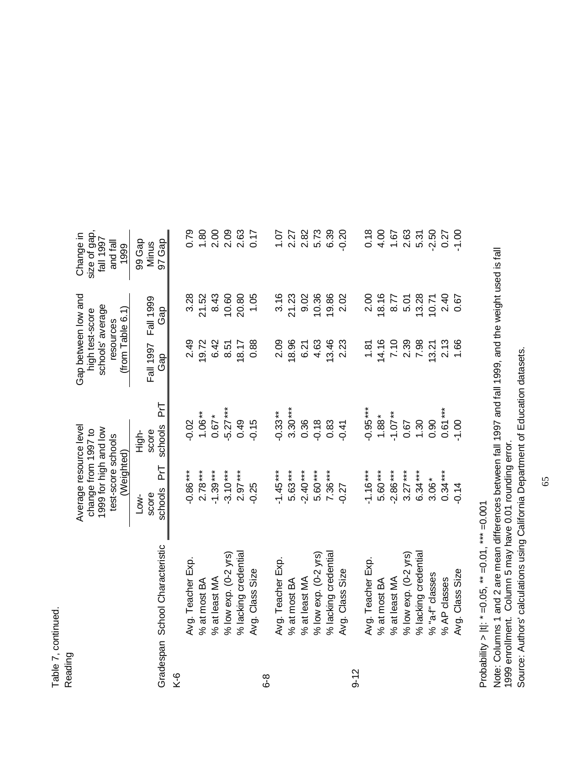Table 7, continued.
Reading

| Gradespan | School Characteristic | Average resource level change from 1997 to 1999 for high and low test-score schools (Weighted) Low-score schools | PrT | High-score schools | PrT | Gap between low and high test-score schools' average resources (from Table 6.1) Fall 1997 Gap | Fall 1999 Gap | Change in size of gap, fall 1997 and fall 1999: 99 Gap Minus 97 Gap |
|---|---|---|---|---|---|---|---|---|
| K-6 | | | | | | | | |
| | Avg. Teacher Exp. | -0.86 | *** | -0.02 | | 2.49 | 3.28 | 0.79 |
| | % at most BA | 2.78 | *** | 1.06 | ** | 19.72 | 21.52 | 1.80 |
| | % at least MA | -1.39 | *** | 0.67 | * | 6.42 | 8.43 | 2.00 |
| | % low exp. (0-2 yrs) | -3.10 | *** | -5.27 | *** | 8.51 | 10.60 | 2.09 |
| | % lacking credential | 2.97 | *** | 0.49 | | 18.17 | 20.80 | 2.63 |
| | Avg. Class Size | -0.25 | | -0.15 | | 0.88 | 1.05 | 0.17 |
| 6-8 | | | | | | | | |
| | Avg. Teacher Exp. | -1.45 | *** | -0.33 | ** | 2.09 | 3.16 | 1.07 |
| | % at most BA | 5.63 | *** | 3.30 | *** | 18.96 | 21.23 | 2.27 |
| | % at least MA | -2.40 | *** | 0.36 | | 6.21 | 9.02 | 2.82 |
| | % low exp. (0-2 yrs) | 5.60 | *** | -0.18 | | 4.63 | 10.36 | 5.73 |
| | % lacking credential | 7.36 | *** | 0.83 | | 13.46 | 19.86 | 6.39 |
| | Avg. Class Size | -0.27 | | -0.41 | | 2.23 | 2.02 | -0.20 |
| 9-12 | | | | | | | | |
| | Avg. Teacher Exp. | -1.16 | *** | -0.95 | *** | 1.81 | 2.00 | 0.18 |
| | % at most BA | 5.60 | *** | 1.88 | * | 14.16 | 18.16 | 4.00 |
| | % at least MA | -2.86 | *** | -1.07 | ** | 7.10 | 8.77 | 1.67 |
| | % low exp. (0-2 yrs) | 3.27 | *** | 0.67 | | 2.39 | 5.01 | 2.63 |
| | % lacking credential | 6.34 | *** | 1.30 | | 7.98 | 13.28 | 5.31 |
| | % "a-f" classes | 3.06 | * | 0.90 | | 13.21 | 10.71 | -2.50 |
| | % AP classes | 0.34 | *** | 0.61 | *** | 2.13 | 2.40 | 0.27 |
| | Avg. Class Size | -0.14 | | -1.00 | | 1.66 | 0.67 | -1.00 |

Probability > |t|: * =0.05, ** =0.01, *** =0.001

Note: Columns 1 and 2 are mean differences between fall 1997 and fall 1999, and the weight used is fall 1999 enrollment. Column 5 may have 0.01 rounding error.

Source: Authors' calculations using California Department of Education datasets.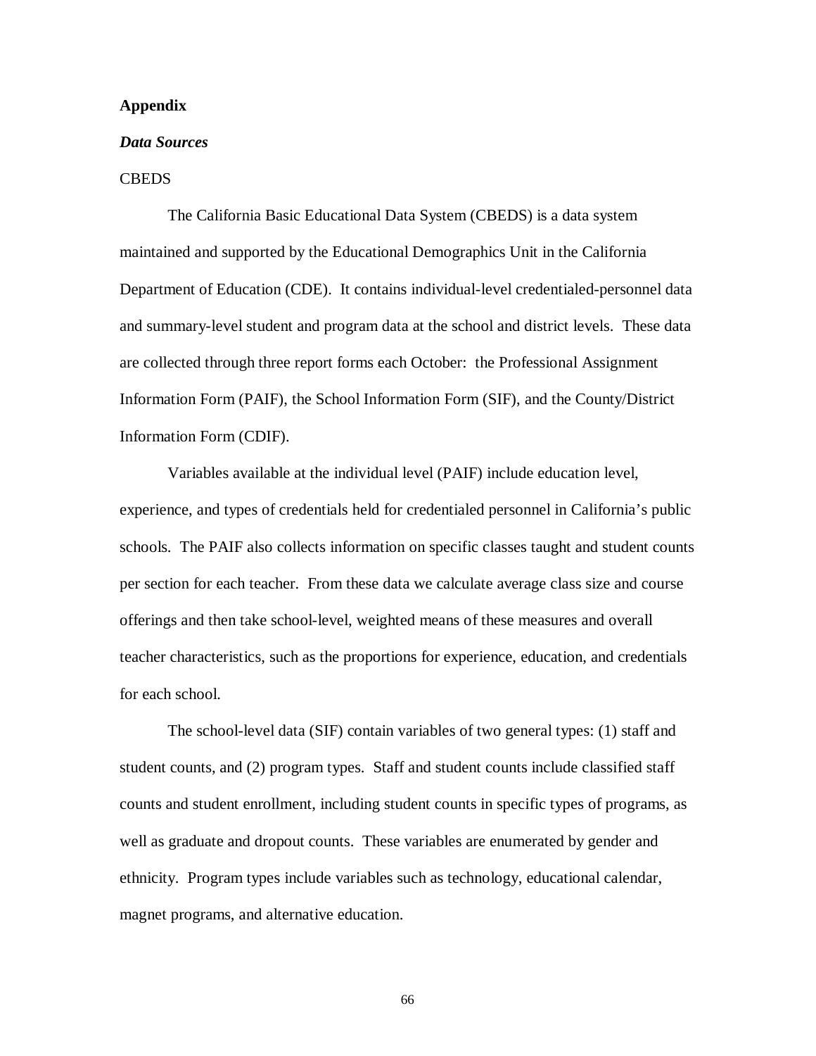# Appendix

## *Data Sources*

### CBEDS

The California Basic Educational Data System (CBEDS) is a data system maintained and supported by the Educational Demographics Unit in the California Department of Education (CDE). It contains individual-level credentialed-personnel data and summary-level student and program data at the school and district levels. These data are collected through three report forms each October: the Professional Assignment Information Form (PAIF), the School Information Form (SIF), and the County/District Information Form (CDIF).

Variables available at the individual level (PAIF) include education level, experience, and types of credentials held for credentialed personnel in California's public schools. The PAIF also collects information on specific classes taught and student counts per section for each teacher. From these data we calculate average class size and course offerings and then take school-level, weighted means of these measures and overall teacher characteristics, such as the proportions for experience, education, and credentials for each school.

The school-level data (SIF) contain variables of two general types: (1) staff and student counts, and (2) program types. Staff and student counts include classified staff counts and student enrollment, including student counts in specific types of programs, as well as graduate and dropout counts. These variables are enumerated by gender and ethnicity. Program types include variables such as technology, educational calendar, magnet programs, and alternative education.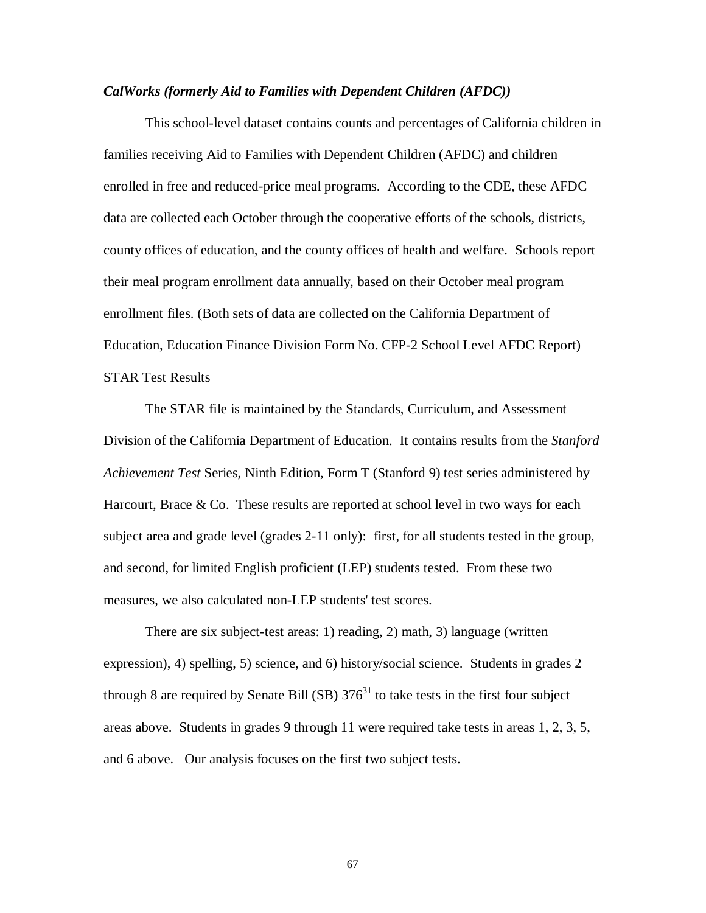### *CalWorks (formerly Aid to Families with Dependent Children (AFDC))*

This school-level dataset contains counts and percentages of California children in families receiving Aid to Families with Dependent Children (AFDC) and children enrolled in free and reduced-price meal programs. According to the CDE, these AFDC data are collected each October through the cooperative efforts of the schools, districts, county offices of education, and the county offices of health and welfare. Schools report their meal program enrollment data annually, based on their October meal program enrollment files. (Both sets of data are collected on the California Department of Education, Education Finance Division Form No. CFP-2 School Level AFDC Report)

STAR Test Results

The STAR file is maintained by the Standards, Curriculum, and Assessment Division of the California Department of Education. It contains results from the *Stanford Achievement Test* Series, Ninth Edition, Form T (Stanford 9) test series administered by Harcourt, Brace & Co. These results are reported at school level in two ways for each subject area and grade level (grades 2-11 only): first, for all students tested in the group, and second, for limited English proficient (LEP) students tested. From these two measures, we also calculated non-LEP students' test scores.

There are six subject-test areas: 1) reading, 2) math, 3) language (written expression), 4) spelling, 5) science, and 6) history/social science. Students in grades 2 through 8 are required by Senate Bill (SB) 376[31] to take tests in the first four subject areas above. Students in grades 9 through 11 were required take tests in areas 1, 2, 3, 5, and 6 above. Our analysis focuses on the first two subject tests.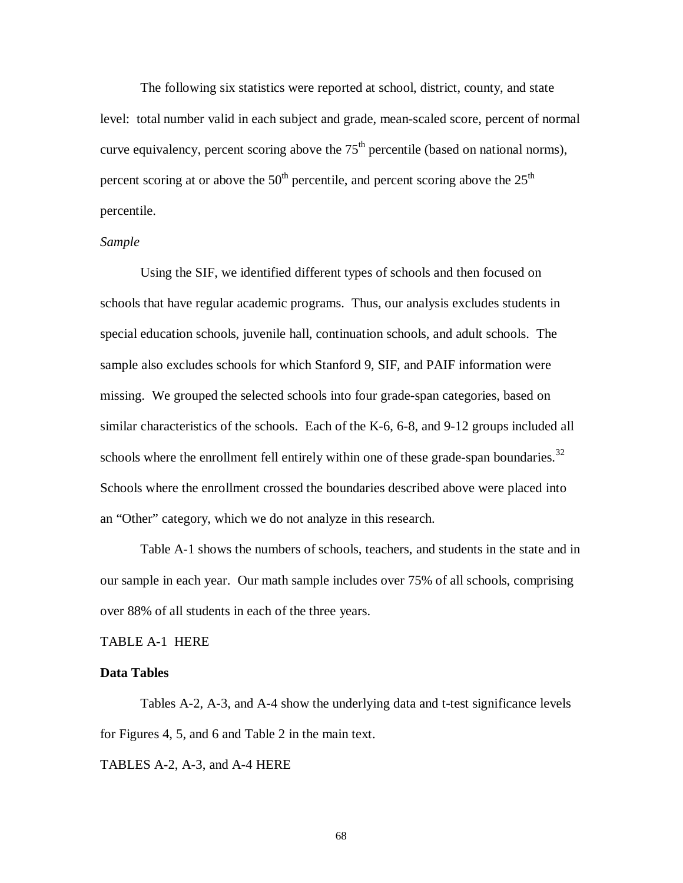The following six statistics were reported at school, district, county, and state level: total number valid in each subject and grade, mean-scaled score, percent of normal curve equivalency, percent scoring above the 75th percentile (based on national norms), percent scoring at or above the 50th percentile, and percent scoring above the 25th percentile.

*Sample*

Using the SIF, we identified different types of schools and then focused on schools that have regular academic programs. Thus, our analysis excludes students in special education schools, juvenile hall, continuation schools, and adult schools. The sample also excludes schools for which Stanford 9, SIF, and PAIF information were missing. We grouped the selected schools into four grade-span categories, based on similar characteristics of the schools. Each of the K-6, 6-8, and 9-12 groups included all schools where the enrollment fell entirely within one of these grade-span boundaries.[32] Schools where the enrollment crossed the boundaries described above were placed into an "Other" category, which we do not analyze in this research.

Table A-1 shows the numbers of schools, teachers, and students in the state and in our sample in each year. Our math sample includes over 75% of all schools, comprising over 88% of all students in each of the three years.

TABLE A-1 HERE

**Data Tables**

Tables A-2, A-3, and A-4 show the underlying data and t-test significance levels for Figures 4, 5, and 6 and Table 2 in the main text.

TABLES A-2, A-3, and A-4 HERE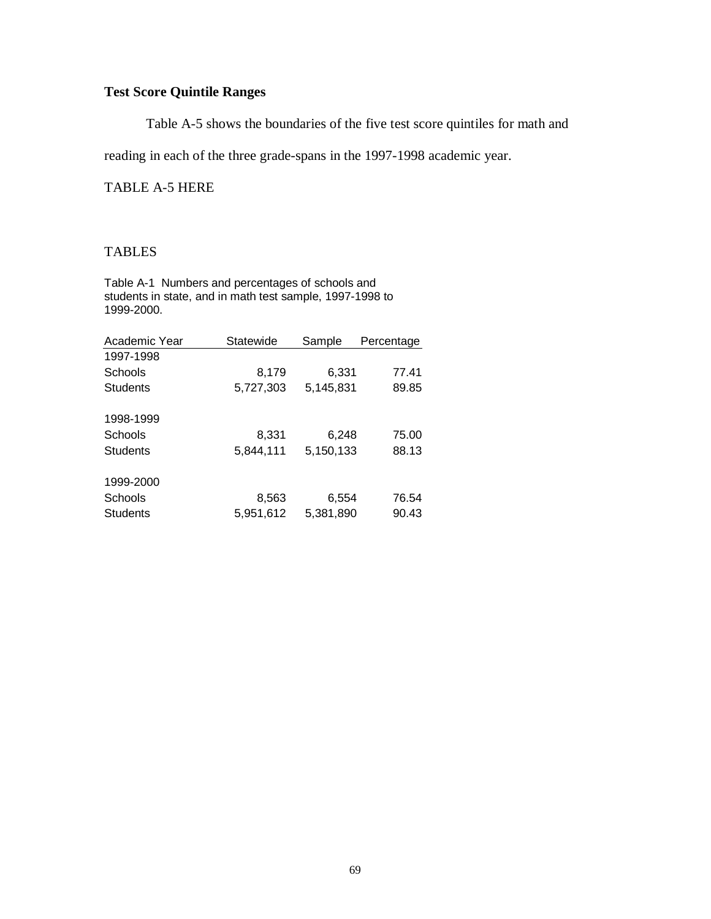### Test Score Quintile Ranges

Table A-5 shows the boundaries of the five test score quintiles for math and reading in each of the three grade-spans in the 1997-1998 academic year.

TABLE A-5 HERE

TABLES

Table A-1 Numbers and percentages of schools and students in state, and in math test sample, 1997-1998 to 1999-2000.

| Academic Year | Statewide | Sample | Percentage |
|---|---|---|---|
| 1997-1998 | | | |
| Schools | 8,179 | 6,331 | 77.41 |
| Students | 5,727,303 | 5,145,831 | 89.85 |
| | | | |
| 1998-1999 | | | |
| Schools | 8,331 | 6,248 | 75.00 |
| Students | 5,844,111 | 5,150,133 | 88.13 |
| | | | |
| 1999-2000 | | | |
| Schools | 8,563 | 6,554 | 76.54 |
| Students | 5,951,612 | 5,381,890 | 90.43 |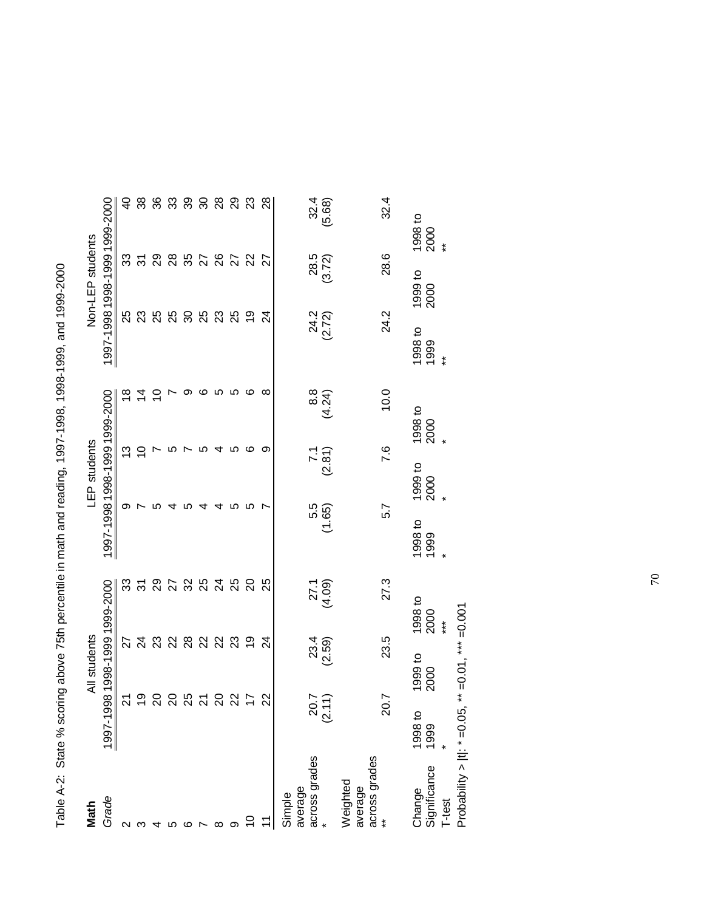Table A-2: State % scoring above 75th percentile in math and reading, 1997-1998, 1998-1999, and 1999-2000

| **Math** | All students | | | LEP students | | | Non-LEP students | | |
|---|---|---|---|---|---|---|---|---|---|
| *Grade* | 1997-1998 | 1998-1999 | 1999-2000 | 1997-1998 | 1998-1999 | 1999-2000 | 1997-1998 | 1998-1999 | 1999-2000 |
| 2 | 21 | 27 | 33 | 9 | 13 | 18 | 25 | 33 | 40 |
| 3 | 19 | 24 | 31 | 7 | 10 | 14 | 23 | 31 | 38 |
| 4 | 20 | 23 | 29 | 5 | 7 | 10 | 25 | 29 | 36 |
| 5 | 20 | 22 | 27 | 4 | 5 | 7 | 25 | 28 | 33 |
| 6 | 25 | 28 | 32 | 5 | 7 | 9 | 30 | 35 | 39 |
| 7 | 21 | 22 | 25 | 4 | 5 | 6 | 25 | 27 | 30 |
| 8 | 20 | 22 | 24 | 4 | 4 | 5 | 23 | 26 | 28 |
| 9 | 22 | 23 | 25 | 5 | 5 | 5 | 25 | 27 | 29 |
| 10 | 17 | 19 | 20 | 5 | 6 | 6 | 19 | 22 | 23 |
| 11 | 22 | 24 | 25 | 7 | 9 | 8 | 24 | 27 | 28 |
| Simple average across grades * | 20.7 (2.11) | 23.4 (2.59) | 27.1 (4.09) | 5.5 (1.65) | 7.1 (2.81) | 8.8 (4.24) | 24.2 (2.72) | 28.5 (3.72) | 32.4 (5.68) |
| Weighted average across grades ** | 20.7 | 23.5 | 27.3 | 5.7 | 7.6 | 10.0 | 24.2 | 28.6 | 32.4 |
| Change | 1998 to 1999 | 1999 to 2000 | 1998 to 2000 | 1998 to 1999 | 1999 to 2000 | 1998 to 2000 | 1998 to 1999 | 1999 to 2000 | 1998 to 2000 |
| Significance T-test | * | | *** | * | * | * | ** | | ** |

Probability > |t|: * =0.05, ** =0.01, *** =0.001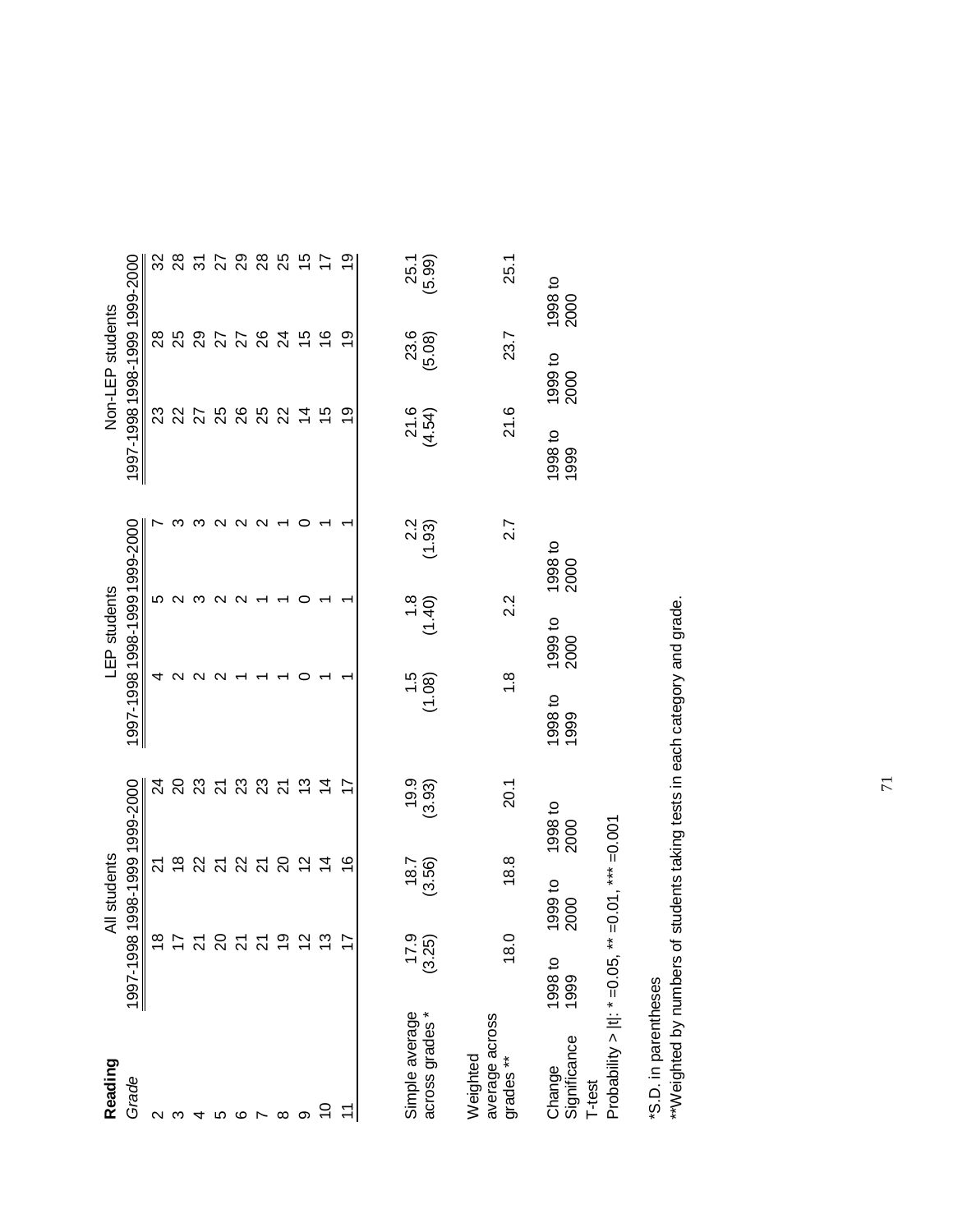**Reading**

| *Grade* | All students 1997-1998 | All students 1998-1999 | All students 1999-2000 | LEP students 1997-1998 | LEP students 1998-1999 | LEP students 1999-2000 | Non-LEP students 1997-1998 | Non-LEP students 1998-1999 | Non-LEP students 1999-2000 |
|---|---|---|---|---|---|---|---|---|---|
| 2 | 18 | 21 | 24 | 4 | 5 | 7 | 23 | 28 | 32 |
| 3 | 17 | 18 | 20 | 2 | 2 | 3 | 22 | 25 | 28 |
| 4 | 21 | 22 | 23 | 2 | 3 | 3 | 27 | 29 | 31 |
| 5 | 20 | 21 | 21 | 2 | 2 | 2 | 25 | 27 | 27 |
| 6 | 21 | 22 | 23 | 1 | 2 | 2 | 26 | 27 | 29 |
| 7 | 21 | 21 | 23 | 1 | 1 | 2 | 25 | 26 | 28 |
| 8 | 19 | 20 | 21 | 1 | 1 | 1 | 22 | 24 | 25 |
| 9 | 12 | 12 | 13 | 0 | 0 | 0 | 14 | 15 | 15 |
| 10 | 13 | 14 | 14 | 1 | 1 | 1 | 15 | 16 | 17 |
| 11 | 17 | 16 | 17 | 1 | 1 | 1 | 19 | 19 | 19 |
| Simple average across grades * | 17.9 (3.25) | 18.7 (3.56) | 19.9 (3.93) | 1.5 (1.08) | 1.8 (1.40) | 2.2 (1.93) | 21.6 (4.54) | 23.6 (5.08) | 25.1 (5.99) |
| Weighted average across grades ** | 18.0 | 18.8 | 20.1 | 1.8 | 2.2 | 2.7 | 21.6 | 23.7 | 25.1 |
| Change Significance T-test | 1998 to 1999 | 1999 to 2000 | 1998 to 2000 | 1998 to 1999 | 1999 to 2000 | 1998 to 2000 | 1998 to 1999 | 1999 to 2000 | 1998 to 2000 |

Probability > |t|: * =0.05, ** =0.01, *** =0.001

*S.D. in parentheses

**Weighted by numbers of students taking tests in each category and grade.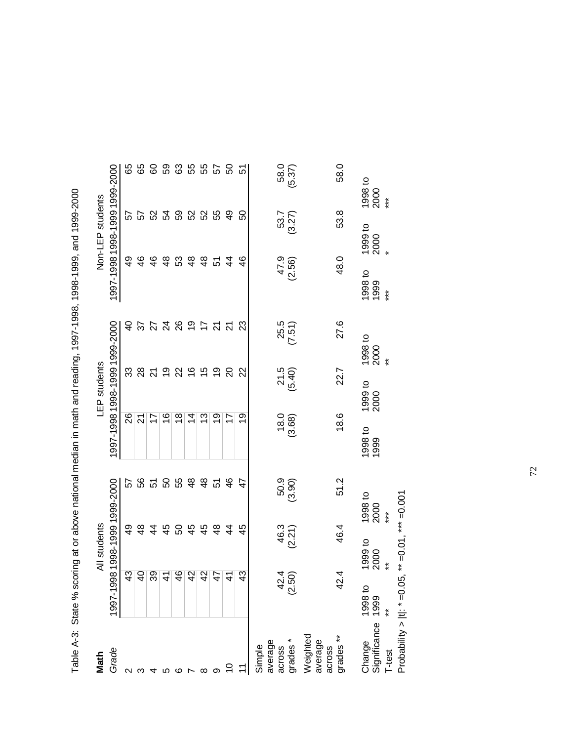Table A-3: State % scoring at or above national median in math and reading, 1997-1998, 1998-1999, and 1999-2000

| **Math** | All students | | | LEP students | | | Non-LEP students | | |
|---|---|---|---|---|---|---|---|---|---|
| *Grade* | 1997-1998 | 1998-1999 | 1999-2000 | 1997-1998 | 1998-1999 | 1999-2000 | 1997-1998 | 1998-1999 | 1999-2000 |
| 2 | 43 | 49 | 57 | 26 | 33 | 40 | 49 | 57 | 65 |
| 3 | 40 | 48 | 56 | 21 | 28 | 37 | 46 | 57 | 65 |
| 4 | 39 | 44 | 51 | 17 | 21 | 27 | 46 | 52 | 60 |
| 5 | 41 | 45 | 50 | 16 | 19 | 24 | 48 | 54 | 59 |
| 6 | 46 | 50 | 55 | 18 | 22 | 26 | 53 | 59 | 63 |
| 7 | 42 | 45 | 48 | 14 | 16 | 19 | 48 | 52 | 55 |
| 8 | 42 | 45 | 48 | 13 | 15 | 17 | 48 | 52 | 55 |
| 9 | 47 | 48 | 51 | 19 | 19 | 21 | 51 | 55 | 57 |
| 10 | 41 | 44 | 46 | 17 | 20 | 21 | 44 | 49 | 50 |
| 11 | 43 | 45 | 47 | 19 | 22 | 23 | 46 | 50 | 51 |
| Simple average across grades * | 42.4 (2.50) | 46.3 (2.21) | 50.9 (3.90) | 18.0 (3.68) | 21.5 (5.40) | 25.5 (7.51) | 47.9 (2.56) | 53.7 (3.27) | 58.0 (5.37) |
| Weighted average across grades ** | 42.4 | 46.4 | 51.2 | 18.6 | 22.7 | 27.6 | 48.0 | 53.8 | 58.0 |
| Change Significance | 1998 to 1999 | 1999 to 2000 | 1998 to 2000 | 1998 to 1999 | 1999 to 2000 | 1998 to 2000 | 1998 to 1999 | 1999 to 2000 | 1998 to 2000 |
| T-test | ** | ** | *** | | | ** | *** | * | *** |

Probability > |t|: * =0.05, ** =0.01, *** =0.001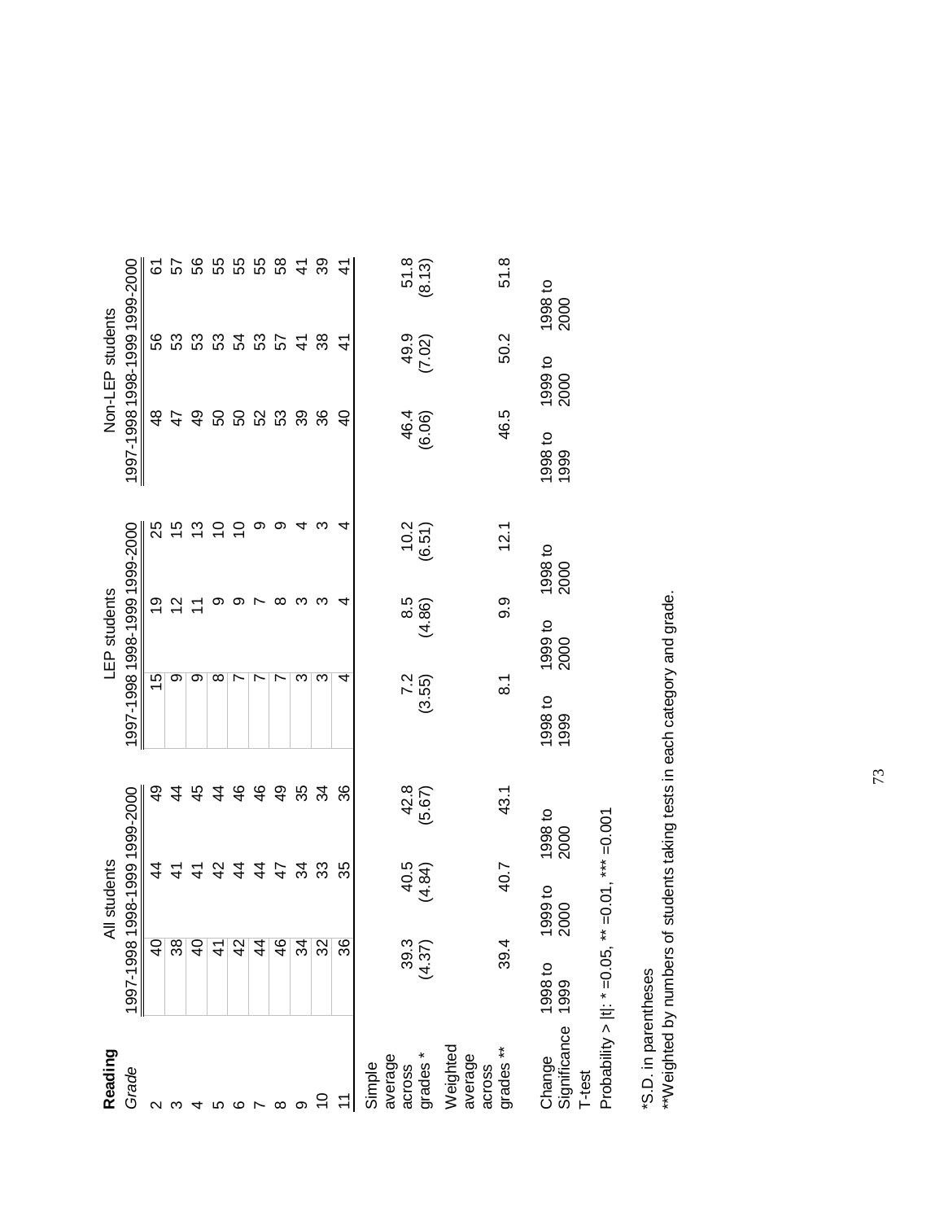**Reading**

| *Grade* | All students 1997-1998 | All students 1998-1999 | All students 1999-2000 | LEP students 1997-1998 | LEP students 1998-1999 | LEP students 1999-2000 | Non-LEP students 1997-1998 | Non-LEP students 1998-1999 | Non-LEP students 1999-2000 |
|---|---|---|---|---|---|---|---|---|---|
| 2 | 40 | 44 | 49 | 15 | 19 | 25 | 48 | 56 | 61 |
| 3 | 38 | 41 | 44 | 9 | 12 | 15 | 47 | 53 | 57 |
| 4 | 40 | 41 | 45 | 9 | 11 | 13 | 49 | 53 | 56 |
| 5 | 41 | 42 | 44 | 8 | 9 | 10 | 50 | 53 | 55 |
| 6 | 42 | 44 | 46 | 7 | 9 | 10 | 50 | 54 | 55 |
| 7 | 44 | 44 | 46 | 7 | 7 | 9 | 52 | 53 | 55 |
| 8 | 46 | 47 | 49 | 7 | 8 | 9 | 53 | 57 | 58 |
| 9 | 34 | 34 | 35 | 3 | 3 | 4 | 39 | 41 | 41 |
| 10 | 32 | 33 | 34 | 3 | 3 | 3 | 36 | 38 | 39 |
| 11 | 36 | 35 | 36 | 4 | 4 | 4 | 40 | 41 | 41 |
| Simple average across grades * | 39.3 (4.37) | 40.5 (4.84) | 42.8 (5.67) | 7.2 (3.55) | 8.5 (4.86) | 10.2 (6.51) | 46.4 (6.06) | 49.9 (7.02) | 51.8 (8.13) |
| Weighted average across grades ** | 39.4 | 40.7 | 43.1 | 8.1 | 9.9 | 12.1 | 46.5 | 50.2 | 51.8 |
| Change | 1998 to 1999 | 1999 to 2000 | 1998 to 2000 | 1998 to 1999 | 1999 to 2000 | 1998 to 2000 | 1998 to 1999 | 1999 to 2000 | 1998 to 2000 |
| Significance | | | | | | | | | |
| T-test | | | | | | | | | |

Probability > |t|: * =0.05, ** =0.01, *** =0.001

*S.D. in parentheses

**Weighted by numbers of students taking tests in each category and grade.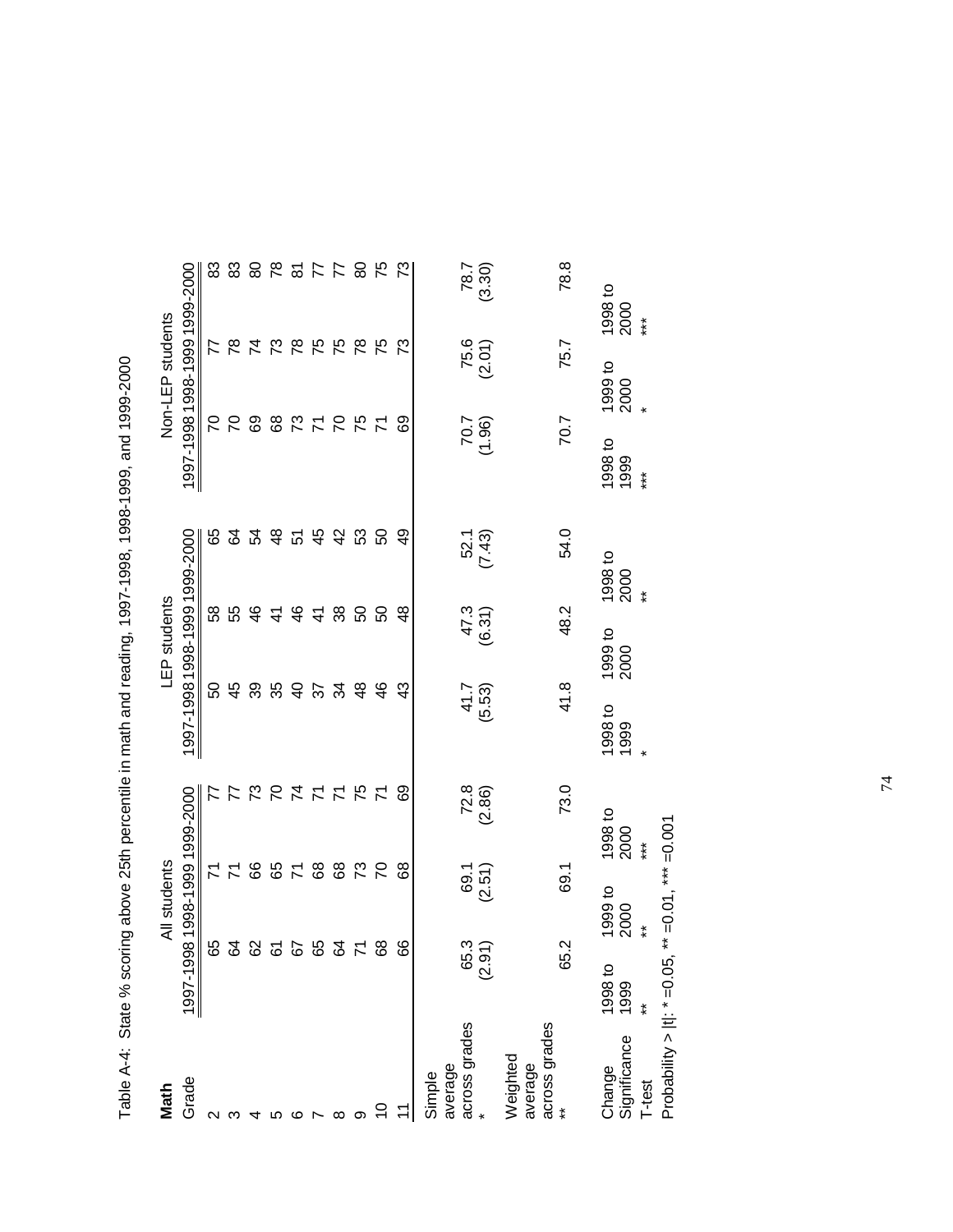Table A-4: State % scoring above 25th percentile in math and reading, 1997-1998, 1998-1999, and 1999-2000

| **Math** | All students | | | LEP students | | | Non-LEP students | | |
|---|---|---|---|---|---|---|---|---|---|
| Grade | 1997-1998 | 1998-1999 | 1999-2000 | 1997-1998 | 1998-1999 | 1999-2000 | 1997-1998 | 1998-1999 | 1999-2000 |
| 2 | 65 | 71 | 77 | 50 | 58 | 65 | 70 | 77 | 83 |
| 3 | 64 | 71 | 77 | 45 | 55 | 64 | 70 | 78 | 83 |
| 4 | 62 | 66 | 73 | 39 | 46 | 54 | 69 | 74 | 80 |
| 5 | 61 | 65 | 70 | 35 | 41 | 48 | 68 | 73 | 78 |
| 6 | 67 | 71 | 74 | 40 | 46 | 51 | 73 | 78 | 81 |
| 7 | 65 | 68 | 71 | 37 | 41 | 45 | 71 | 75 | 77 |
| 8 | 64 | 68 | 71 | 34 | 38 | 42 | 70 | 75 | 77 |
| 9 | 71 | 73 | 75 | 48 | 50 | 53 | 75 | 78 | 80 |
| 10 | 68 | 70 | 71 | 46 | 50 | 50 | 71 | 75 | 75 |
| 11 | 66 | 68 | 69 | 43 | 48 | 49 | 69 | 73 | 73 |
| Simple average across grades * | 65.3 (2.91) | 69.1 (2.51) | 72.8 (2.86) | 41.7 (5.53) | 47.3 (6.31) | 52.1 (7.43) | 70.7 (1.96) | 75.6 (2.01) | 78.7 (3.30) |
| Weighted average across grades ** | 65.2 | 69.1 | 73.0 | 41.8 | 48.2 | 54.0 | 70.7 | 75.7 | 78.8 |
| Change Significance | 1998 to 1999 | 1999 to 2000 | 1998 to 2000 | 1998 to 1999 | 1999 to 2000 | 1998 to 2000 | 1998 to 1999 | 1999 to 2000 | 1998 to 2000 |
| T-test | ** | ** | *** | * | | ** | *** | * | *** |

Probability > |t|: * =0.05, ** =0.01, *** =0.001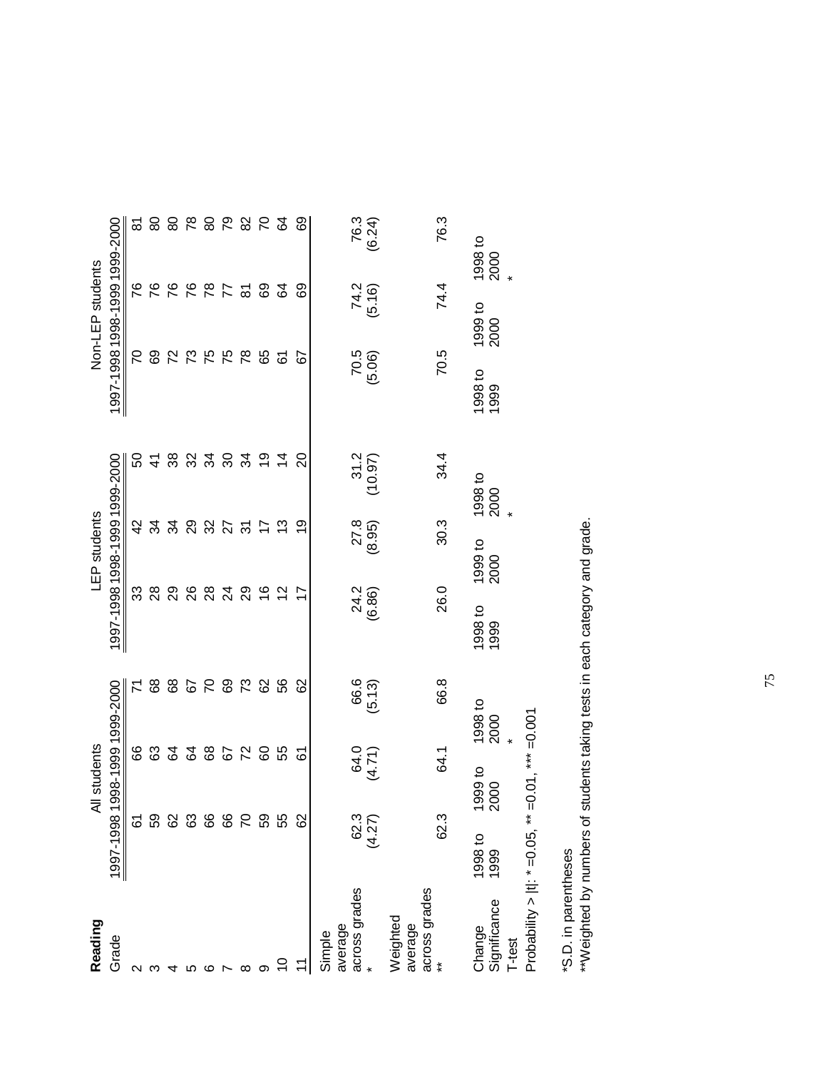**Reading**

| Grade | All students 1997-1998 | All students 1998-1999 | All students 1999-2000 | LEP students 1997-1998 | LEP students 1998-1999 | LEP students 1999-2000 | Non-LEP students 1997-1998 | Non-LEP students 1998-1999 | Non-LEP students 1999-2000 |
|---|---|---|---|---|---|---|---|---|---|
| 2 | 61 | 66 | 71 | 33 | 42 | 50 | 70 | 76 | 81 |
| 3 | 59 | 63 | 68 | 28 | 34 | 41 | 69 | 76 | 80 |
| 4 | 62 | 64 | 68 | 29 | 34 | 38 | 72 | 76 | 80 |
| 5 | 63 | 64 | 67 | 26 | 29 | 32 | 73 | 76 | 78 |
| 6 | 66 | 68 | 70 | 28 | 32 | 34 | 75 | 78 | 80 |
| 7 | 66 | 67 | 69 | 24 | 27 | 30 | 75 | 77 | 79 |
| 8 | 70 | 72 | 73 | 29 | 31 | 34 | 78 | 81 | 82 |
| 9 | 59 | 60 | 62 | 16 | 17 | 19 | 65 | 69 | 70 |
| 10 | 55 | 55 | 56 | 12 | 13 | 14 | 61 | 64 | 64 |
| 11 | 62 | 61 | 62 | 17 | 19 | 20 | 67 | 69 | 69 |
| Simple average across grades * | 62.3 (4.27) | 64.0 (4.71) | 66.6 (5.13) | 24.2 (6.86) | 27.8 (8.95) | 31.2 (10.97) | 70.5 (5.06) | 74.2 (5.16) | 76.3 (6.24) |
| Weighted average across grades ** | 62.3 | 64.1 | 66.8 | 26.0 | 30.3 | 34.4 | 70.5 | 74.4 | 76.3 |
| Change Significance | 1998 to 1999 | 1999 to 2000 | 1998 to 2000 | 1998 to 1999 | 1999 to 2000 | 1998 to 2000 | 1998 to 1999 | 1999 to 2000 | 1998 to 2000 |
| T-test | | | * | | | * | | | * |

Probability > |t|: * =0.05, ** =0.01, *** =0.001

*S.D. in parentheses
**Weighted by numbers of students taking tests in each category and grade.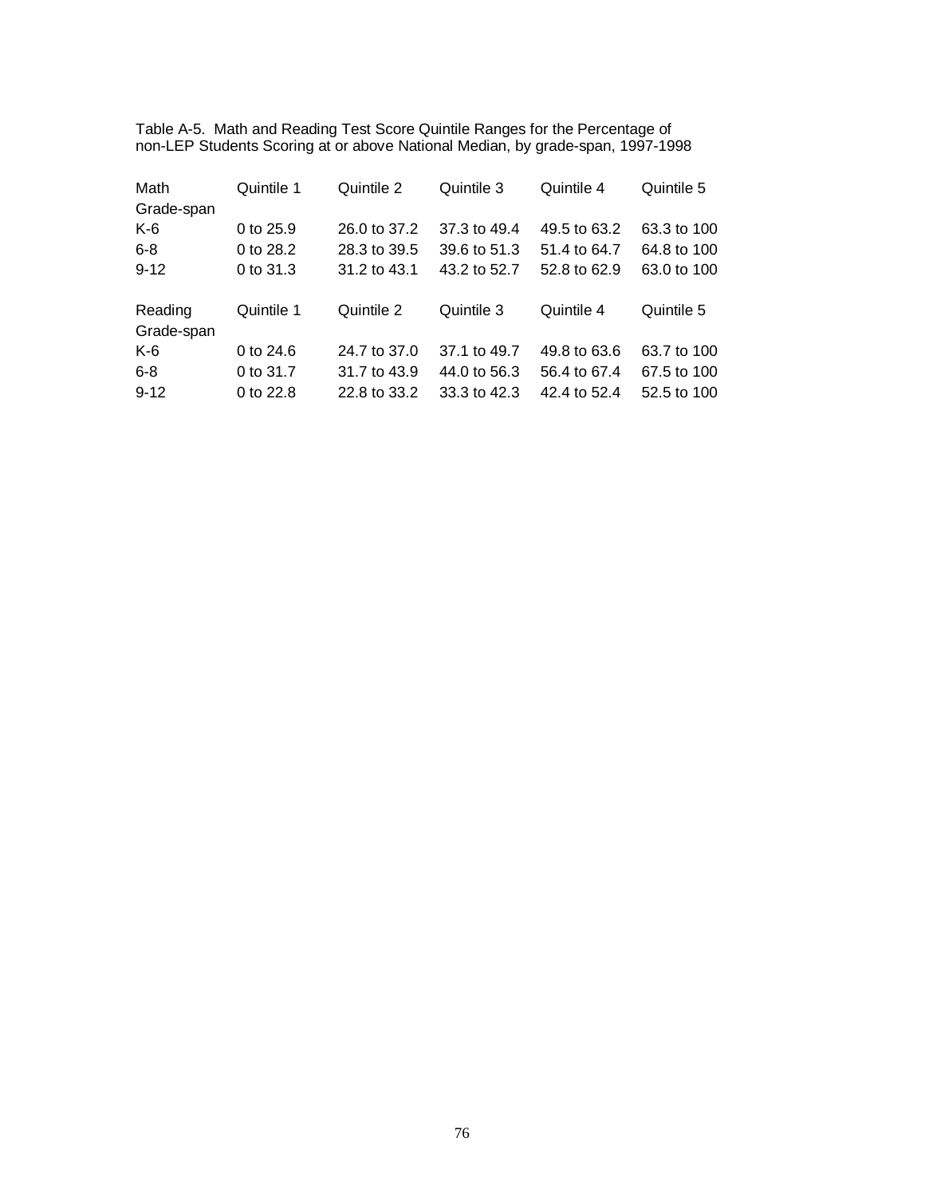Table A-5. Math and Reading Test Score Quintile Ranges for the Percentage of non-LEP Students Scoring at or above National Median, by grade-span, 1997-1998

| Math Grade-span | Quintile 1 | Quintile 2 | Quintile 3 | Quintile 4 | Quintile 5 |
|---|---|---|---|---|---|
| K-6 | 0 to 25.9 | 26.0 to 37.2 | 37.3 to 49.4 | 49.5 to 63.2 | 63.3 to 100 |
| 6-8 | 0 to 28.2 | 28.3 to 39.5 | 39.6 to 51.3 | 51.4 to 64.7 | 64.8 to 100 |
| 9-12 | 0 to 31.3 | 31.2 to 43.1 | 43.2 to 52.7 | 52.8 to 62.9 | 63.0 to 100 |

| Reading Grade-span | Quintile 1 | Quintile 2 | Quintile 3 | Quintile 4 | Quintile 5 |
|---|---|---|---|---|---|
| K-6 | 0 to 24.6 | 24.7 to 37.0 | 37.1 to 49.7 | 49.8 to 63.6 | 63.7 to 100 |
| 6-8 | 0 to 31.7 | 31.7 to 43.9 | 44.0 to 56.3 | 56.4 to 67.4 | 67.5 to 100 |
| 9-12 | 0 to 22.8 | 22.8 to 33.2 | 33.3 to 42.3 | 42.4 to 52.4 | 52.5 to 100 |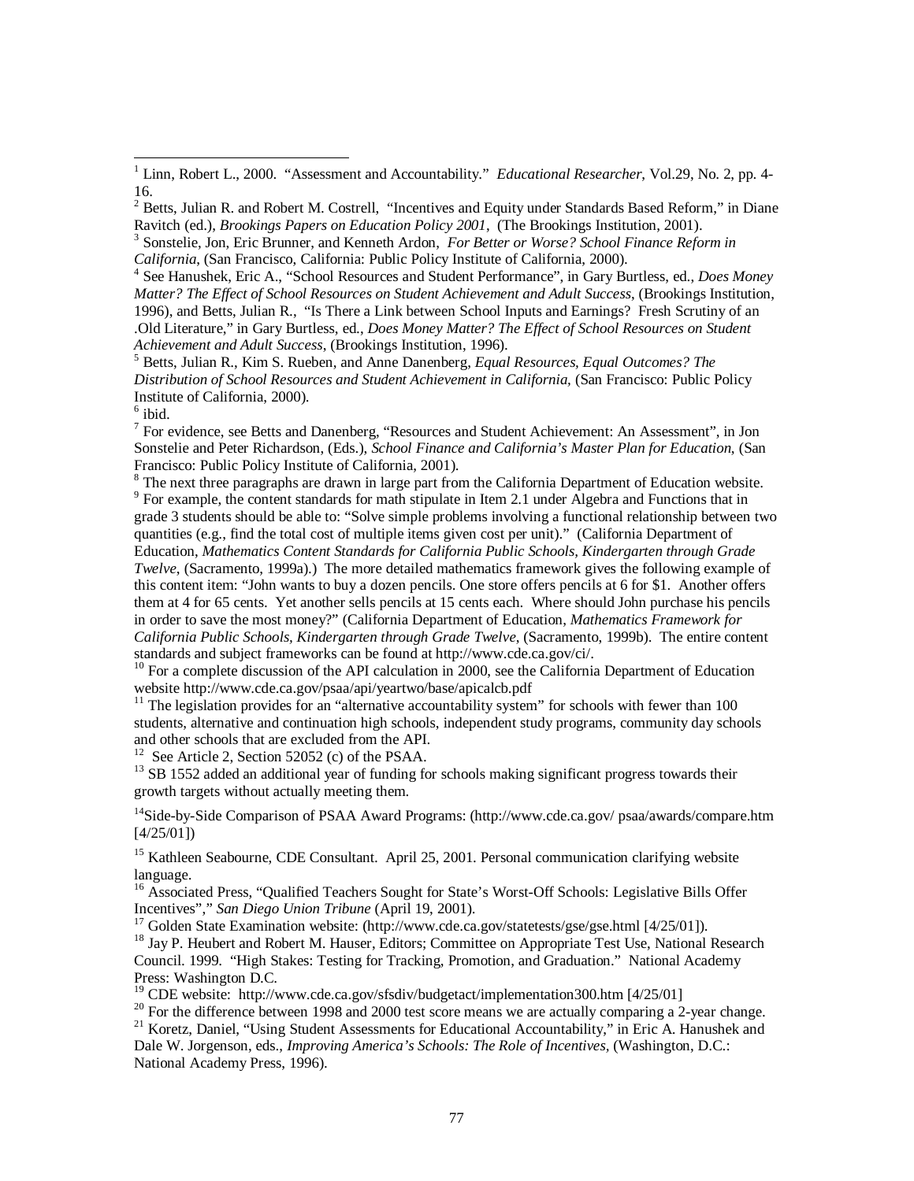[1] Linn, Robert L., 2000. "Assessment and Accountability." *Educational Researcher*, Vol.29, No. 2, pp. 4-16.

[2] Betts, Julian R. and Robert M. Costrell, "Incentives and Equity under Standards Based Reform," in Diane Ravitch (ed.), *Brookings Papers on Education Policy 2001*, (The Brookings Institution, 2001).

[3] Sonstelie, Jon, Eric Brunner, and Kenneth Ardon, *For Better or Worse? School Finance Reform in California*, (San Francisco, California: Public Policy Institute of California, 2000).

[4] See Hanushek, Eric A., "School Resources and Student Performance", in Gary Burtless, ed., *Does Money Matter? The Effect of School Resources on Student Achievement and Adult Success*, (Brookings Institution, 1996), and Betts, Julian R., "Is There a Link between School Inputs and Earnings? Fresh Scrutiny of an .Old Literature," in Gary Burtless, ed., *Does Money Matter? The Effect of School Resources on Student Achievement and Adult Success*, (Brookings Institution, 1996).

[5] Betts, Julian R., Kim S. Rueben, and Anne Danenberg, *Equal Resources, Equal Outcomes? The Distribution of School Resources and Student Achievement in California*, (San Francisco: Public Policy Institute of California, 2000).

[6] ibid.

[7] For evidence, see Betts and Danenberg, "Resources and Student Achievement: An Assessment", in Jon Sonstelie and Peter Richardson, (Eds.), *School Finance and California's Master Plan for Education*, (San Francisco: Public Policy Institute of California, 2001).

[8] The next three paragraphs are drawn in large part from the California Department of Education website.

[9] For example, the content standards for math stipulate in Item 2.1 under Algebra and Functions that in grade 3 students should be able to: "Solve simple problems involving a functional relationship between two quantities (e.g., find the total cost of multiple items given cost per unit)." (California Department of Education, *Mathematics Content Standards for California Public Schools, Kindergarten through Grade Twelve*, (Sacramento, 1999a).) The more detailed mathematics framework gives the following example of this content item: "John wants to buy a dozen pencils. One store offers pencils at 6 for $1. Another offers them at 4 for 65 cents. Yet another sells pencils at 15 cents each. Where should John purchase his pencils in order to save the most money?" (California Department of Education, *Mathematics Framework for California Public Schools, Kindergarten through Grade Twelve*, (Sacramento, 1999b). The entire content standards and subject frameworks can be found at http://www.cde.ca.gov/ci/.

[10] For a complete discussion of the API calculation in 2000, see the California Department of Education website http://www.cde.ca.gov/psaa/api/yeartwo/base/apicalcb.pdf

[11] The legislation provides for an "alternative accountability system" for schools with fewer than 100 students, alternative and continuation high schools, independent study programs, community day schools and other schools that are excluded from the API.

[12] See Article 2, Section 52052 (c) of the PSAA.

[13] SB 1552 added an additional year of funding for schools making significant progress towards their growth targets without actually meeting them.

[14] Side-by-Side Comparison of PSAA Award Programs: (http://www.cde.ca.gov/ psaa/awards/compare.htm [4/25/01])

[15] Kathleen Seabourne, CDE Consultant. April 25, 2001. Personal communication clarifying website language.

[16] Associated Press, "Qualified Teachers Sought for State's Worst-Off Schools: Legislative Bills Offer Incentives"," *San Diego Union Tribune* (April 19, 2001).

[17] Golden State Examination website: (http://www.cde.ca.gov/statetests/gse/gse.html [4/25/01]).

[18] Jay P. Heubert and Robert M. Hauser, Editors; Committee on Appropriate Test Use, National Research Council. 1999. "High Stakes: Testing for Tracking, Promotion, and Graduation." National Academy Press: Washington D.C.

[19] CDE website: http://www.cde.ca.gov/sfsdiv/budgetact/implementation300.htm [4/25/01]

[20] For the difference between 1998 and 2000 test score means we are actually comparing a 2-year change.

[21] Koretz, Daniel, "Using Student Assessments for Educational Accountability," in Eric A. Hanushek and Dale W. Jorgenson, eds., *Improving America's Schools: The Role of Incentives*, (Washington, D.C.: National Academy Press, 1996).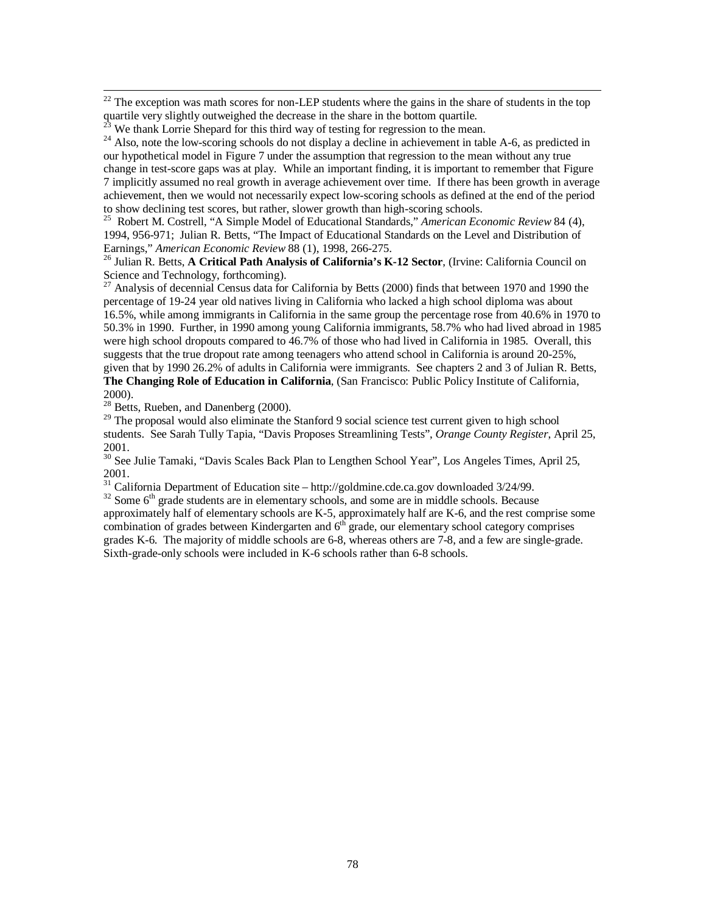[22] The exception was math scores for non-LEP students where the gains in the share of students in the top quartile very slightly outweighed the decrease in the share in the bottom quartile.

[23] We thank Lorrie Shepard for this third way of testing for regression to the mean.

[24] Also, note the low-scoring schools do not display a decline in achievement in table A-6, as predicted in our hypothetical model in Figure 7 under the assumption that regression to the mean without any true change in test-score gaps was at play. While an important finding, it is important to remember that Figure 7 implicitly assumed no real growth in average achievement over time. If there has been growth in average achievement, then we would not necessarily expect low-scoring schools as defined at the end of the period to show declining test scores, but rather, slower growth than high-scoring schools.

[25] Robert M. Costrell, "A Simple Model of Educational Standards," *American Economic Review* 84 (4), 1994, 956-971; Julian R. Betts, "The Impact of Educational Standards on the Level and Distribution of Earnings," *American Economic Review* 88 (1), 1998, 266-275.

[26] Julian R. Betts, **A Critical Path Analysis of California's K-12 Sector**, (Irvine: California Council on Science and Technology, forthcoming).

[27] Analysis of decennial Census data for California by Betts (2000) finds that between 1970 and 1990 the percentage of 19-24 year old natives living in California who lacked a high school diploma was about 16.5%, while among immigrants in California in the same group the percentage rose from 40.6% in 1970 to 50.3% in 1990. Further, in 1990 among young California immigrants, 58.7% who had lived abroad in 1985 were high school dropouts compared to 46.7% of those who had lived in California in 1985. Overall, this suggests that the true dropout rate among teenagers who attend school in California is around 20-25%, given that by 1990 26.2% of adults in California were immigrants. See chapters 2 and 3 of Julian R. Betts, **The Changing Role of Education in California**, (San Francisco: Public Policy Institute of California, 2000).

[28] Betts, Rueben, and Danenberg (2000).

[29] The proposal would also eliminate the Stanford 9 social science test current given to high school students. See Sarah Tully Tapia, "Davis Proposes Streamlining Tests", *Orange County Register*, April 25, 2001.

[30] See Julie Tamaki, "Davis Scales Back Plan to Lengthen School Year", Los Angeles Times, April 25, 2001.

[31] California Department of Education site – http://goldmine.cde.ca.gov downloaded 3/24/99.

[32] Some 6th grade students are in elementary schools, and some are in middle schools. Because approximately half of elementary schools are K-5, approximately half are K-6, and the rest comprise some combination of grades between Kindergarten and 6th grade, our elementary school category comprises grades K-6. The majority of middle schools are 6-8, whereas others are 7-8, and a few are single-grade. Sixth-grade-only schools were included in K-6 schools rather than 6-8 schools.